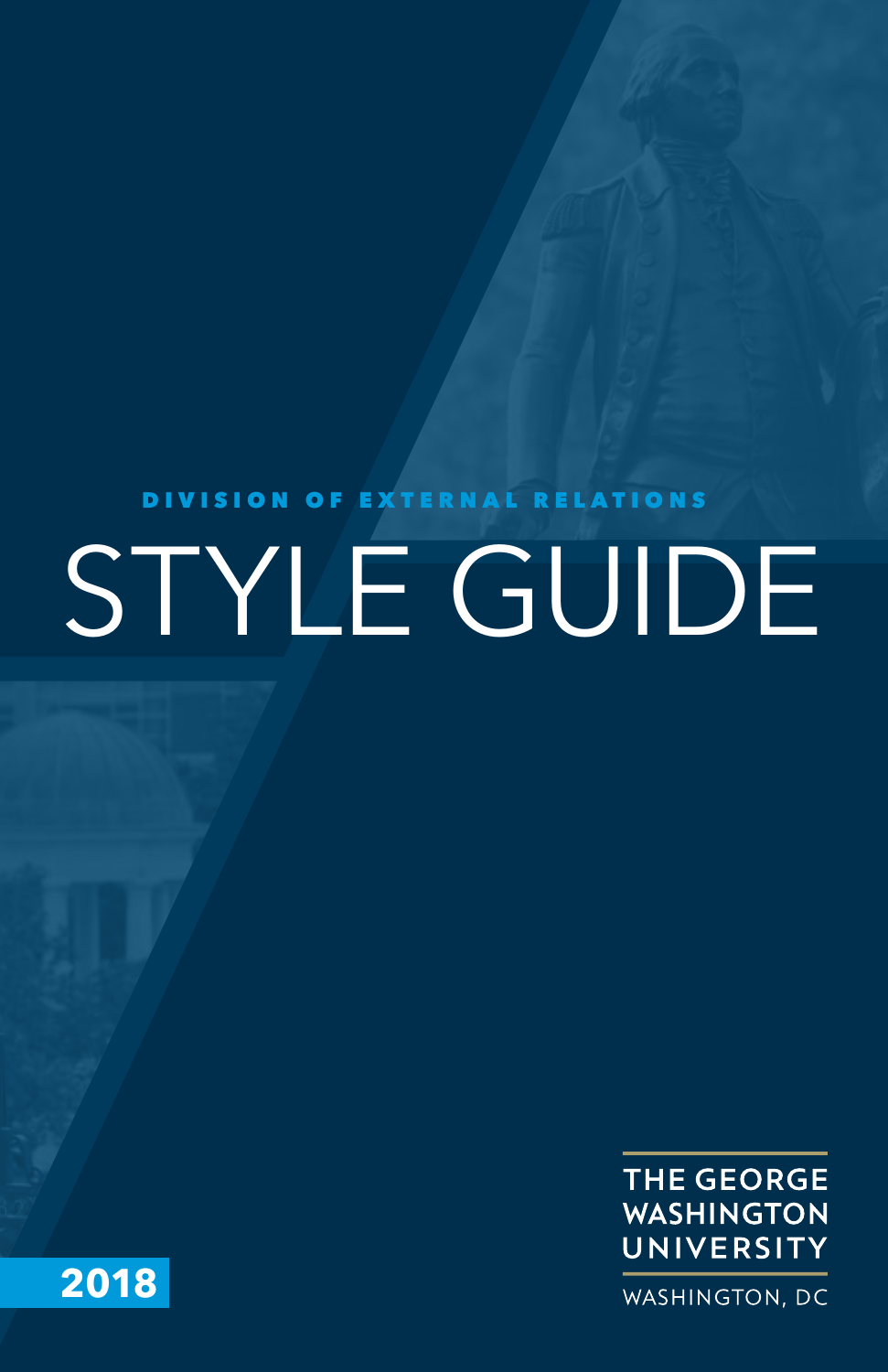DIVISION OF EXTERNAL RELATIONS

# STYLE GUIDE

THE GEORGE WASHINGTON UNIVERSITY

WASHINGTON, DC

2018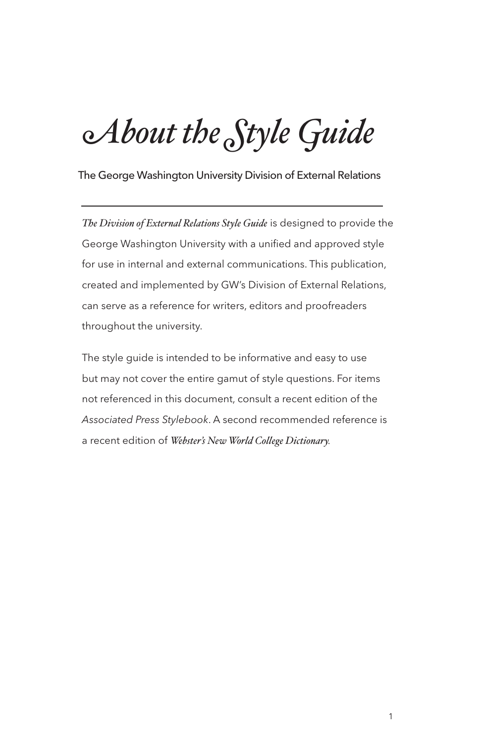# *About the Style Guide*

The George Washington University Division of External Relations

---

*The Division of External Relations Style Guide* is designed to provide the George Washington University with a unified and approved style for use in internal and external communications. This publication, created and implemented by GW's Division of External Relations, can serve as a reference for writers, editors and proofreaders throughout the university.

The style guide is intended to be informative and easy to use but may not cover the entire gamut of style questions. For items not referenced in this document, consult a recent edition of the *Associated Press Stylebook*. A second recommended reference is a recent edition of *Webster's New World College Dictionary*.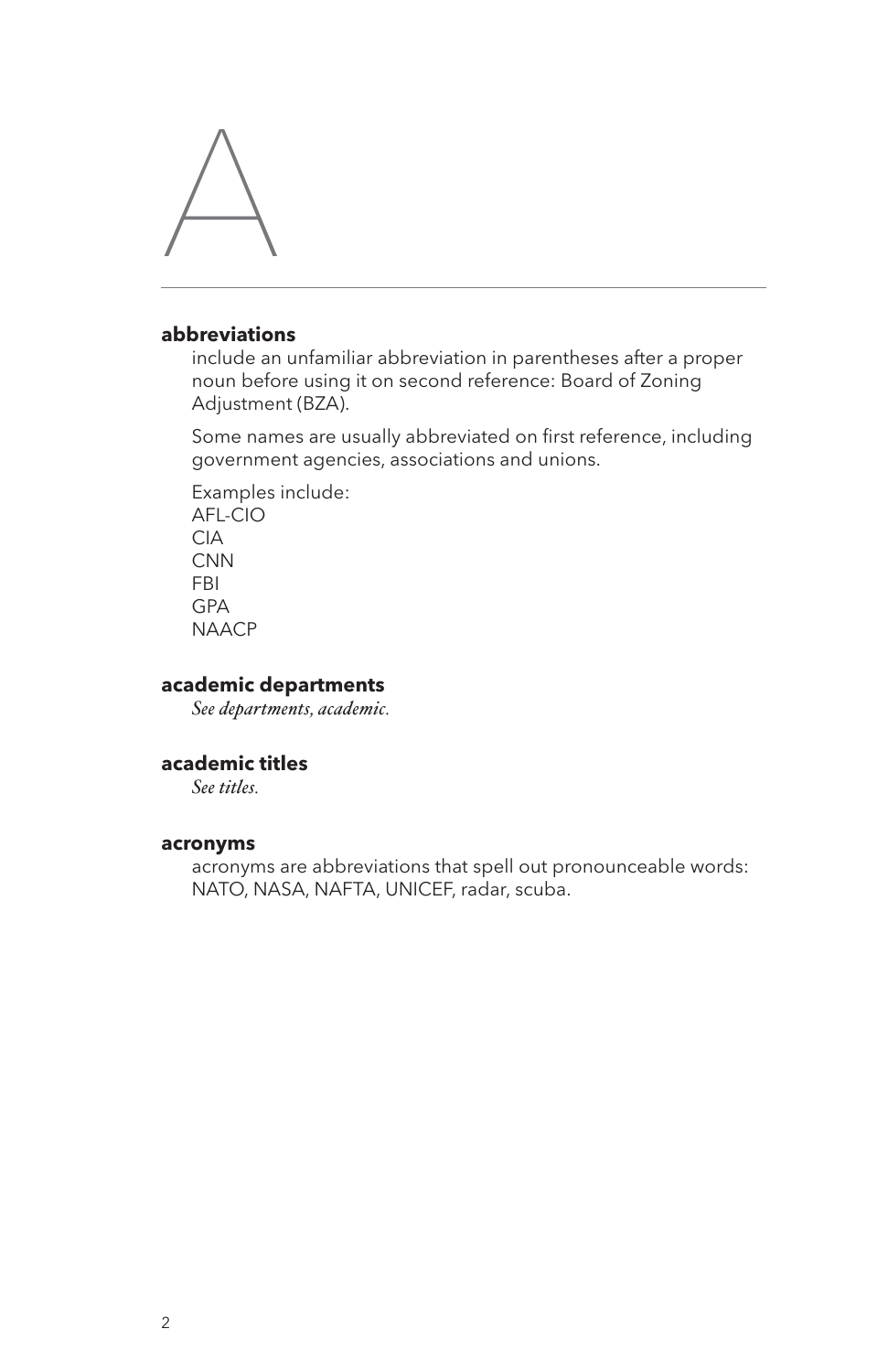# A

### abbreviations

include an unfamiliar abbreviation in parentheses after a proper noun before using it on second reference: Board of Zoning Adjustment (BZA).

Some names are usually abbreviated on first reference, including government agencies, associations and unions.

Examples include:
AFL-CIO
CIA
CNN
FBI
GPA
NAACP

### academic departments

*See departments, academic.*

### academic titles

*See titles.*

### acronyms

acronyms are abbreviations that spell out pronounceable words: NATO, NASA, NAFTA, UNICEF, radar, scuba.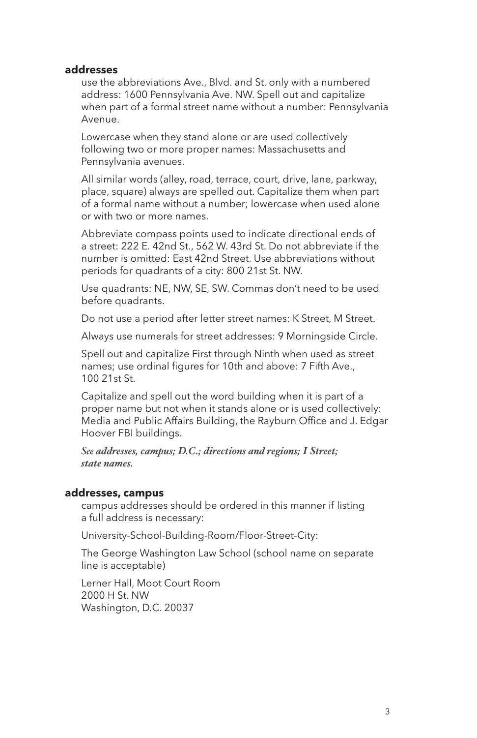**addresses**

use the abbreviations Ave., Blvd. and St. only with a numbered address: 1600 Pennsylvania Ave. NW. Spell out and capitalize when part of a formal street name without a number: Pennsylvania Avenue.

Lowercase when they stand alone or are used collectively following two or more proper names: Massachusetts and Pennsylvania avenues.

All similar words (alley, road, terrace, court, drive, lane, parkway, place, square) always are spelled out. Capitalize them when part of a formal name without a number; lowercase when used alone or with two or more names.

Abbreviate compass points used to indicate directional ends of a street: 222 E. 42nd St., 562 W. 43rd St. Do not abbreviate if the number is omitted: East 42nd Street. Use abbreviations without periods for quadrants of a city: 800 21st St. NW.

Use quadrants: NE, NW, SE, SW. Commas don't need to be used before quadrants.

Do not use a period after letter street names: K Street, M Street.

Always use numerals for street addresses: 9 Morningside Circle.

Spell out and capitalize First through Ninth when used as street names; use ordinal figures for 10th and above: 7 Fifth Ave., 100 21st St.

Capitalize and spell out the word building when it is part of a proper name but not when it stands alone or is used collectively: Media and Public Affairs Building, the Rayburn Office and J. Edgar Hoover FBI buildings.

*See* ***addresses, campus; D.C.; directions and regions; I Street; state names.***

**addresses, campus**

campus addresses should be ordered in this manner if listing a full address is necessary:

University-School-Building-Room/Floor-Street-City:

The George Washington Law School (school name on separate line is acceptable)

Lerner Hall, Moot Court Room  
2000 H St. NW  
Washington, D.C. 20037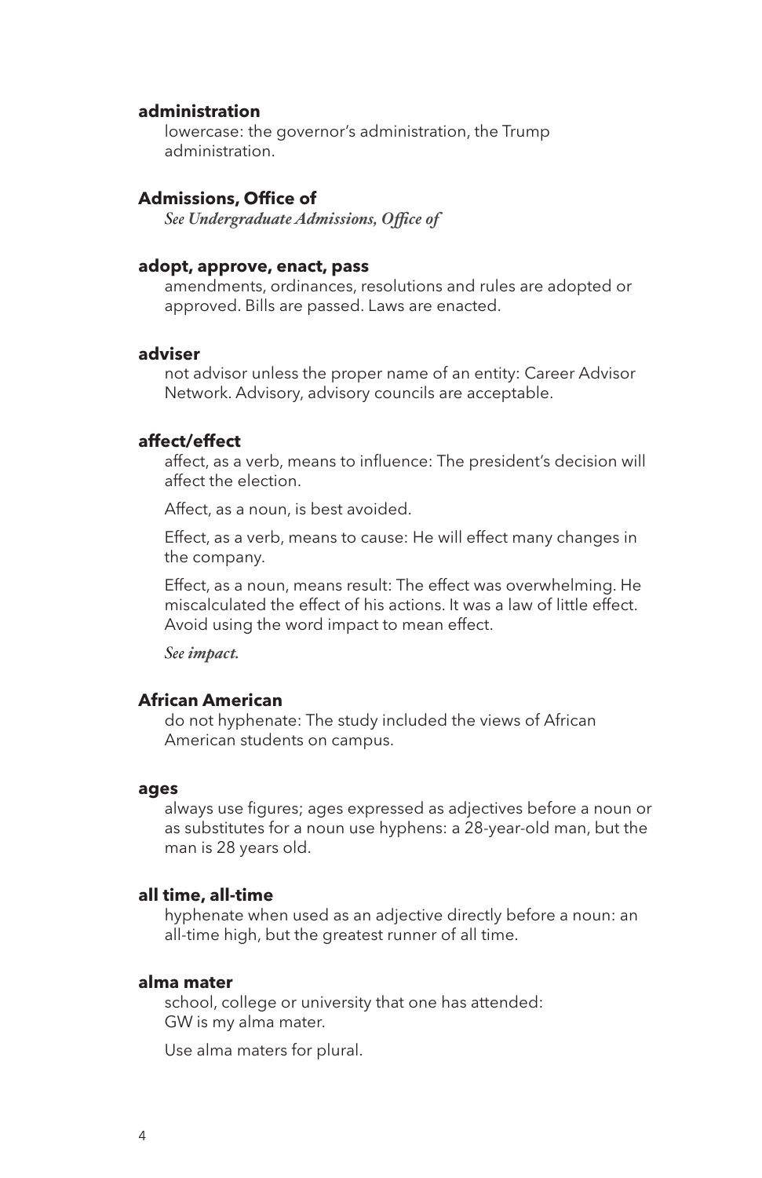**administration**

lowercase: the governor's administration, the Trump administration.

**Admissions, Office of**

*See Undergraduate Admissions, Office of*

**adopt, approve, enact, pass**

amendments, ordinances, resolutions and rules are adopted or approved. Bills are passed. Laws are enacted.

**adviser**

not advisor unless the proper name of an entity: Career Advisor Network. Advisory, advisory councils are acceptable.

**affect/effect**

affect, as a verb, means to influence: The president's decision will affect the election.

Affect, as a noun, is best avoided.

Effect, as a verb, means to cause: He will effect many changes in the company.

Effect, as a noun, means result: The effect was overwhelming. He miscalculated the effect of his actions. It was a law of little effect. Avoid using the word impact to mean effect.

*See impact.*

**African American**

do not hyphenate: The study included the views of African American students on campus.

**ages**

always use figures; ages expressed as adjectives before a noun or as substitutes for a noun use hyphens: a 28-year-old man, but the man is 28 years old.

**all time, all-time**

hyphenate when used as an adjective directly before a noun: an all-time high, but the greatest runner of all time.

**alma mater**

school, college or university that one has attended: GW is my alma mater.

Use alma maters for plural.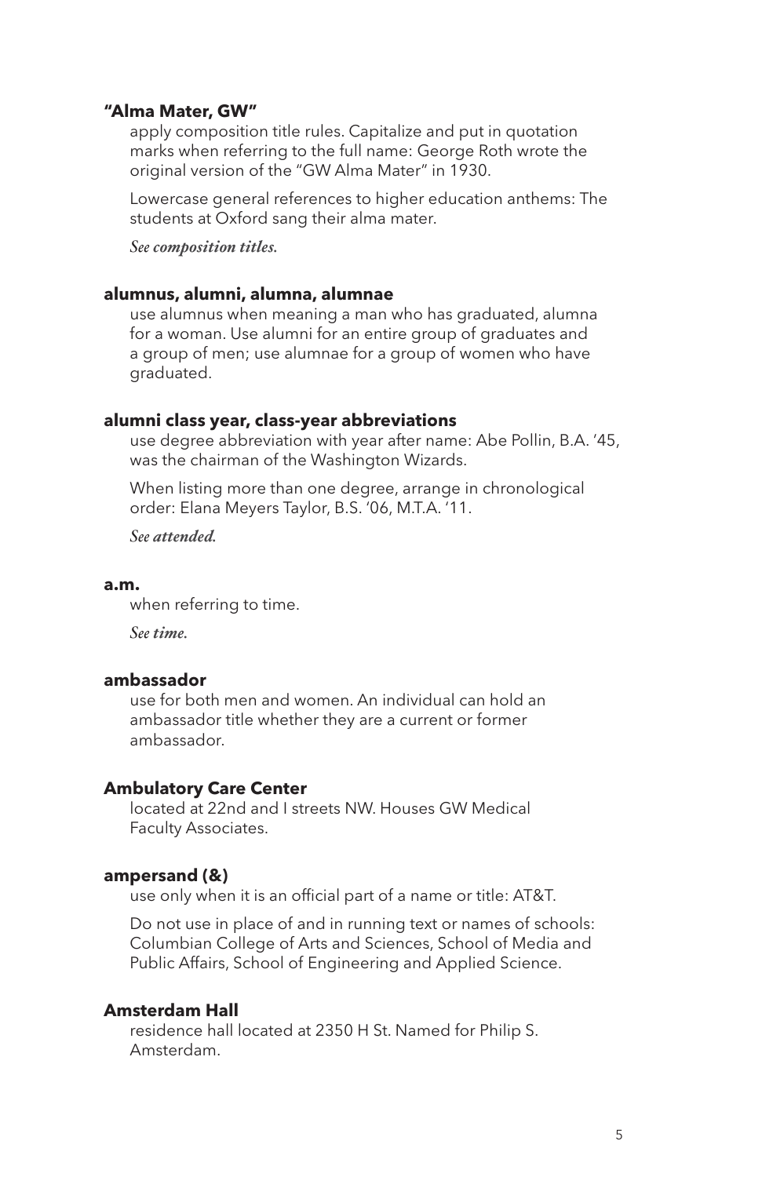**"Alma Mater, GW"**

apply composition title rules. Capitalize and put in quotation marks when referring to the full name: George Roth wrote the original version of the "GW Alma Mater" in 1930.

Lowercase general references to higher education anthems: The students at Oxford sang their alma mater.

*See **composition titles.***

**alumnus, alumni, alumna, alumnae**

use alumnus when meaning a man who has graduated, alumna for a woman. Use alumni for an entire group of graduates and a group of men; use alumnae for a group of women who have graduated.

**alumni class year, class-year abbreviations**

use degree abbreviation with year after name: Abe Pollin, B.A. '45, was the chairman of the Washington Wizards.

When listing more than one degree, arrange in chronological order: Elana Meyers Taylor, B.S. '06, M.T.A. '11.

*See **attended.***

**a.m.**

when referring to time.

*See **time.***

**ambassador**

use for both men and women. An individual can hold an ambassador title whether they are a current or former ambassador.

**Ambulatory Care Center**

located at 22nd and I streets NW. Houses GW Medical Faculty Associates.

**ampersand (&)**

use only when it is an official part of a name or title: AT&T.

Do not use in place of and in running text or names of schools: Columbian College of Arts and Sciences, School of Media and Public Affairs, School of Engineering and Applied Science.

**Amsterdam Hall**

residence hall located at 2350 H St. Named for Philip S. Amsterdam.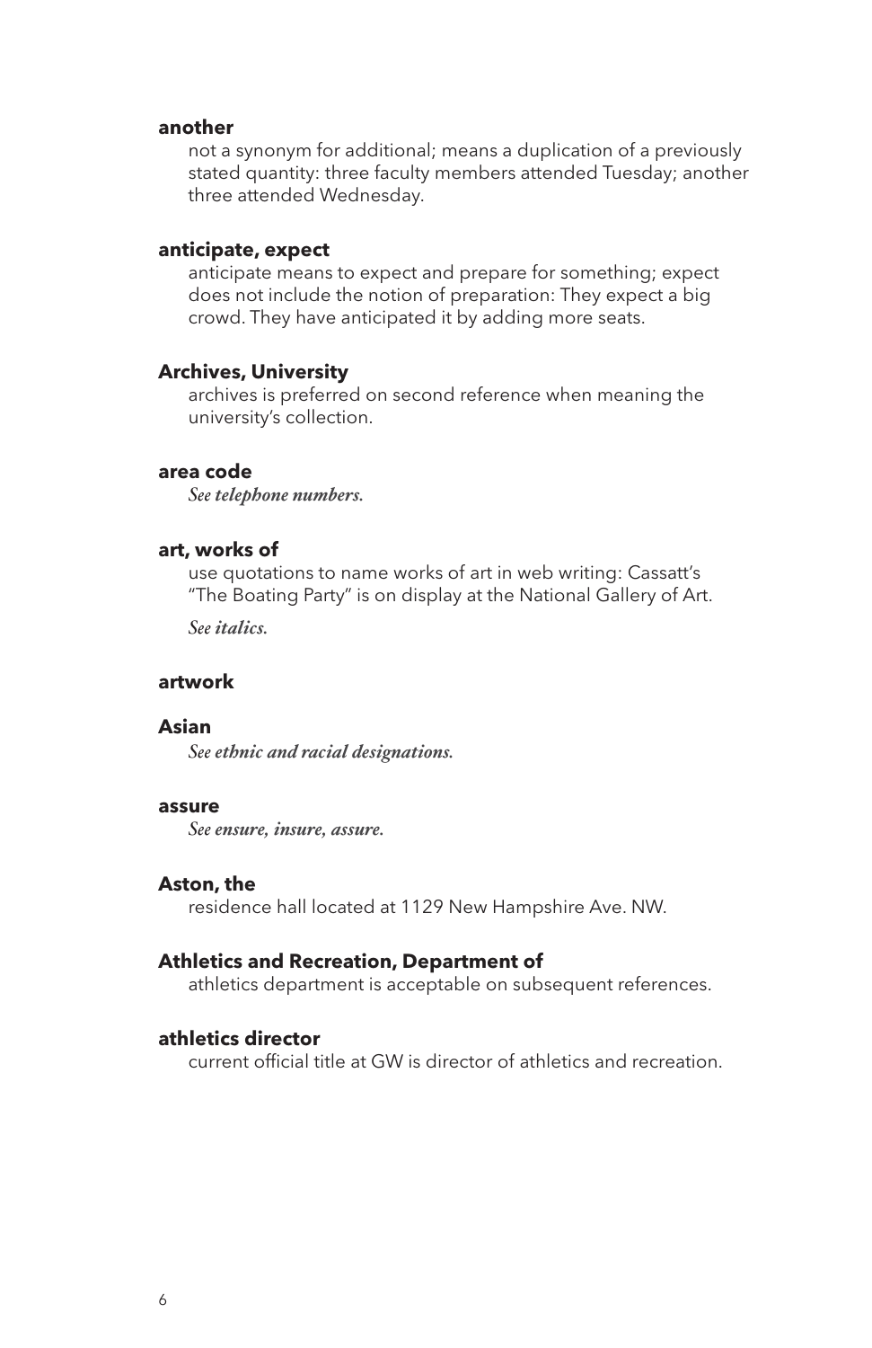**another**

not a synonym for additional; means a duplication of a previously stated quantity: three faculty members attended Tuesday; another three attended Wednesday.

**anticipate, expect**

anticipate means to expect and prepare for something; expect does not include the notion of preparation: They expect a big crowd. They have anticipated it by adding more seats.

**Archives, University**

archives is preferred on second reference when meaning the university's collection.

**area code**

*See telephone numbers.*

**art, works of**

use quotations to name works of art in web writing: Cassatt's "The Boating Party" is on display at the National Gallery of Art.

*See italics.*

**artwork**

**Asian**

*See ethnic and racial designations.*

**assure**

*See ensure, insure, assure.*

**Aston, the**

residence hall located at 1129 New Hampshire Ave. NW.

**Athletics and Recreation, Department of**

athletics department is acceptable on subsequent references.

**athletics director**

current official title at GW is director of athletics and recreation.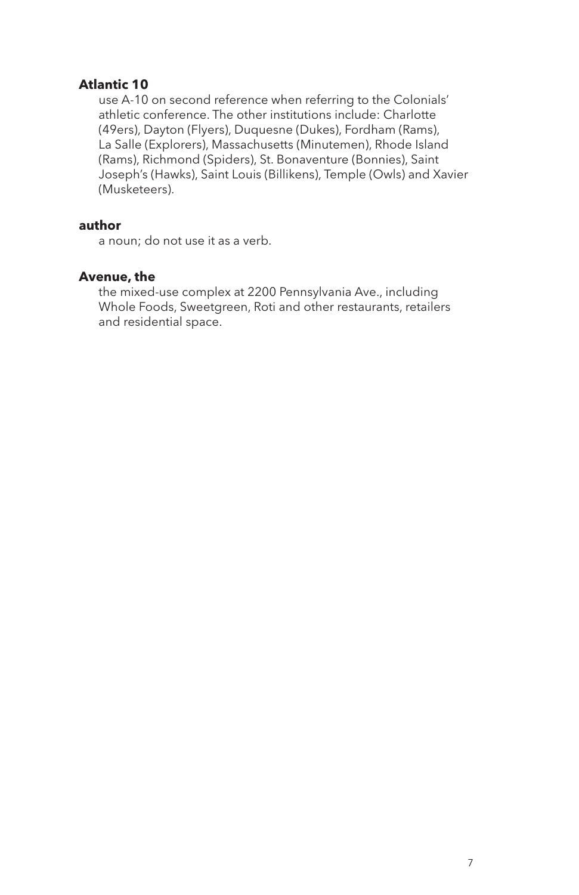**Atlantic 10**

use A-10 on second reference when referring to the Colonials' athletic conference. The other institutions include: Charlotte (49ers), Dayton (Flyers), Duquesne (Dukes), Fordham (Rams), La Salle (Explorers), Massachusetts (Minutemen), Rhode Island (Rams), Richmond (Spiders), St. Bonaventure (Bonnies), Saint Joseph's (Hawks), Saint Louis (Billikens), Temple (Owls) and Xavier (Musketeers).

**author**

a noun; do not use it as a verb.

**Avenue, the**

the mixed-use complex at 2200 Pennsylvania Ave., including Whole Foods, Sweetgreen, Roti and other restaurants, retailers and residential space.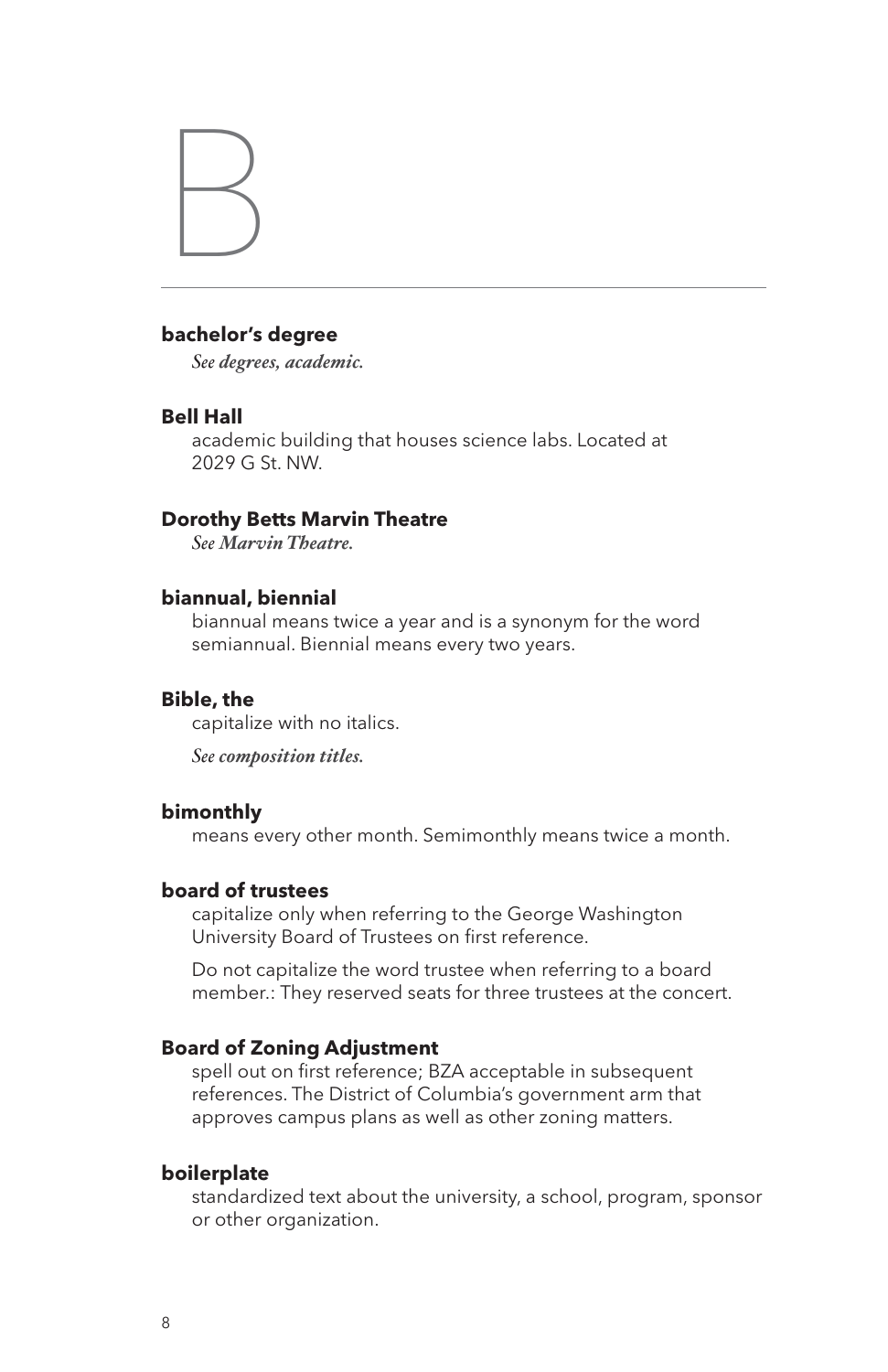# B

**bachelor's degree**

*See degrees, academic.*

**Bell Hall**

academic building that houses science labs. Located at 2029 G St. NW.

**Dorothy Betts Marvin Theatre**

*See Marvin Theatre.*

**biannual, biennial**

biannual means twice a year and is a synonym for the word semiannual. Biennial means every two years.

**Bible, the**

capitalize with no italics.

*See composition titles.*

**bimonthly**

means every other month. Semimonthly means twice a month.

**board of trustees**

capitalize only when referring to the George Washington University Board of Trustees on first reference.

Do not capitalize the word trustee when referring to a board member.: They reserved seats for three trustees at the concert.

**Board of Zoning Adjustment**

spell out on first reference; BZA acceptable in subsequent references. The District of Columbia's government arm that approves campus plans as well as other zoning matters.

**boilerplate**

standardized text about the university, a school, program, sponsor or other organization.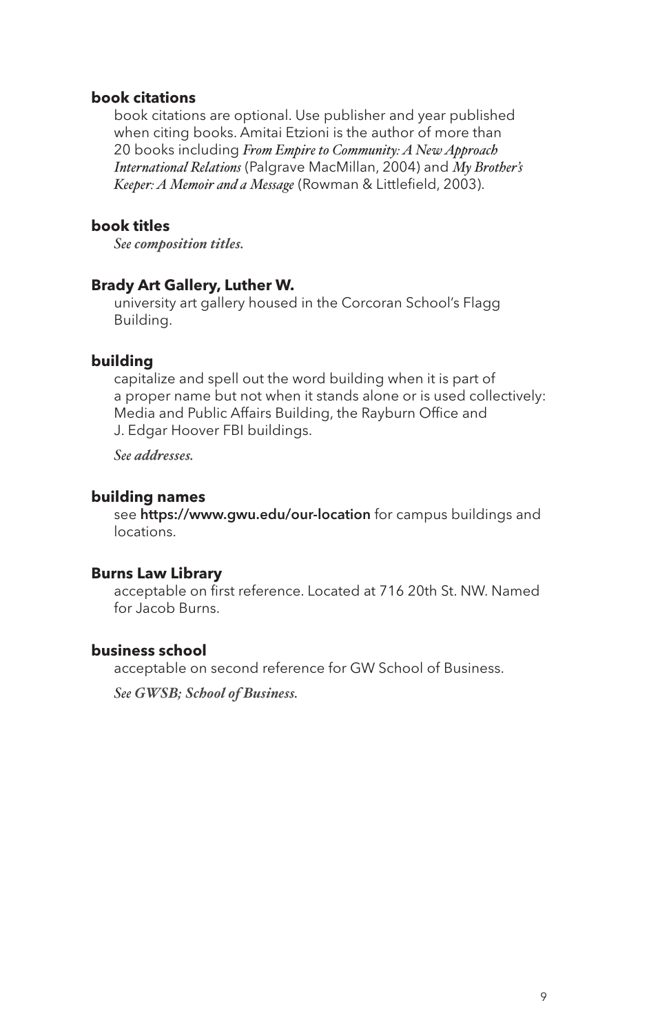**book citations**

book citations are optional. Use publisher and year published when citing books. Amitai Etzioni is the author of more than 20 books including *From Empire to Community: A New Approach International Relations* (Palgrave MacMillan, 2004) and *My Brother's Keeper: A Memoir and a Message* (Rowman & Littlefield, 2003).

**book titles**

*See **composition titles.***

**Brady Art Gallery, Luther W.**

university art gallery housed in the Corcoran School's Flagg Building.

**building**

capitalize and spell out the word building when it is part of a proper name but not when it stands alone or is used collectively: Media and Public Affairs Building, the Rayburn Office and J. Edgar Hoover FBI buildings.

*See **addresses.***

**building names**

see **https://www.gwu.edu/our-location** for campus buildings and locations.

**Burns Law Library**

acceptable on first reference. Located at 716 20th St. NW. Named for Jacob Burns.

**business school**

acceptable on second reference for GW School of Business.

*See **GWSB; School of Business.***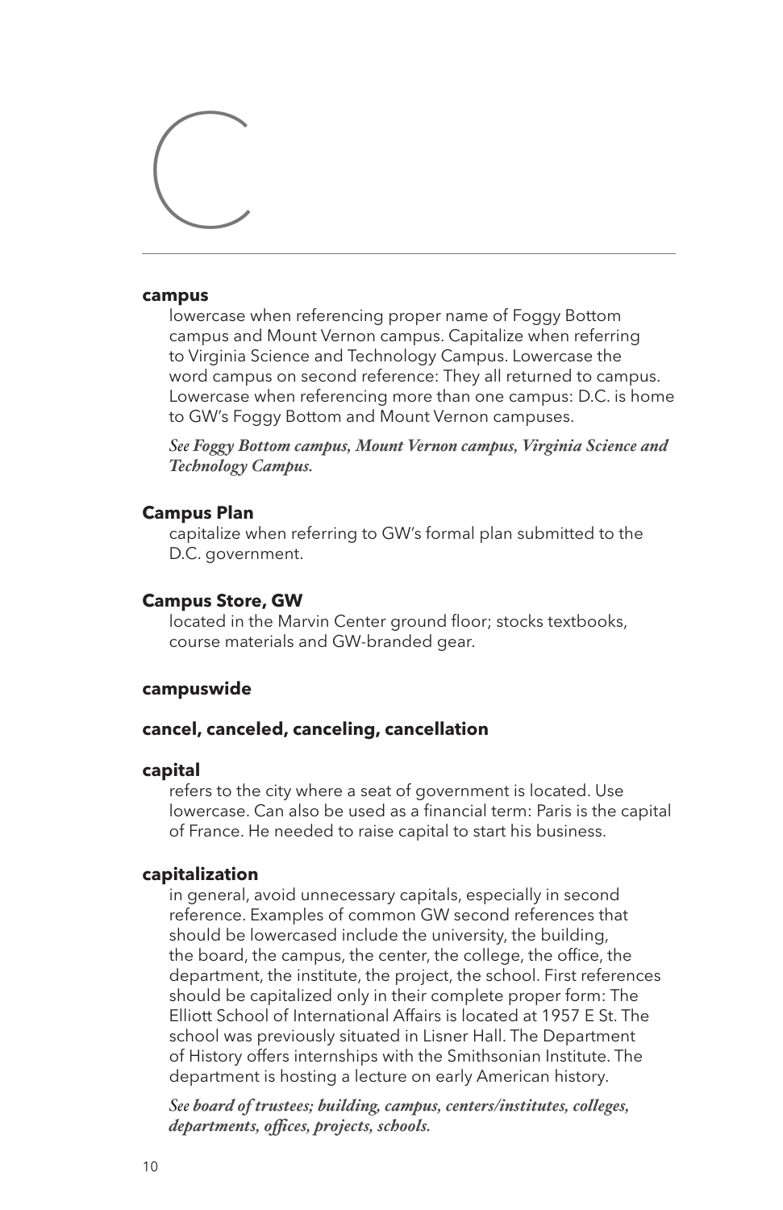# C

**campus**

lowercase when referencing proper name of Foggy Bottom campus and Mount Vernon campus. Capitalize when referring to Virginia Science and Technology Campus. Lowercase the word campus on second reference: They all returned to campus. Lowercase when referencing more than one campus: D.C. is home to GW's Foggy Bottom and Mount Vernon campuses.

*See* ***Foggy Bottom campus, Mount Vernon campus, Virginia Science and Technology Campus.***

**Campus Plan**

capitalize when referring to GW's formal plan submitted to the D.C. government.

**Campus Store, GW**

located in the Marvin Center ground floor; stocks textbooks, course materials and GW-branded gear.

**campuswide**

**cancel, canceled, canceling, cancellation**

**capital**

refers to the city where a seat of government is located. Use lowercase. Can also be used as a financial term: Paris is the capital of France. He needed to raise capital to start his business.

**capitalization**

in general, avoid unnecessary capitals, especially in second reference. Examples of common GW second references that should be lowercased include the university, the building, the board, the campus, the center, the college, the office, the department, the institute, the project, the school. First references should be capitalized only in their complete proper form: The Elliott School of International Affairs is located at 1957 E St. The school was previously situated in Lisner Hall. The Department of History offers internships with the Smithsonian Institute. The department is hosting a lecture on early American history.

*See* ***board of trustees; building, campus, centers/institutes, colleges, departments, offices, projects, schools.***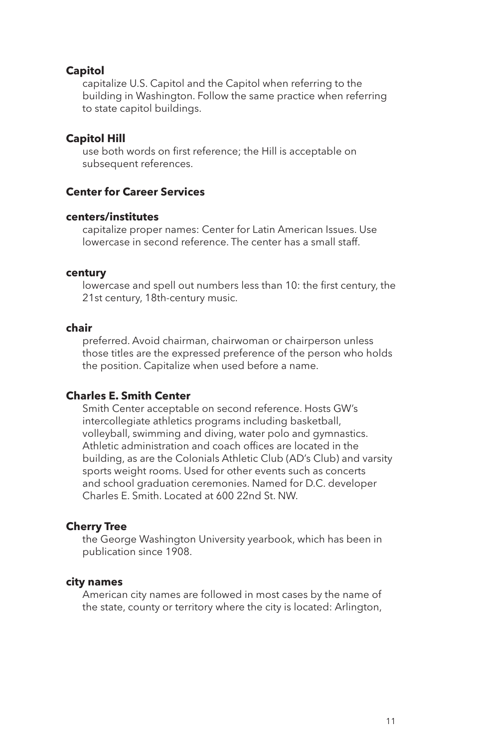**Capitol**

capitalize U.S. Capitol and the Capitol when referring to the building in Washington. Follow the same practice when referring to state capitol buildings.

**Capitol Hill**

use both words on first reference; the Hill is acceptable on subsequent references.

**Center for Career Services**

**centers/institutes**

capitalize proper names: Center for Latin American Issues. Use lowercase in second reference. The center has a small staff.

**century**

lowercase and spell out numbers less than 10: the first century, the 21st century, 18th-century music.

**chair**

preferred. Avoid chairman, chairwoman or chairperson unless those titles are the expressed preference of the person who holds the position. Capitalize when used before a name.

**Charles E. Smith Center**

Smith Center acceptable on second reference. Hosts GW's intercollegiate athletics programs including basketball, volleyball, swimming and diving, water polo and gymnastics. Athletic administration and coach offices are located in the building, as are the Colonials Athletic Club (AD's Club) and varsity sports weight rooms. Used for other events such as concerts and school graduation ceremonies. Named for D.C. developer Charles E. Smith. Located at 600 22nd St. NW.

**Cherry Tree**

the George Washington University yearbook, which has been in publication since 1908.

**city names**

American city names are followed in most cases by the name of the state, county or territory where the city is located: Arlington,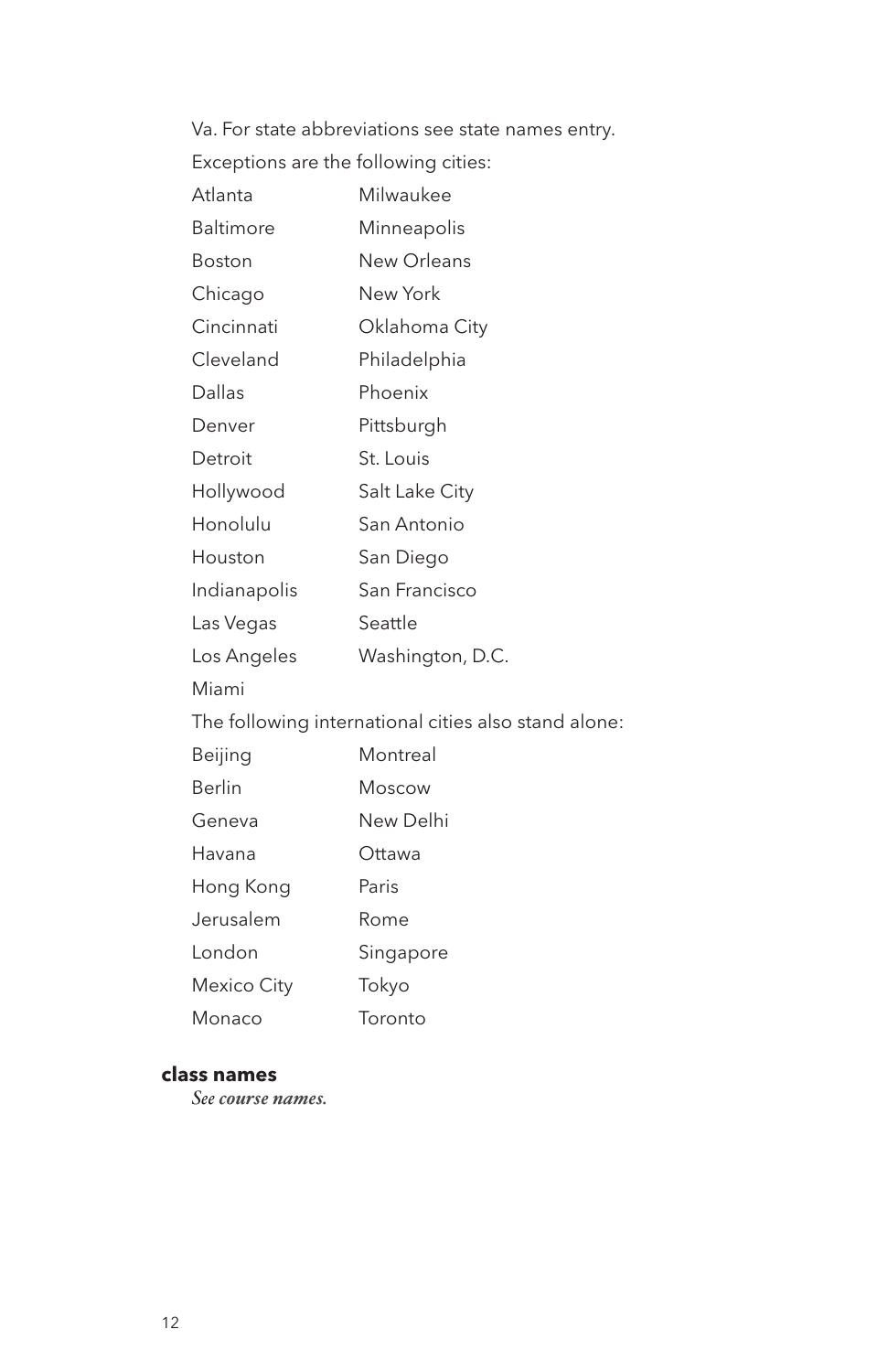Va. For state abbreviations see state names entry.

Exceptions are the following cities:

| | |
|---|---|
| Atlanta | Milwaukee |
| Baltimore | Minneapolis |
| Boston | New Orleans |
| Chicago | New York |
| Cincinnati | Oklahoma City |
| Cleveland | Philadelphia |
| Dallas | Phoenix |
| Denver | Pittsburgh |
| Detroit | St. Louis |
| Hollywood | Salt Lake City |
| Honolulu | San Antonio |
| Houston | San Diego |
| Indianapolis | San Francisco |
| Las Vegas | Seattle |
| Los Angeles | Washington, D.C. |
| Miami | |

The following international cities also stand alone:

| | |
|---|---|
| Beijing | Montreal |
| Berlin | Moscow |
| Geneva | New Delhi |
| Havana | Ottawa |
| Hong Kong | Paris |
| Jerusalem | Rome |
| London | Singapore |
| Mexico City | Tokyo |
| Monaco | Toronto |

**class names**

*See course names.*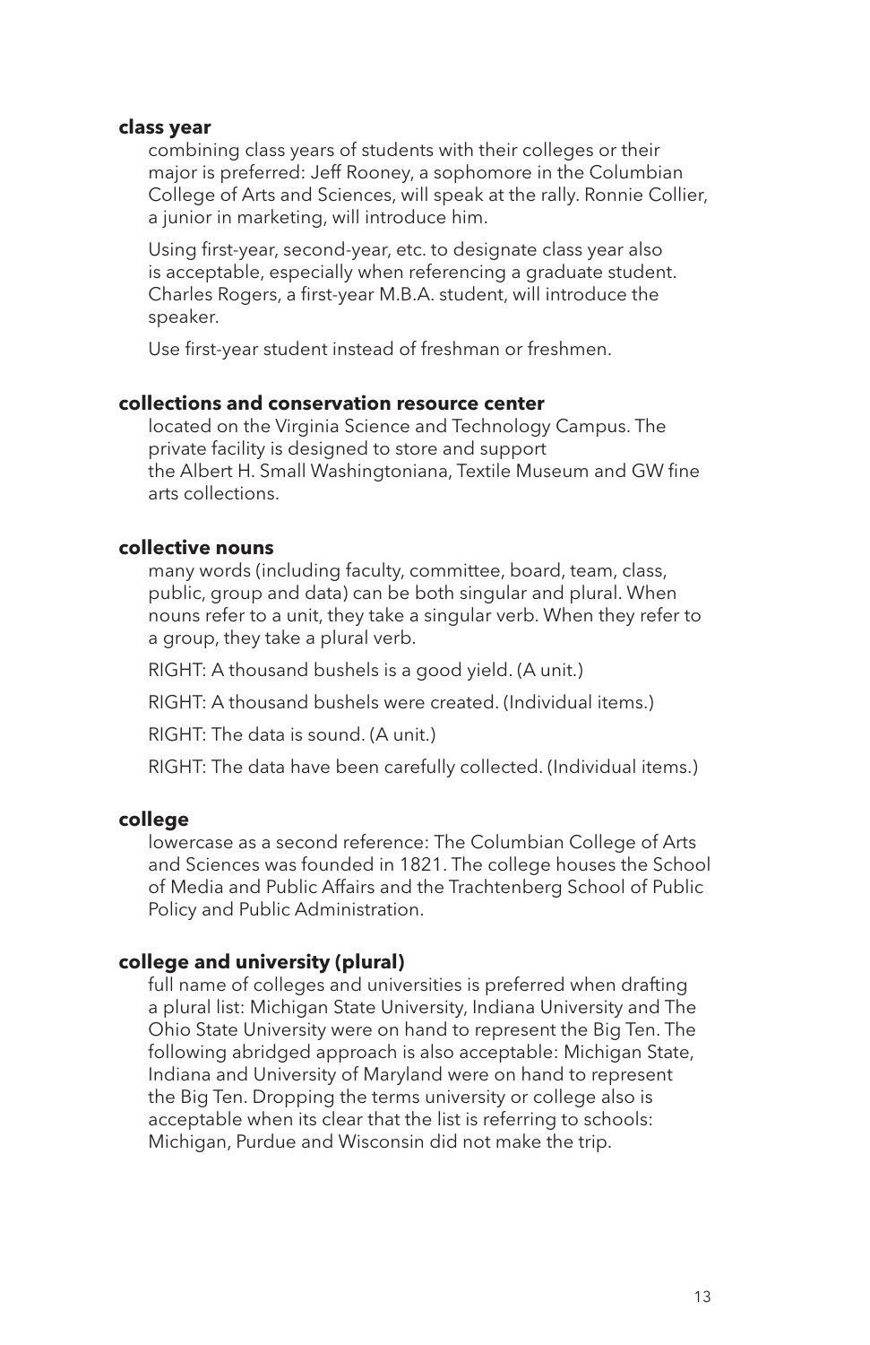**class year**

combining class years of students with their colleges or their major is preferred: Jeff Rooney, a sophomore in the Columbian College of Arts and Sciences, will speak at the rally. Ronnie Collier, a junior in marketing, will introduce him.

Using first-year, second-year, etc. to designate class year also is acceptable, especially when referencing a graduate student. Charles Rogers, a first-year M.B.A. student, will introduce the speaker.

Use first-year student instead of freshman or freshmen.

**collections and conservation resource center**

located on the Virginia Science and Technology Campus. The private facility is designed to store and support the Albert H. Small Washingtoniana, Textile Museum and GW fine arts collections.

**collective nouns**

many words (including faculty, committee, board, team, class, public, group and data) can be both singular and plural. When nouns refer to a unit, they take a singular verb. When they refer to a group, they take a plural verb.

RIGHT: A thousand bushels is a good yield. (A unit.)

RIGHT: A thousand bushels were created. (Individual items.)

RIGHT: The data is sound. (A unit.)

RIGHT: The data have been carefully collected. (Individual items.)

**college**

lowercase as a second reference: The Columbian College of Arts and Sciences was founded in 1821. The college houses the School of Media and Public Affairs and the Trachtenberg School of Public Policy and Public Administration.

**college and university (plural)**

full name of colleges and universities is preferred when drafting a plural list: Michigan State University, Indiana University and The Ohio State University were on hand to represent the Big Ten. The following abridged approach is also acceptable: Michigan State, Indiana and University of Maryland were on hand to represent the Big Ten. Dropping the terms university or college also is acceptable when its clear that the list is referring to schools: Michigan, Purdue and Wisconsin did not make the trip.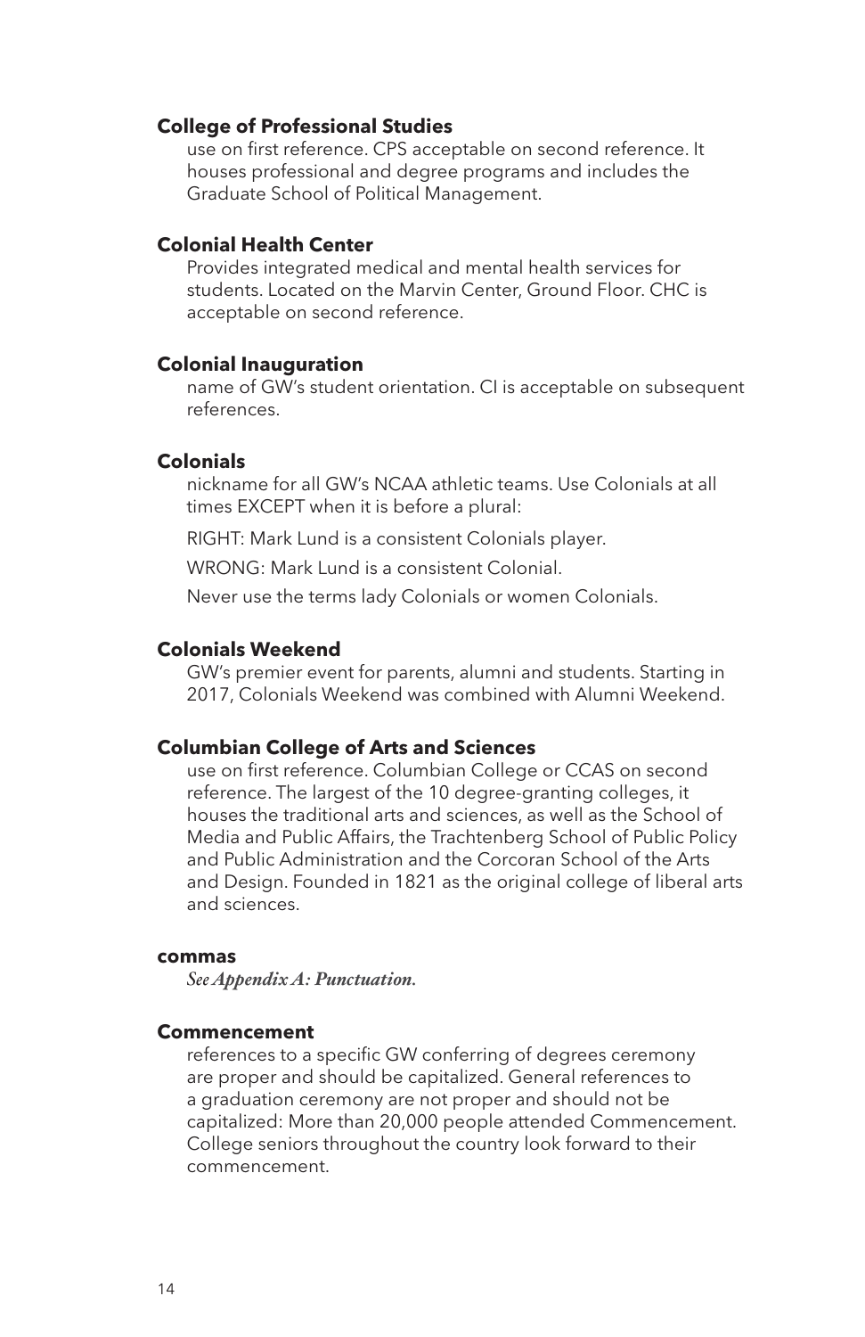**College of Professional Studies**

use on first reference. CPS acceptable on second reference. It houses professional and degree programs and includes the Graduate School of Political Management.

**Colonial Health Center**

Provides integrated medical and mental health services for students. Located on the Marvin Center, Ground Floor. CHC is acceptable on second reference.

**Colonial Inauguration**

name of GW's student orientation. CI is acceptable on subsequent references.

**Colonials**

nickname for all GW's NCAA athletic teams. Use Colonials at all times EXCEPT when it is before a plural:

RIGHT: Mark Lund is a consistent Colonials player.

WRONG: Mark Lund is a consistent Colonial.

Never use the terms lady Colonials or women Colonials.

**Colonials Weekend**

GW's premier event for parents, alumni and students. Starting in 2017, Colonials Weekend was combined with Alumni Weekend.

**Columbian College of Arts and Sciences**

use on first reference. Columbian College or CCAS on second reference. The largest of the 10 degree-granting colleges, it houses the traditional arts and sciences, as well as the School of Media and Public Affairs, the Trachtenberg School of Public Policy and Public Administration and the Corcoran School of the Arts and Design. Founded in 1821 as the original college of liberal arts and sciences.

**commas**

*See Appendix A: Punctuation.*

**Commencement**

references to a specific GW conferring of degrees ceremony are proper and should be capitalized. General references to a graduation ceremony are not proper and should not be capitalized: More than 20,000 people attended Commencement. College seniors throughout the country look forward to their commencement.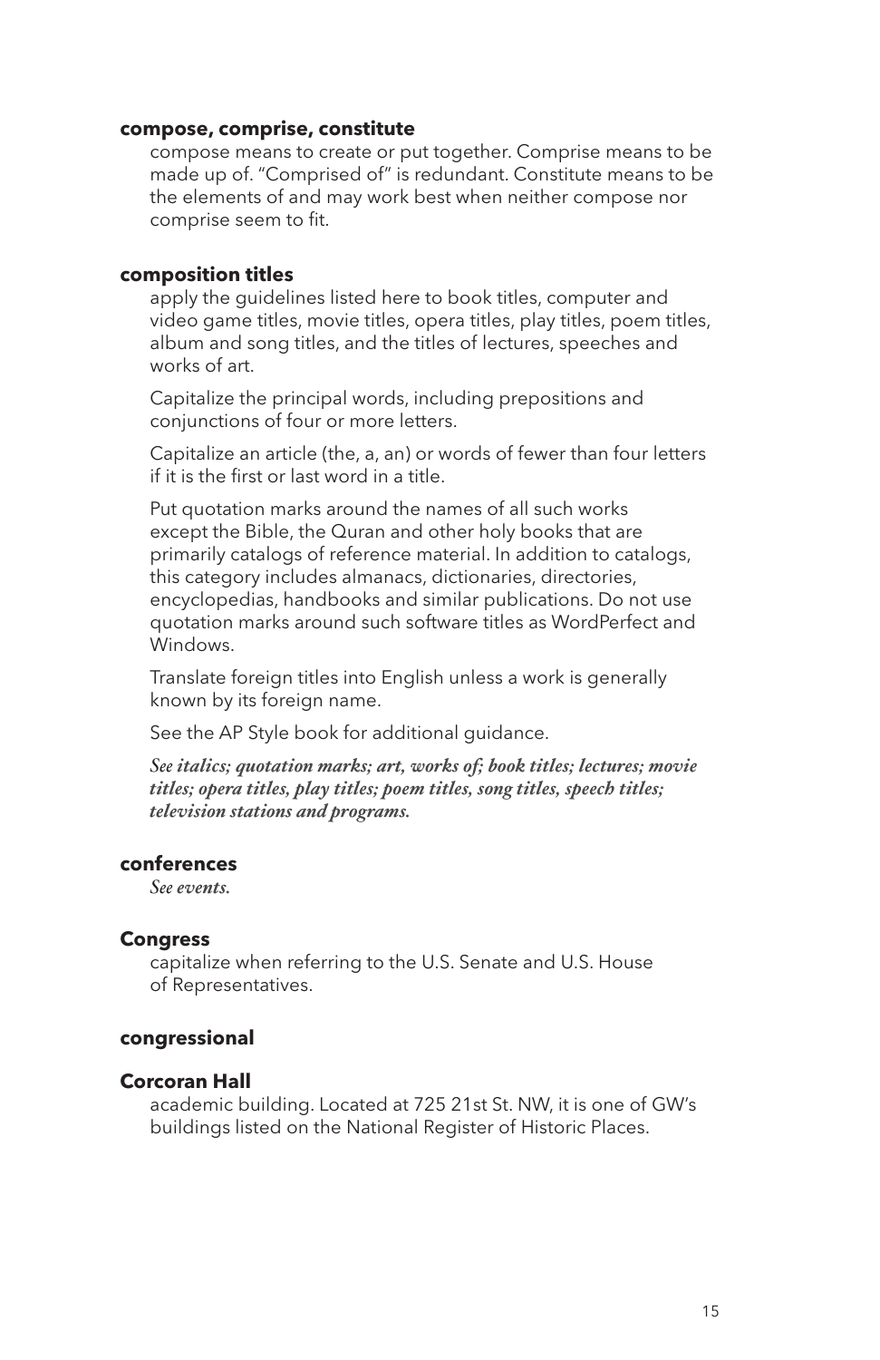**compose, comprise, constitute**

compose means to create or put together. Comprise means to be made up of. "Comprised of" is redundant. Constitute means to be the elements of and may work best when neither compose nor comprise seem to fit.

**composition titles**

apply the guidelines listed here to book titles, computer and video game titles, movie titles, opera titles, play titles, poem titles, album and song titles, and the titles of lectures, speeches and works of art.

Capitalize the principal words, including prepositions and conjunctions of four or more letters.

Capitalize an article (the, a, an) or words of fewer than four letters if it is the first or last word in a title.

Put quotation marks around the names of all such works except the Bible, the Quran and other holy books that are primarily catalogs of reference material. In addition to catalogs, this category includes almanacs, dictionaries, directories, encyclopedias, handbooks and similar publications. Do not use quotation marks around such software titles as WordPerfect and Windows.

Translate foreign titles into English unless a work is generally known by its foreign name.

See the AP Style book for additional guidance.

*See* ***italics; quotation marks; art, works of; book titles; lectures; movie titles; opera titles, play titles; poem titles, song titles, speech titles; television stations and programs.***

**conferences**

*See* ***events.***

**Congress**

capitalize when referring to the U.S. Senate and U.S. House of Representatives.

**congressional**

**Corcoran Hall**

academic building. Located at 725 21st St. NW, it is one of GW's buildings listed on the National Register of Historic Places.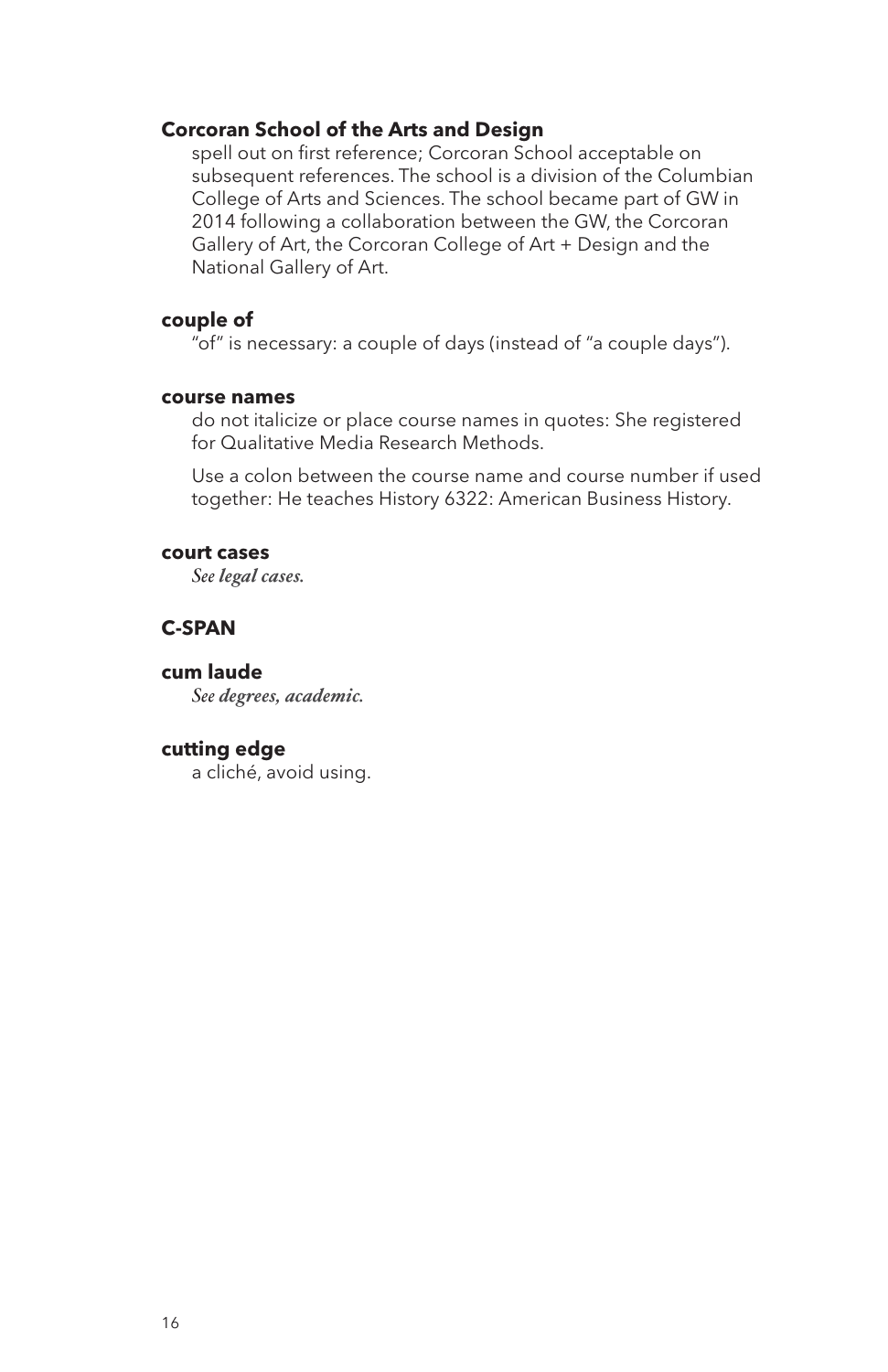**Corcoran School of the Arts and Design**

spell out on first reference; Corcoran School acceptable on subsequent references. The school is a division of the Columbian College of Arts and Sciences. The school became part of GW in 2014 following a collaboration between the GW, the Corcoran Gallery of Art, the Corcoran College of Art + Design and the National Gallery of Art.

**couple of**

"of" is necessary: a couple of days (instead of "a couple days").

**course names**

do not italicize or place course names in quotes: She registered for Qualitative Media Research Methods.

Use a colon between the course name and course number if used together: He teaches History 6322: American Business History.

**court cases**

*See* ***legal cases.***

**C-SPAN**

**cum laude**

*See* ***degrees, academic.***

**cutting edge**

a cliché, avoid using.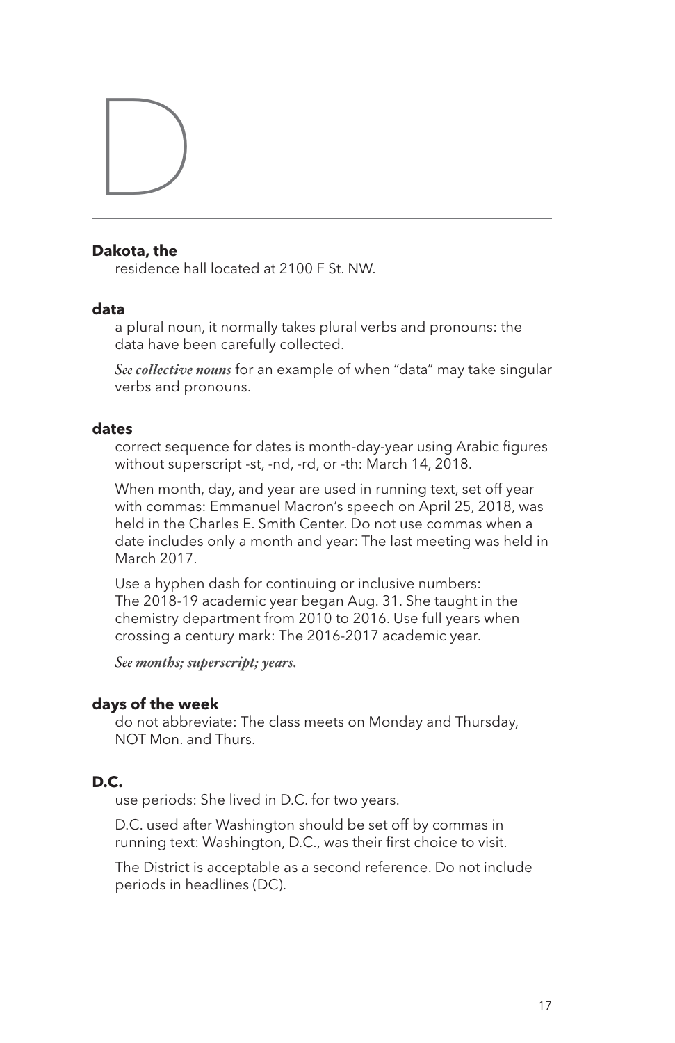# D

**Dakota, the**
residence hall located at 2100 F St. NW.

**data**
a plural noun, it normally takes plural verbs and pronouns: the data have been carefully collected.

*See **collective nouns*** for an example of when "data" may take singular verbs and pronouns.

**dates**
correct sequence for dates is month-day-year using Arabic figures without superscript -st, -nd, -rd, or -th: March 14, 2018.

When month, day, and year are used in running text, set off year with commas: Emmanuel Macron's speech on April 25, 2018, was held in the Charles E. Smith Center. Do not use commas when a date includes only a month and year: The last meeting was held in March 2017.

Use a hyphen dash for continuing or inclusive numbers: The 2018-19 academic year began Aug. 31. She taught in the chemistry department from 2010 to 2016. Use full years when crossing a century mark: The 2016-2017 academic year.

*See **months; superscript; years.***

**days of the week**
do not abbreviate: The class meets on Monday and Thursday, NOT Mon. and Thurs.

**D.C.**
use periods: She lived in D.C. for two years.

D.C. used after Washington should be set off by commas in running text: Washington, D.C., was their first choice to visit.

The District is acceptable as a second reference. Do not include periods in headlines (DC).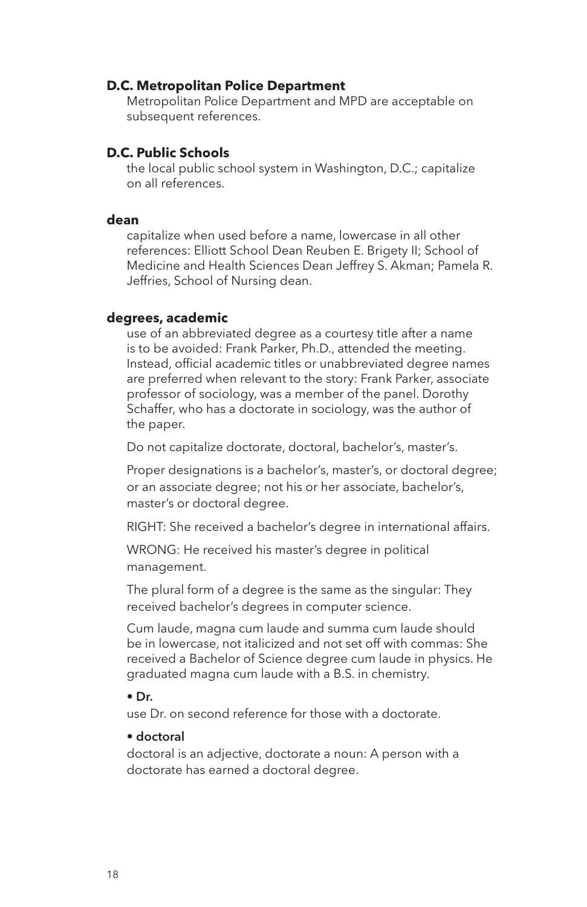**D.C. Metropolitan Police Department**

Metropolitan Police Department and MPD are acceptable on subsequent references.

**D.C. Public Schools**

the local public school system in Washington, D.C.; capitalize on all references.

**dean**

capitalize when used before a name, lowercase in all other references: Elliott School Dean Reuben E. Brigety II; School of Medicine and Health Sciences Dean Jeffrey S. Akman; Pamela R. Jeffries, School of Nursing dean.

**degrees, academic**

use of an abbreviated degree as a courtesy title after a name is to be avoided: Frank Parker, Ph.D., attended the meeting. Instead, official academic titles or unabbreviated degree names are preferred when relevant to the story: Frank Parker, associate professor of sociology, was a member of the panel. Dorothy Schaffer, who has a doctorate in sociology, was the author of the paper.

Do not capitalize doctorate, doctoral, bachelor's, master's.

Proper designations is a bachelor's, master's, or doctoral degree; or an associate degree; not his or her associate, bachelor's, master's or doctoral degree.

RIGHT: She received a bachelor's degree in international affairs.

WRONG: He received his master's degree in political management.

The plural form of a degree is the same as the singular: They received bachelor's degrees in computer science.

Cum laude, magna cum laude and summa cum laude should be in lowercase, not italicized and not set off with commas: She received a Bachelor of Science degree cum laude in physics. He graduated magna cum laude with a B.S. in chemistry.

- **Dr.**

use Dr. on second reference for those with a doctorate.

- **doctoral**

doctoral is an adjective, doctorate a noun: A person with a doctorate has earned a doctoral degree.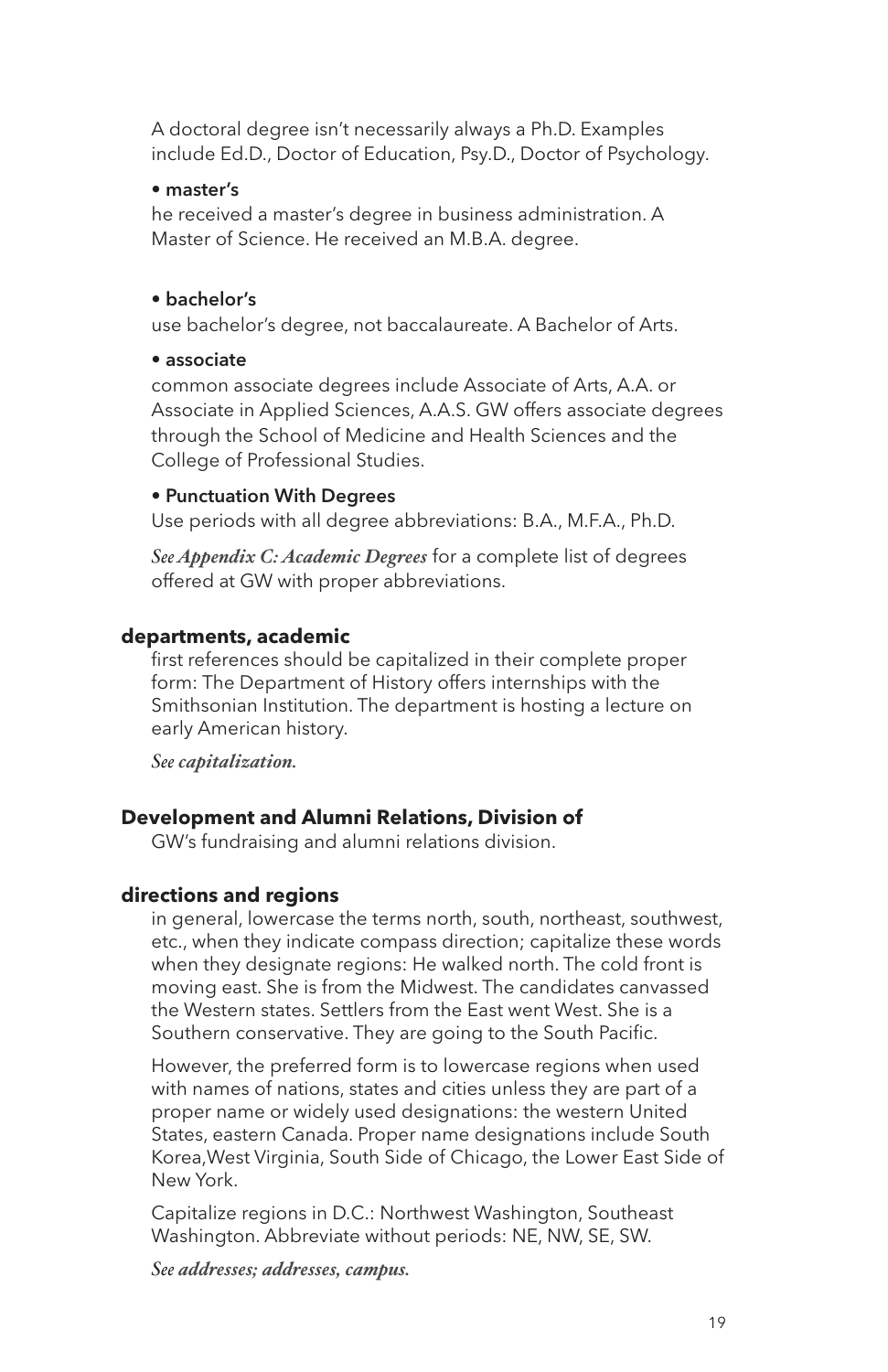A doctoral degree isn't necessarily always a Ph.D. Examples include Ed.D., Doctor of Education, Psy.D., Doctor of Psychology.

**• master's**

he received a master's degree in business administration. A Master of Science. He received an M.B.A. degree.

**• bachelor's**

use bachelor's degree, not baccalaureate. A Bachelor of Arts.

**• associate**

common associate degrees include Associate of Arts, A.A. or Associate in Applied Sciences, A.A.S. GW offers associate degrees through the School of Medicine and Health Sciences and the College of Professional Studies.

**• Punctuation With Degrees**

Use periods with all degree abbreviations: B.A., M.F.A., Ph.D.

*See **Appendix C: Academic Degrees*** for a complete list of degrees offered at GW with proper abbreviations.

**departments, academic**

first references should be capitalized in their complete proper form: The Department of History offers internships with the Smithsonian Institution. The department is hosting a lecture on early American history.

*See **capitalization.***

**Development and Alumni Relations, Division of**

GW's fundraising and alumni relations division.

**directions and regions**

in general, lowercase the terms north, south, northeast, southwest, etc., when they indicate compass direction; capitalize these words when they designate regions: He walked north. The cold front is moving east. She is from the Midwest. The candidates canvassed the Western states. Settlers from the East went West. She is a Southern conservative. They are going to the South Pacific.

However, the preferred form is to lowercase regions when used with names of nations, states and cities unless they are part of a proper name or widely used designations: the western United States, eastern Canada. Proper name designations include South Korea,West Virginia, South Side of Chicago, the Lower East Side of New York.

Capitalize regions in D.C.: Northwest Washington, Southeast Washington. Abbreviate without periods: NE, NW, SE, SW.

*See **addresses; addresses, campus.***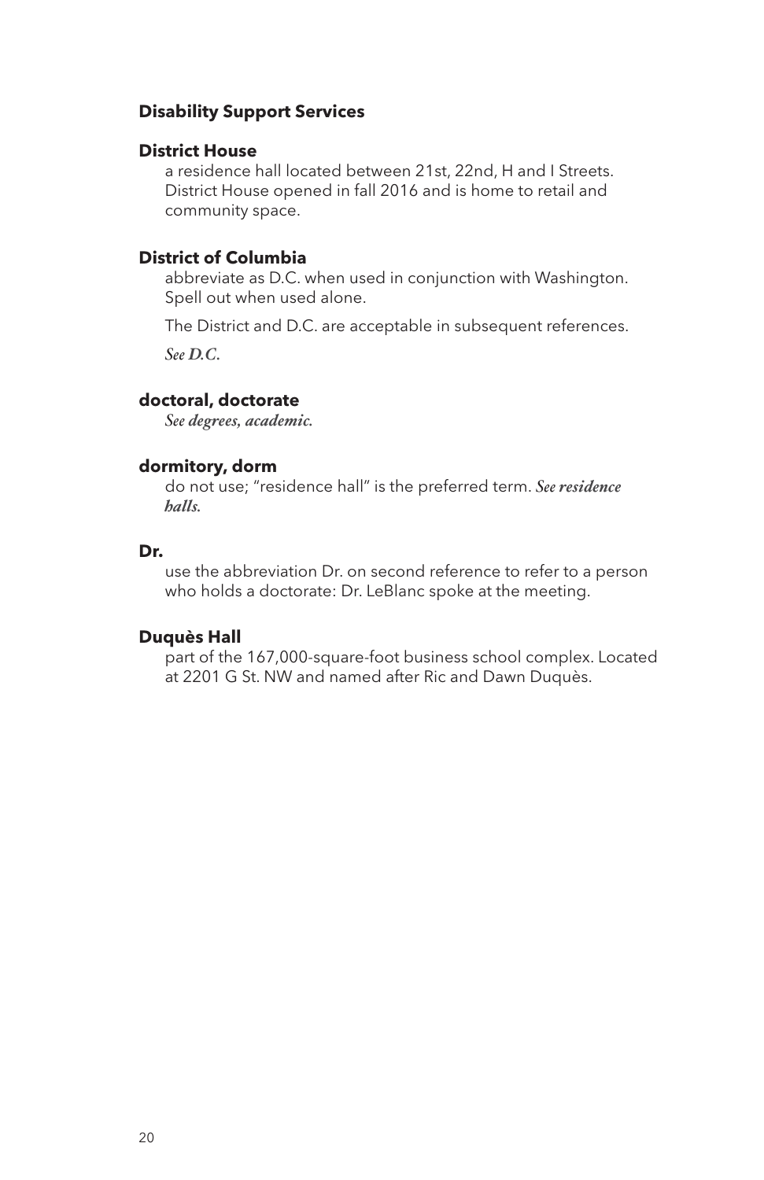**Disability Support Services**

**District House**

a residence hall located between 21st, 22nd, H and I Streets. District House opened in fall 2016 and is home to retail and community space.

**District of Columbia**

abbreviate as D.C. when used in conjunction with Washington. Spell out when used alone.

The District and D.C. are acceptable in subsequent references.

*See* ***D.C.***

**doctoral, doctorate**

*See* ***degrees, academic.***

**dormitory, dorm**

do not use; "residence hall" is the preferred term. *See* ***residence halls.***

**Dr.**

use the abbreviation Dr. on second reference to refer to a person who holds a doctorate: Dr. LeBlanc spoke at the meeting.

**Duquès Hall**

part of the 167,000-square-foot business school complex. Located at 2201 G St. NW and named after Ric and Dawn Duquès.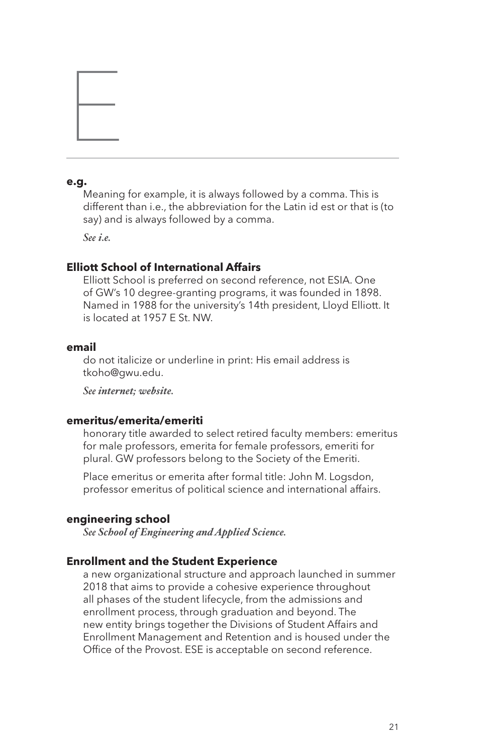／# E

**e.g.**

Meaning for example, it is always followed by a comma. This is different than i.e., the abbreviation for the Latin id est or that is (to say) and is always followed by a comma.

*See* ***i.e.***

**Elliott School of International Affairs**

Elliott School is preferred on second reference, not ESIA. One of GW's 10 degree-granting programs, it was founded in 1898. Named in 1988 for the university's 14th president, Lloyd Elliott. It is located at 1957 E St. NW.

**email**

do not italicize or underline in print: His email address is tkoho@gwu.edu.

*See* ***internet; website.***

**emeritus/emerita/emeriti**

honorary title awarded to select retired faculty members: emeritus for male professors, emerita for female professors, emeriti for plural. GW professors belong to the Society of the Emeriti.

Place emeritus or emerita after formal title: John M. Logsdon, professor emeritus of political science and international affairs.

**engineering school**

*See* ***School of Engineering and Applied Science.***

**Enrollment and the Student Experience**

a new organizational structure and approach launched in summer 2018 that aims to provide a cohesive experience throughout all phases of the student lifecycle, from the admissions and enrollment process, through graduation and beyond. The new entity brings together the Divisions of Student Affairs and Enrollment Management and Retention and is housed under the Office of the Provost. ESE is acceptable on second reference.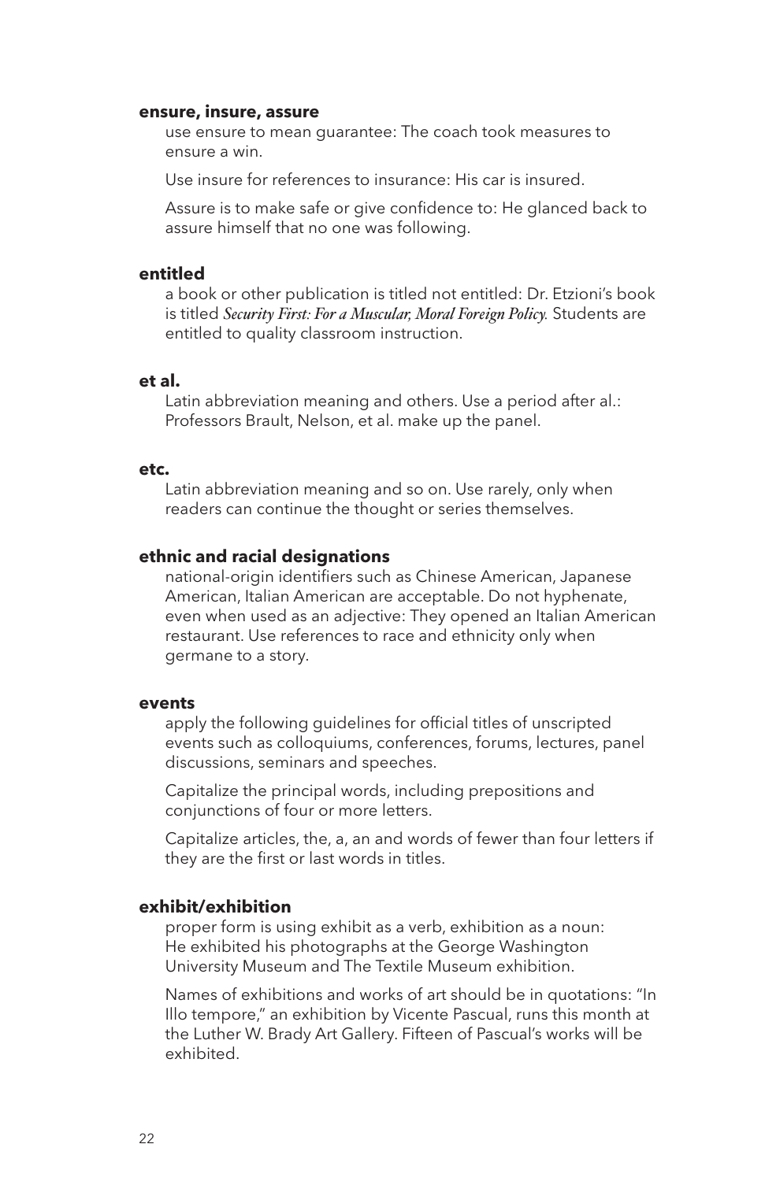**ensure, insure, assure**

use ensure to mean guarantee: The coach took measures to ensure a win.

Use insure for references to insurance: His car is insured.

Assure is to make safe or give confidence to: He glanced back to assure himself that no one was following.

**entitled**

a book or other publication is titled not entitled: Dr. Etzioni's book is titled *Security First: For a Muscular, Moral Foreign Policy.* Students are entitled to quality classroom instruction.

**et al.**

Latin abbreviation meaning and others. Use a period after al.: Professors Brault, Nelson, et al. make up the panel.

**etc.**

Latin abbreviation meaning and so on. Use rarely, only when readers can continue the thought or series themselves.

**ethnic and racial designations**

national-origin identifiers such as Chinese American, Japanese American, Italian American are acceptable. Do not hyphenate, even when used as an adjective: They opened an Italian American restaurant. Use references to race and ethnicity only when germane to a story.

**events**

apply the following guidelines for official titles of unscripted events such as colloquiums, conferences, forums, lectures, panel discussions, seminars and speeches.

Capitalize the principal words, including prepositions and conjunctions of four or more letters.

Capitalize articles, the, a, an and words of fewer than four letters if they are the first or last words in titles.

**exhibit/exhibition**

proper form is using exhibit as a verb, exhibition as a noun: He exhibited his photographs at the George Washington University Museum and The Textile Museum exhibition.

Names of exhibitions and works of art should be in quotations: "In Illo tempore," an exhibition by Vicente Pascual, runs this month at the Luther W. Brady Art Gallery. Fifteen of Pascual's works will be exhibited.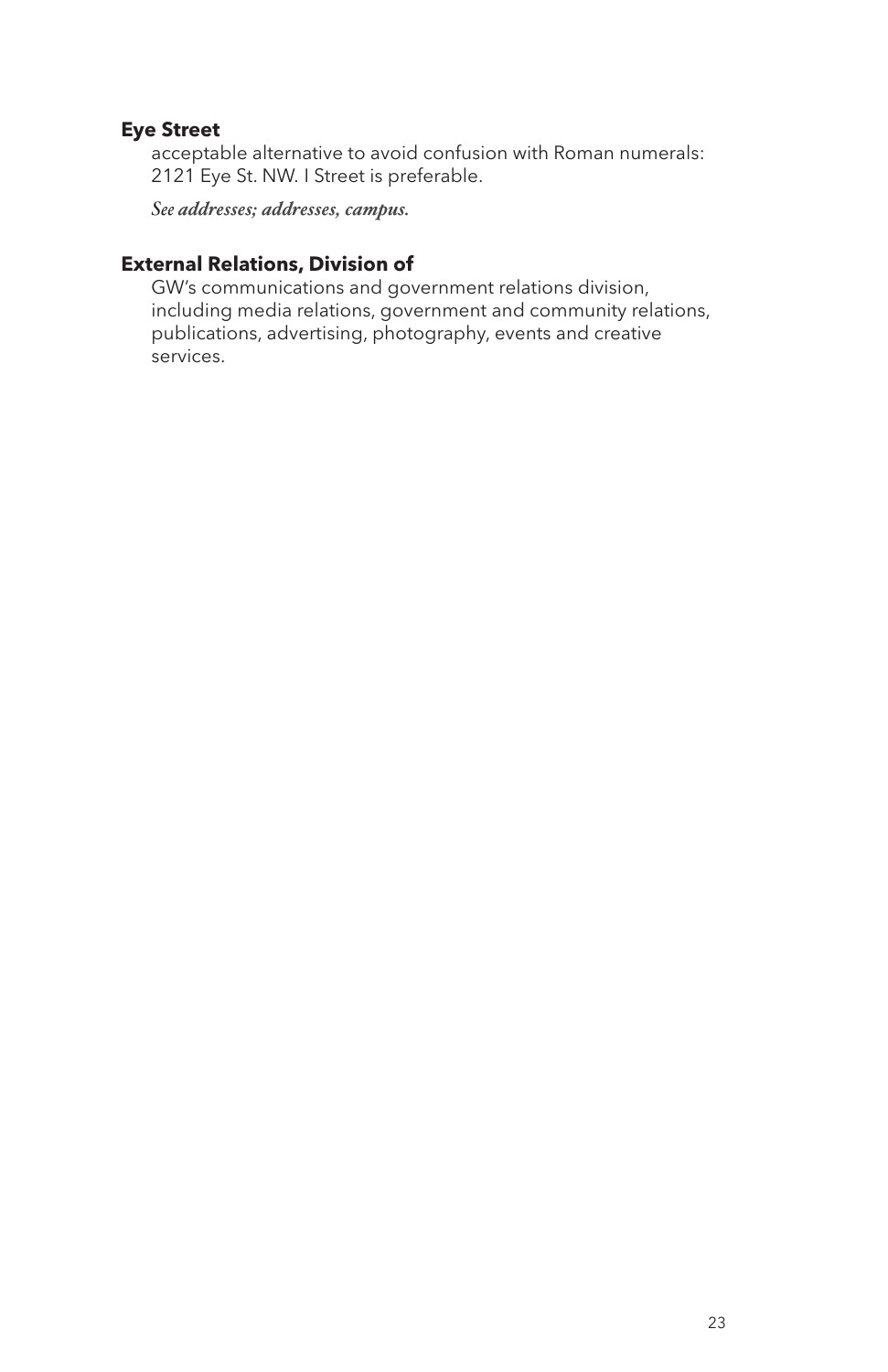**Eye Street**

acceptable alternative to avoid confusion with Roman numerals: 2121 Eye St. NW. I Street is preferable.

*See* ***addresses; addresses, campus.***

**External Relations, Division of**

GW's communications and government relations division, including media relations, government and community relations, publications, advertising, photography, events and creative services.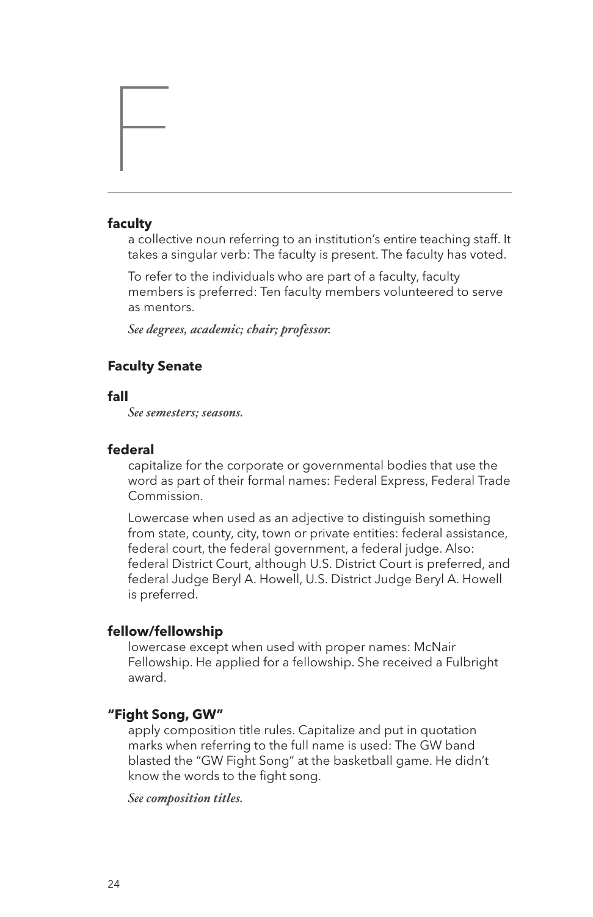# F

**faculty**

a collective noun referring to an institution's entire teaching staff. It takes a singular verb: The faculty is present. The faculty has voted.

To refer to the individuals who are part of a faculty, faculty members is preferred: Ten faculty members volunteered to serve as mentors.

*See **degrees, academic; chair; professor.***

**Faculty Senate**

**fall**

*See **semesters; seasons.***

**federal**

capitalize for the corporate or governmental bodies that use the word as part of their formal names: Federal Express, Federal Trade Commission.

Lowercase when used as an adjective to distinguish something from state, county, city, town or private entities: federal assistance, federal court, the federal government, a federal judge. Also: federal District Court, although U.S. District Court is preferred, and federal Judge Beryl A. Howell, U.S. District Judge Beryl A. Howell is preferred.

**fellow/fellowship**

lowercase except when used with proper names: McNair Fellowship. He applied for a fellowship. She received a Fulbright award.

**"Fight Song, GW"**

apply composition title rules. Capitalize and put in quotation marks when referring to the full name is used: The GW band blasted the "GW Fight Song" at the basketball game. He didn't know the words to the fight song.

*See **composition titles.***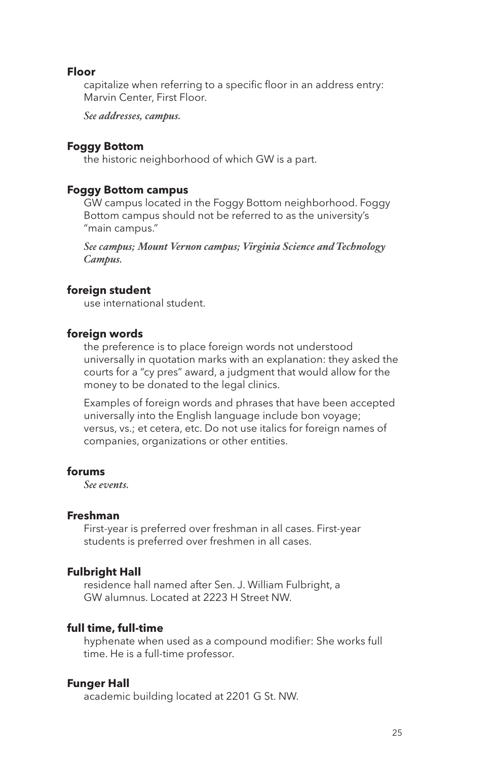**Floor**

capitalize when referring to a specific floor in an address entry: Marvin Center, First Floor.

*See* ***addresses, campus.***

**Foggy Bottom**

the historic neighborhood of which GW is a part.

**Foggy Bottom campus**

GW campus located in the Foggy Bottom neighborhood. Foggy Bottom campus should not be referred to as the university's "main campus."

*See* ***campus; Mount Vernon campus; Virginia Science and Technology Campus.***

**foreign student**

use international student.

**foreign words**

the preference is to place foreign words not understood universally in quotation marks with an explanation: they asked the courts for a "cy pres" award, a judgment that would allow for the money to be donated to the legal clinics.

Examples of foreign words and phrases that have been accepted universally into the English language include bon voyage; versus, vs.; et cetera, etc. Do not use italics for foreign names of companies, organizations or other entities.

**forums**

*See* ***events.***

**Freshman**

First-year is preferred over freshman in all cases. First-year students is preferred over freshmen in all cases.

**Fulbright Hall**

residence hall named after Sen. J. William Fulbright, a GW alumnus. Located at 2223 H Street NW.

**full time, full-time**

hyphenate when used as a compound modifier: She works full time. He is a full-time professor.

**Funger Hall**

academic building located at 2201 G St. NW.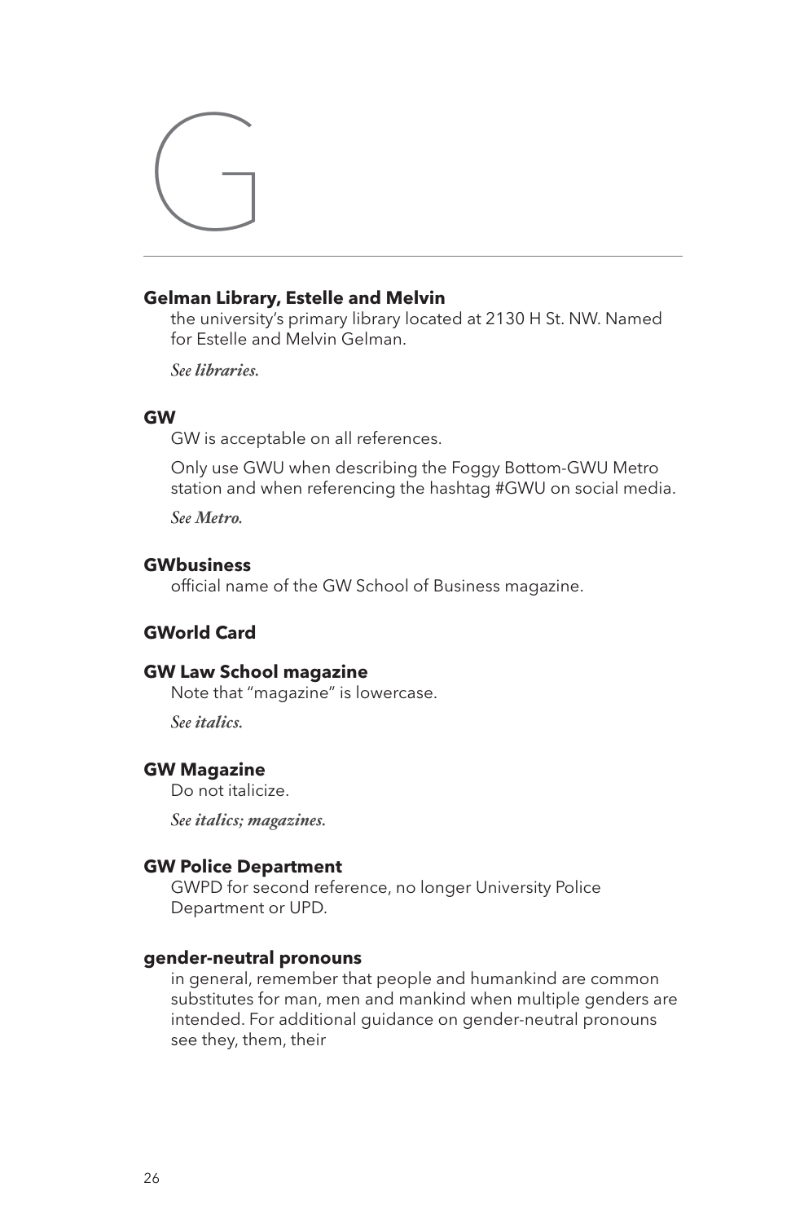# G

**Gelman Library, Estelle and Melvin**

the university's primary library located at 2130 H St. NW. Named for Estelle and Melvin Gelman.

*See* ***libraries.***

**GW**

GW is acceptable on all references.

Only use GWU when describing the Foggy Bottom-GWU Metro station and when referencing the hashtag #GWU on social media.

*See* ***Metro.***

**GWbusiness**

official name of the GW School of Business magazine.

**GWorld Card**

**GW Law School magazine**

Note that "magazine" is lowercase.

*See* ***italics.***

**GW Magazine**

Do not italicize.

*See* ***italics; magazines.***

**GW Police Department**

GWPD for second reference, no longer University Police Department or UPD.

**gender-neutral pronouns**

in general, remember that people and humankind are common substitutes for man, men and mankind when multiple genders are intended. For additional guidance on gender-neutral pronouns see they, them, their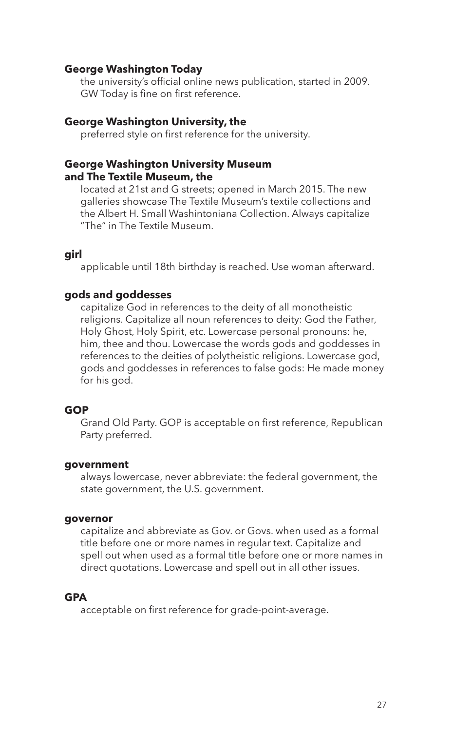**George Washington Today**

the university's official online news publication, started in 2009. GW Today is fine on first reference.

**George Washington University, the**

preferred style on first reference for the university.

**George Washington University Museum and The Textile Museum, the**

located at 21st and G streets; opened in March 2015. The new galleries showcase The Textile Museum's textile collections and the Albert H. Small Washintoniana Collection. Always capitalize "The" in The Textile Museum.

**girl**

applicable until 18th birthday is reached. Use woman afterward.

**gods and goddesses**

capitalize God in references to the deity of all monotheistic religions. Capitalize all noun references to deity: God the Father, Holy Ghost, Holy Spirit, etc. Lowercase personal pronouns: he, him, thee and thou. Lowercase the words gods and goddesses in references to the deities of polytheistic religions. Lowercase god, gods and goddesses in references to false gods: He made money for his god.

**GOP**

Grand Old Party. GOP is acceptable on first reference, Republican Party preferred.

**government**

always lowercase, never abbreviate: the federal government, the state government, the U.S. government.

**governor**

capitalize and abbreviate as Gov. or Govs. when used as a formal title before one or more names in regular text. Capitalize and spell out when used as a formal title before one or more names in direct quotations. Lowercase and spell out in all other issues.

**GPA**

acceptable on first reference for grade-point-average.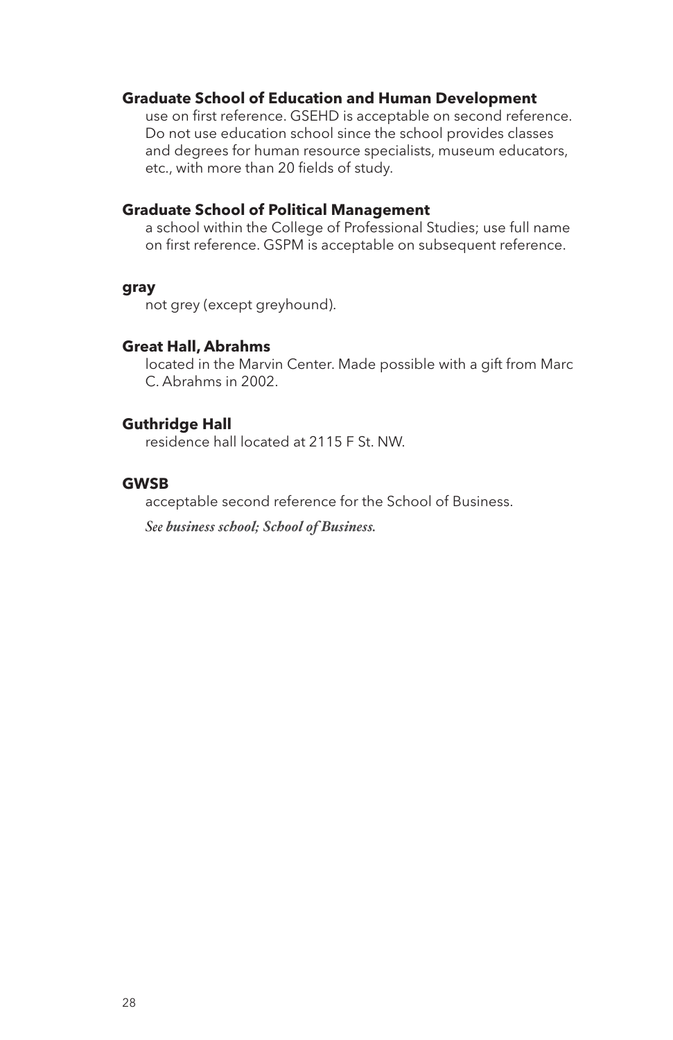**Graduate School of Education and Human Development**

use on first reference. GSEHD is acceptable on second reference. Do not use education school since the school provides classes and degrees for human resource specialists, museum educators, etc., with more than 20 fields of study.

**Graduate School of Political Management**

a school within the College of Professional Studies; use full name on first reference. GSPM is acceptable on subsequent reference.

**gray**

not grey (except greyhound).

**Great Hall, Abrahms**

located in the Marvin Center. Made possible with a gift from Marc C. Abrahms in 2002.

**Guthridge Hall**

residence hall located at 2115 F St. NW.

**GWSB**

acceptable second reference for the School of Business.

*See* ***business school; School of Business.***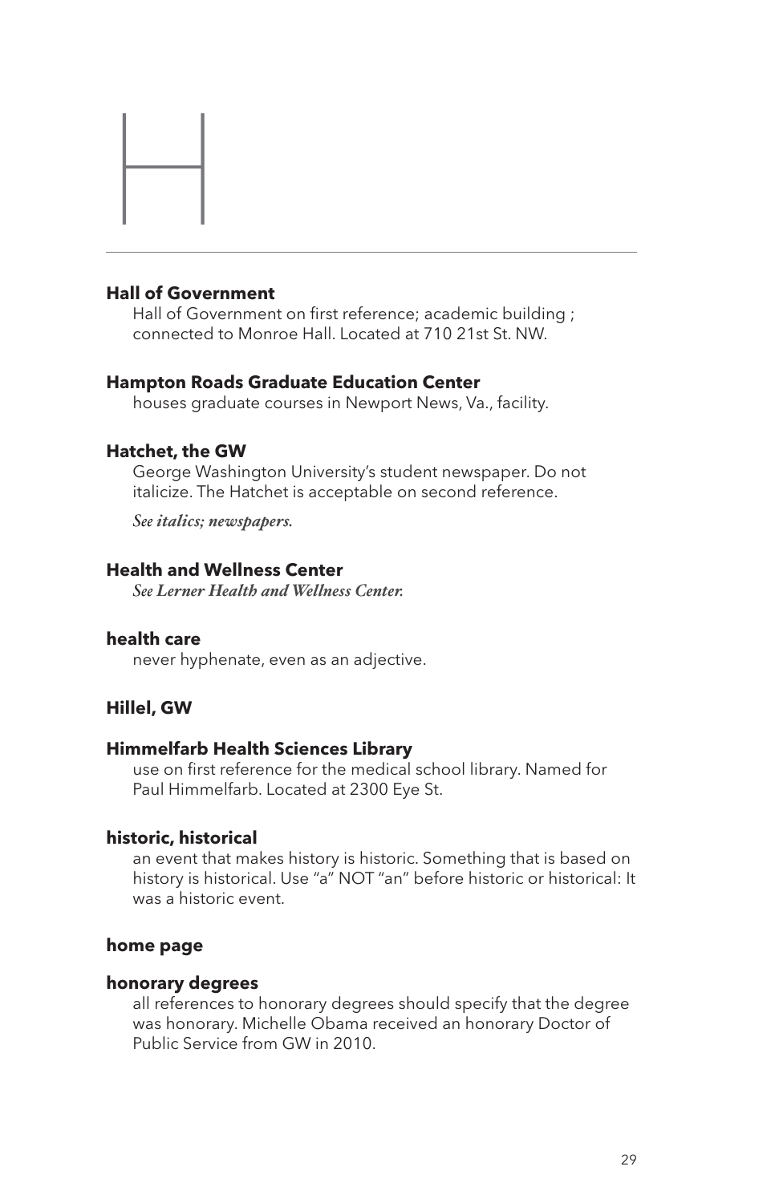# H

**Hall of Government**

Hall of Government on first reference; academic building ; connected to Monroe Hall. Located at 710 21st St. NW.

**Hampton Roads Graduate Education Center**

houses graduate courses in Newport News, Va., facility.

**Hatchet, the GW**

George Washington University's student newspaper. Do not italicize. The Hatchet is acceptable on second reference.

*See* ***italics; newspapers.***

**Health and Wellness Center**

*See* ***Lerner Health and Wellness Center.***

**health care**

never hyphenate, even as an adjective.

**Hillel, GW**

**Himmelfarb Health Sciences Library**

use on first reference for the medical school library. Named for Paul Himmelfarb. Located at 2300 Eye St.

**historic, historical**

an event that makes history is historic. Something that is based on history is historical. Use "a" NOT "an" before historic or historical: It was a historic event.

**home page**

**honorary degrees**

all references to honorary degrees should specify that the degree was honorary. Michelle Obama received an honorary Doctor of Public Service from GW in 2010.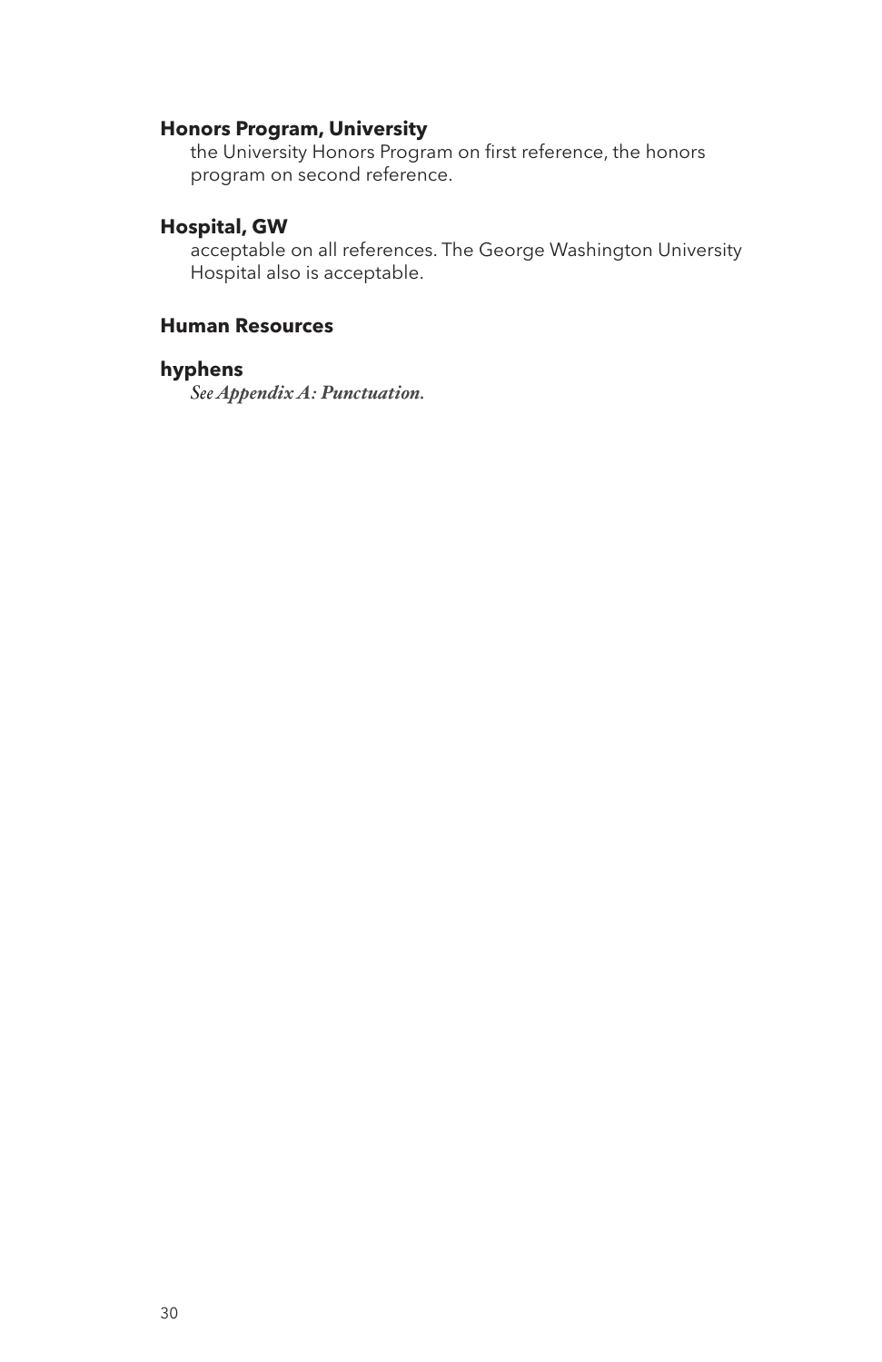**Honors Program, University**

the University Honors Program on first reference, the honors program on second reference.

**Hospital, GW**

acceptable on all references. The George Washington University Hospital also is acceptable.

**Human Resources**

**hyphens**

*See* ***Appendix A: Punctuation.***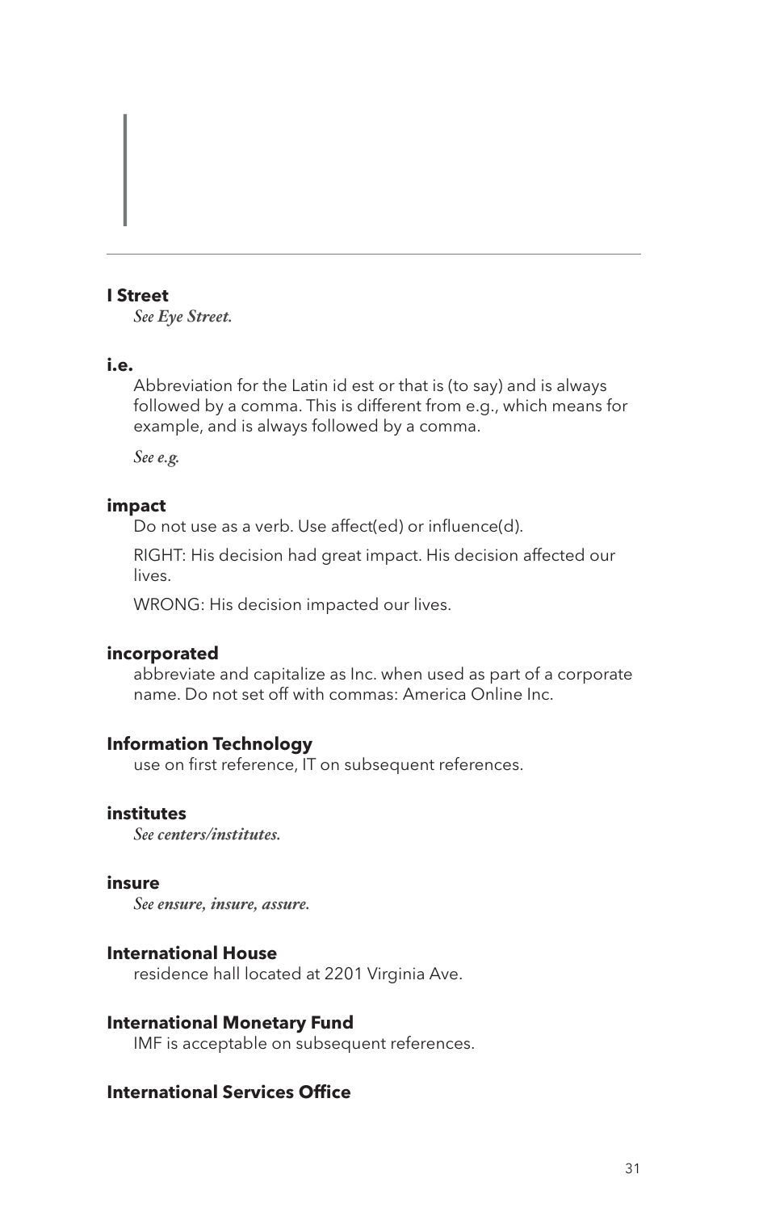# I

**I Street**

*See Eye Street.*

**i.e.**

Abbreviation for the Latin id est or that is (to say) and is always followed by a comma. This is different from e.g., which means for example, and is always followed by a comma.

*See e.g.*

**impact**

Do not use as a verb. Use affect(ed) or influence(d).

RIGHT: His decision had great impact. His decision affected our lives.

WRONG: His decision impacted our lives.

**incorporated**

abbreviate and capitalize as Inc. when used as part of a corporate name. Do not set off with commas: America Online Inc.

**Information Technology**

use on first reference, IT on subsequent references.

**institutes**

*See centers/institutes.*

**insure**

*See ensure, insure, assure.*

**International House**

residence hall located at 2201 Virginia Ave.

**International Monetary Fund**

IMF is acceptable on subsequent references.

**International Services Office**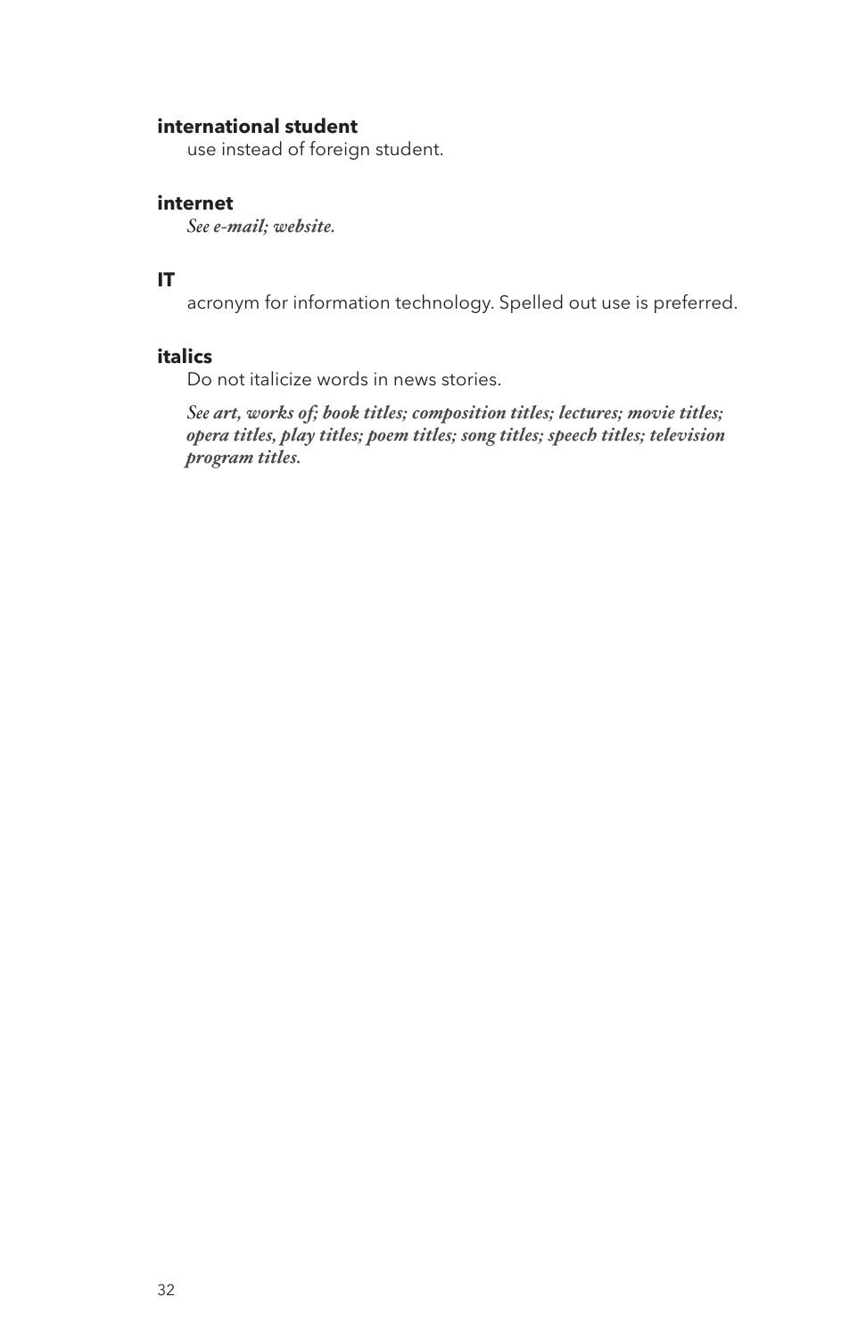**international student**

use instead of foreign student.

**internet**

*See **e-mail; website.***

**IT**

acronym for information technology. Spelled out use is preferred.

**italics**

Do not italicize words in news stories.

*See **art, works of; book titles; composition titles; lectures; movie titles; opera titles, play titles; poem titles; song titles; speech titles; television program titles.***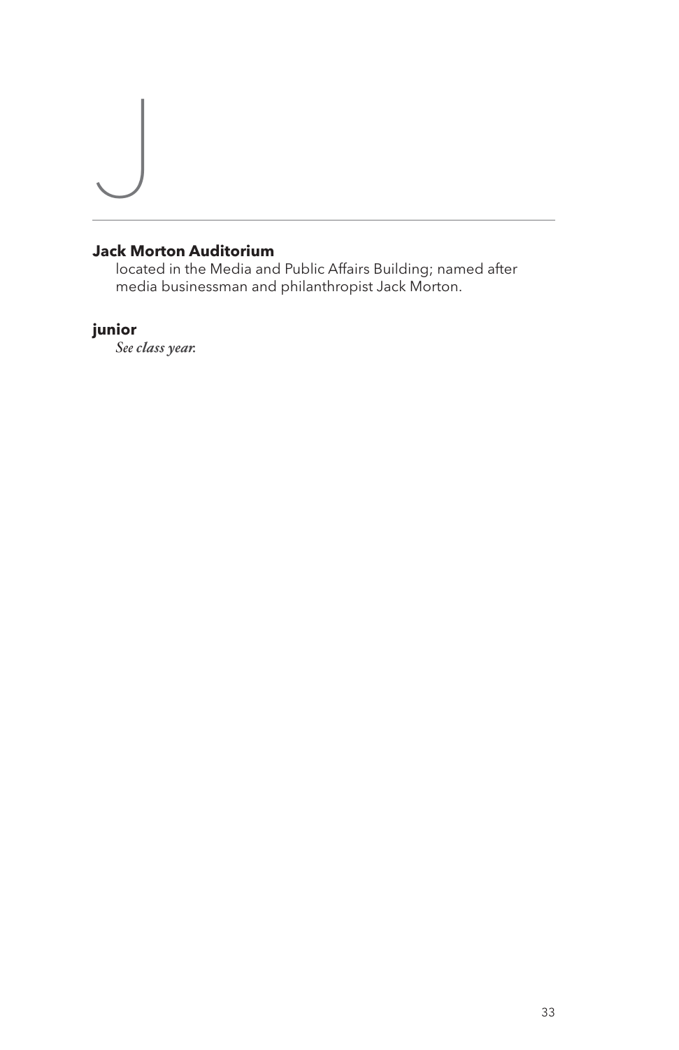# J

**Jack Morton Auditorium**
located in the Media and Public Affairs Building; named after media businessman and philanthropist Jack Morton.

**junior**
*See class year.*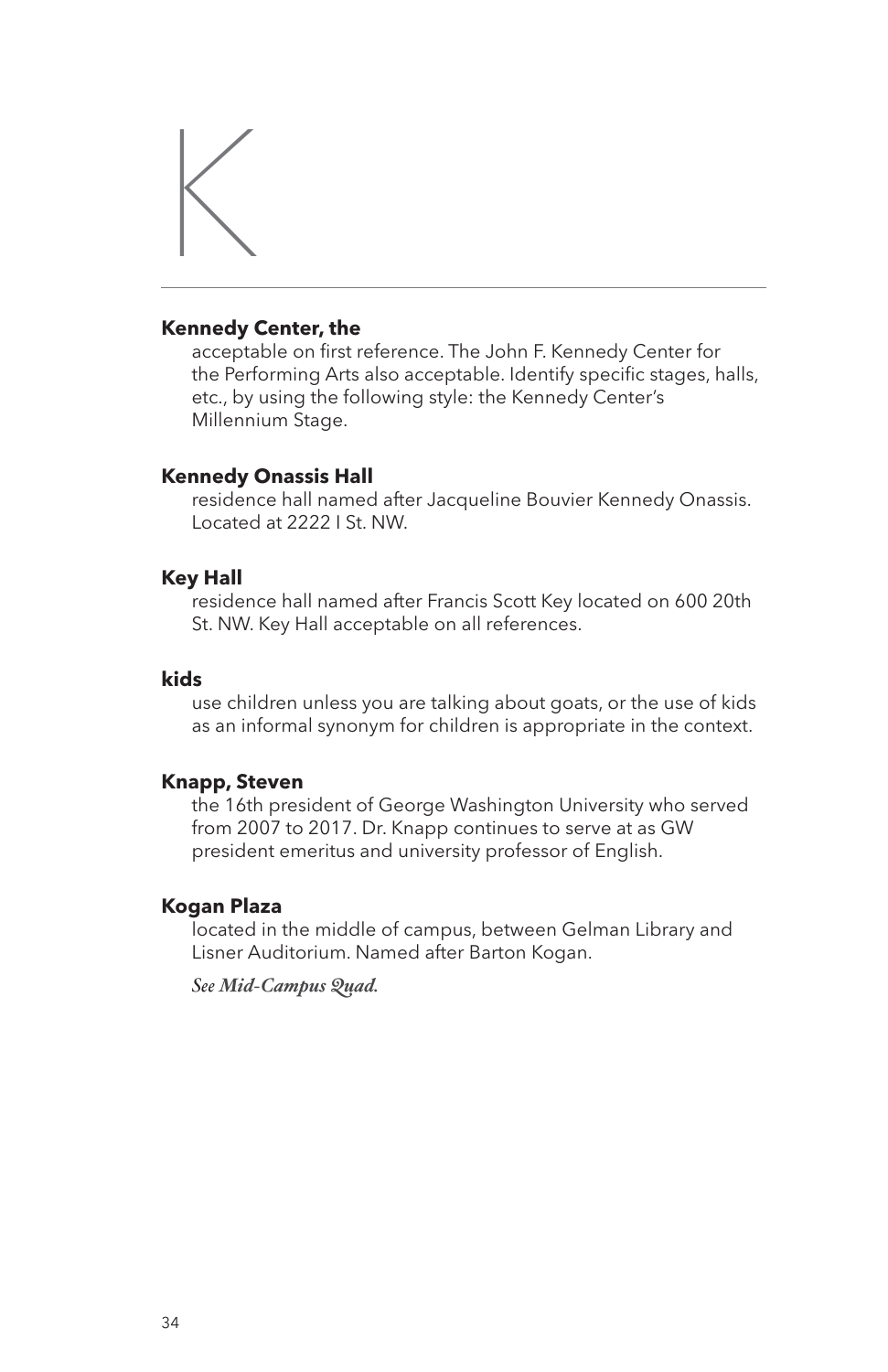# K

**Kennedy Center, the**

acceptable on first reference. The John F. Kennedy Center for the Performing Arts also acceptable. Identify specific stages, halls, etc., by using the following style: the Kennedy Center's Millennium Stage.

**Kennedy Onassis Hall**

residence hall named after Jacqueline Bouvier Kennedy Onassis. Located at 2222 I St. NW.

**Key Hall**

residence hall named after Francis Scott Key located on 600 20th St. NW. Key Hall acceptable on all references.

**kids**

use children unless you are talking about goats, or the use of kids as an informal synonym for children is appropriate in the context.

**Knapp, Steven**

the 16th president of George Washington University who served from 2007 to 2017. Dr. Knapp continues to serve at as GW president emeritus and university professor of English.

**Kogan Plaza**

located in the middle of campus, between Gelman Library and Lisner Auditorium. Named after Barton Kogan.

*See **Mid-Campus Quad**.*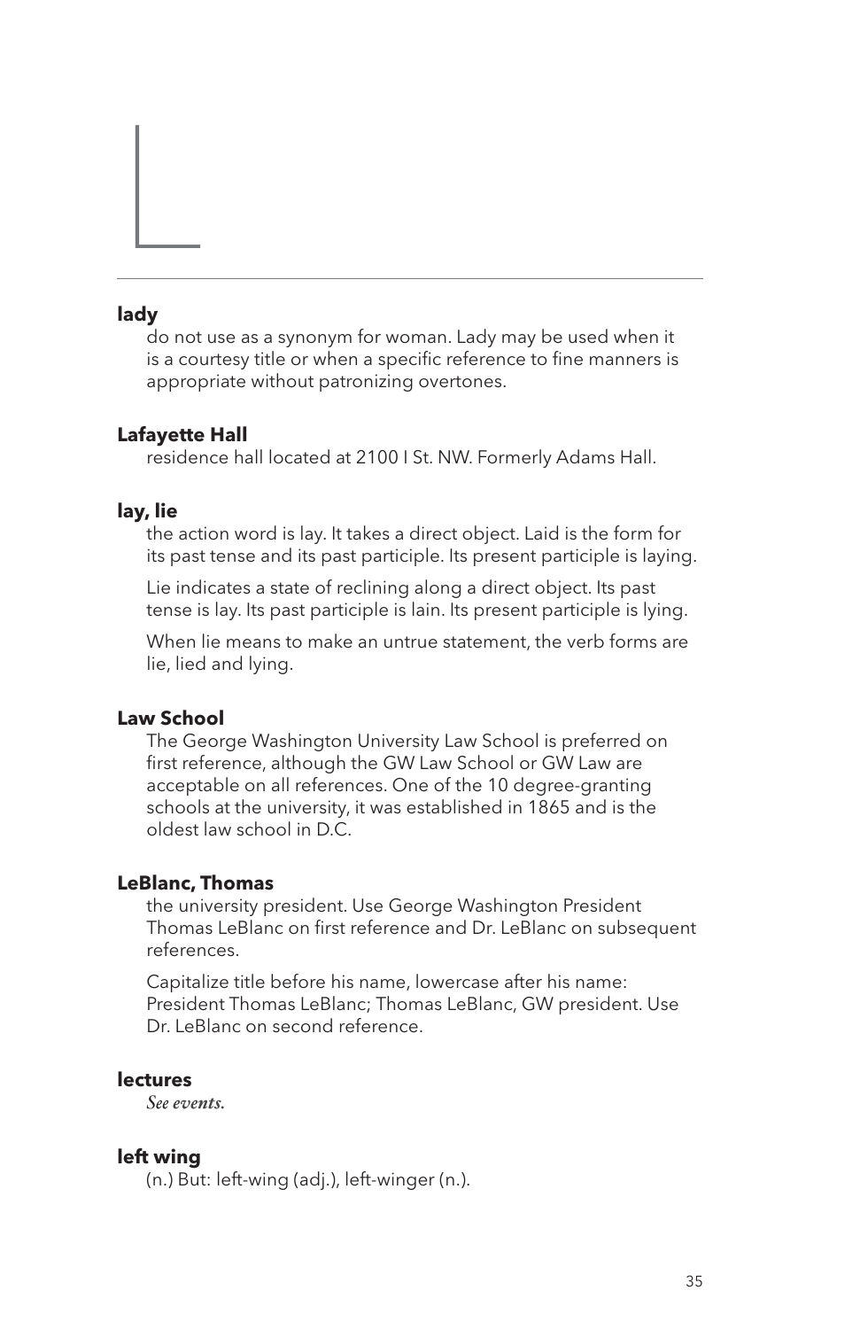# L

**lady**

do not use as a synonym for woman. Lady may be used when it is a courtesy title or when a specific reference to fine manners is appropriate without patronizing overtones.

**Lafayette Hall**

residence hall located at 2100 I St. NW. Formerly Adams Hall.

**lay, lie**

the action word is lay. It takes a direct object. Laid is the form for its past tense and its past participle. Its present participle is laying.

Lie indicates a state of reclining along a direct object. Its past tense is lay. Its past participle is lain. Its present participle is lying.

When lie means to make an untrue statement, the verb forms are lie, lied and lying.

**Law School**

The George Washington University Law School is preferred on first reference, although the GW Law School or GW Law are acceptable on all references. One of the 10 degree-granting schools at the university, it was established in 1865 and is the oldest law school in D.C.

**LeBlanc, Thomas**

the university president. Use George Washington President Thomas LeBlanc on first reference and Dr. LeBlanc on subsequent references.

Capitalize title before his name, lowercase after his name: President Thomas LeBlanc; Thomas LeBlanc, GW president. Use Dr. LeBlanc on second reference.

**lectures**

*See events.*

**left wing**

(n.) But: left-wing (adj.), left-winger (n.).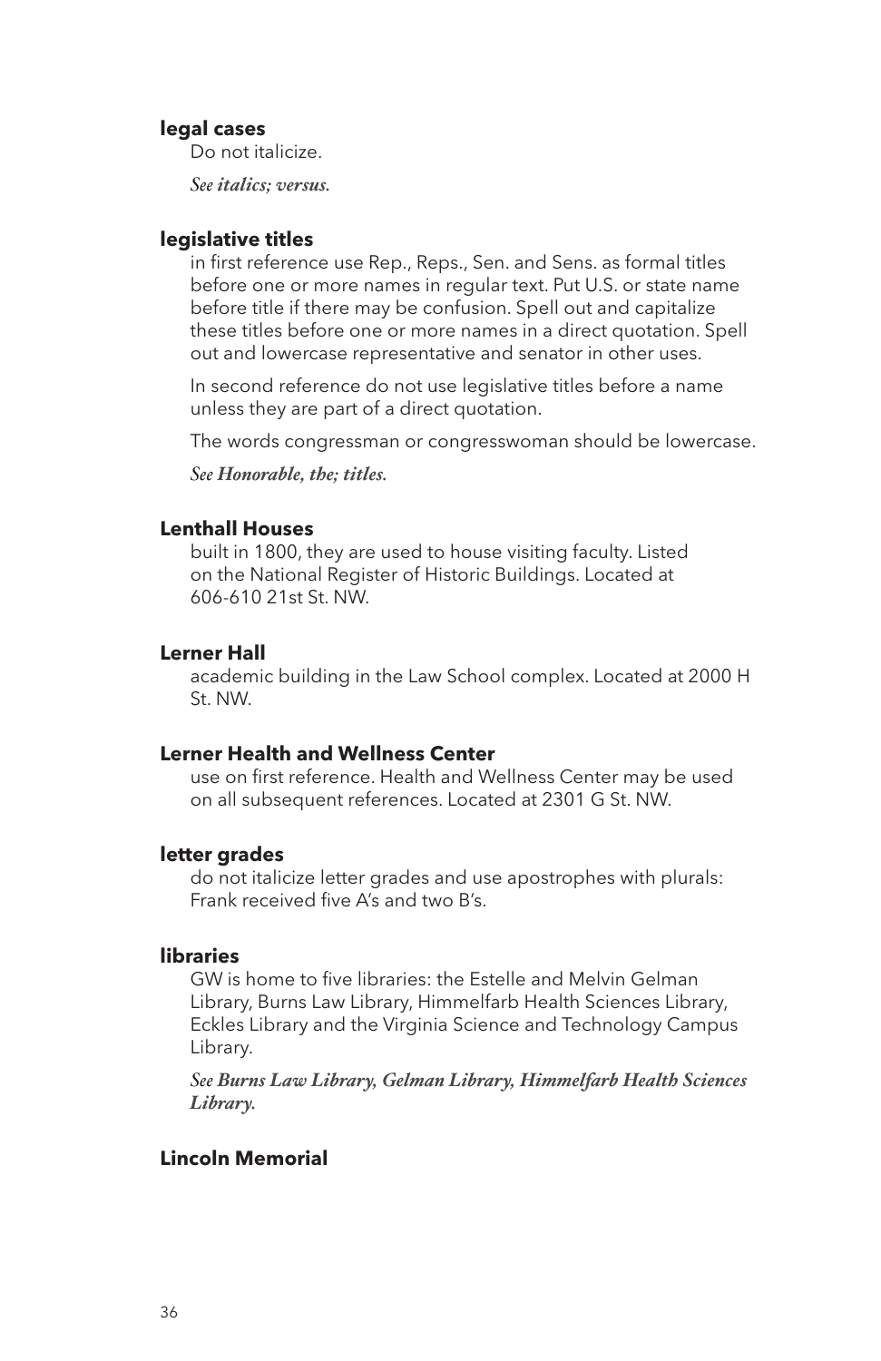**legal cases**

Do not italicize.

*See **italics; versus.***

**legislative titles**

in first reference use Rep., Reps., Sen. and Sens. as formal titles before one or more names in regular text. Put U.S. or state name before title if there may be confusion. Spell out and capitalize these titles before one or more names in a direct quotation. Spell out and lowercase representative and senator in other uses.

In second reference do not use legislative titles before a name unless they are part of a direct quotation.

The words congressman or congresswoman should be lowercase.

*See **Honorable, the; titles.***

**Lenthall Houses**

built in 1800, they are used to house visiting faculty. Listed on the National Register of Historic Buildings. Located at 606-610 21st St. NW.

**Lerner Hall**

academic building in the Law School complex. Located at 2000 H St. NW.

**Lerner Health and Wellness Center**

use on first reference. Health and Wellness Center may be used on all subsequent references. Located at 2301 G St. NW.

**letter grades**

do not italicize letter grades and use apostrophes with plurals: Frank received five A's and two B's.

**libraries**

GW is home to five libraries: the Estelle and Melvin Gelman Library, Burns Law Library, Himmelfarb Health Sciences Library, Eckles Library and the Virginia Science and Technology Campus Library.

*See **Burns Law Library, Gelman Library, Himmelfarb Health Sciences Library.***

**Lincoln Memorial**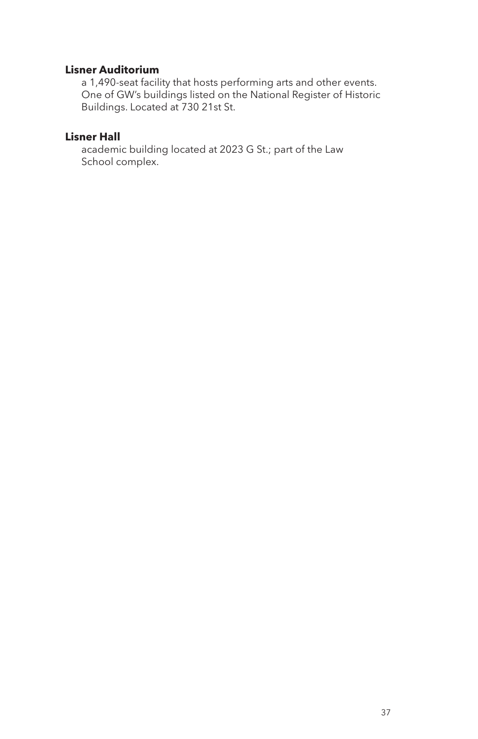**Lisner Auditorium**

a 1,490-seat facility that hosts performing arts and other events. One of GW's buildings listed on the National Register of Historic Buildings. Located at 730 21st St.

**Lisner Hall**

academic building located at 2023 G St.; part of the Law School complex.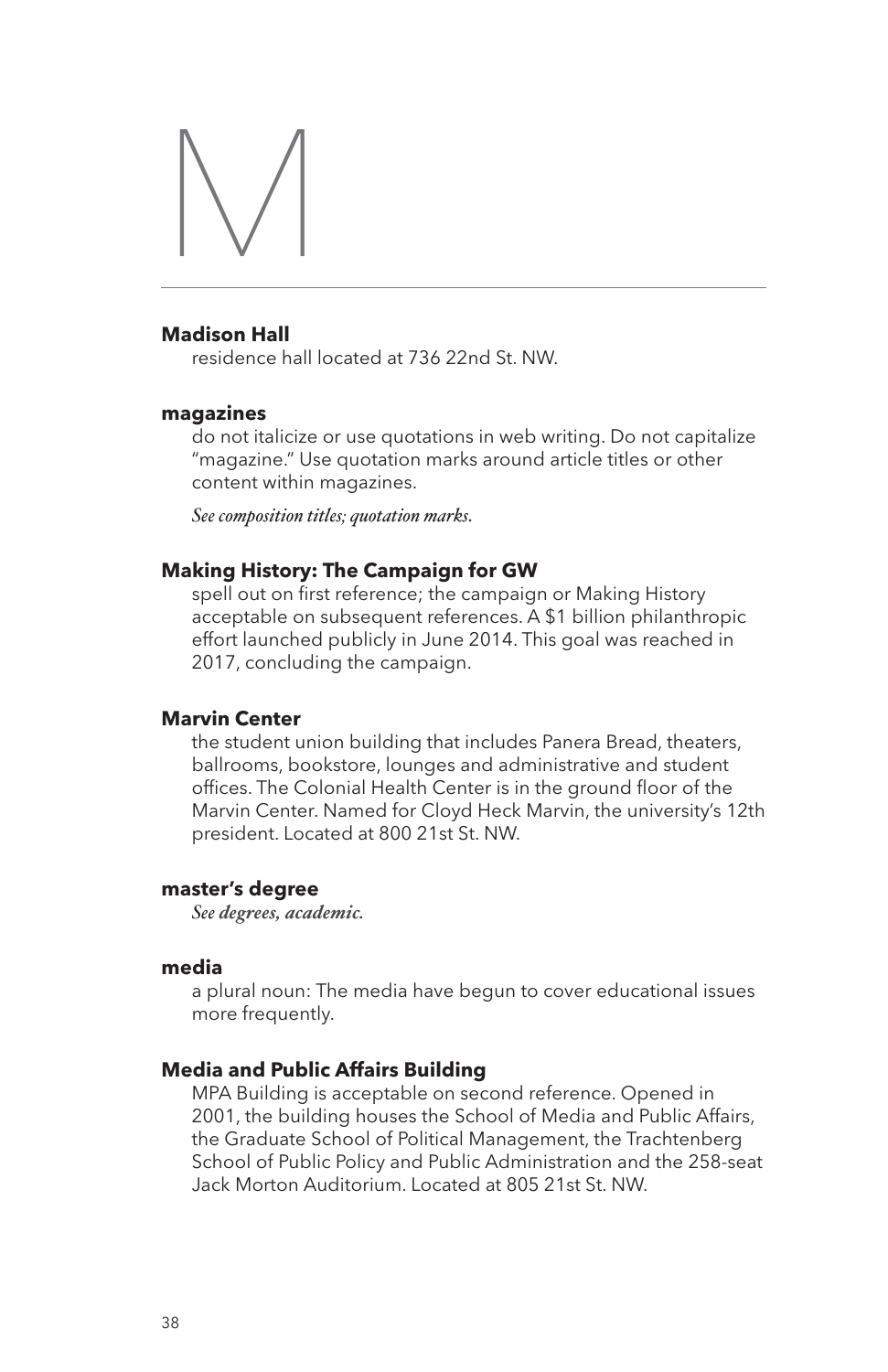# M

**Madison Hall**

residence hall located at 736 22nd St. NW.

**magazines**

do not italicize or use quotations in web writing. Do not capitalize "magazine." Use quotation marks around article titles or other content within magazines.

*See composition titles; quotation marks.*

**Making History: The Campaign for GW**

spell out on first reference; the campaign or Making History acceptable on subsequent references. A $1 billion philanthropic effort launched publicly in June 2014. This goal was reached in 2017, concluding the campaign.

**Marvin Center**

the student union building that includes Panera Bread, theaters, ballrooms, bookstore, lounges and administrative and student offices. The Colonial Health Center is in the ground floor of the Marvin Center. Named for Cloyd Heck Marvin, the university's 12th president. Located at 800 21st St. NW.

**master's degree**

*See degrees, academic.*

**media**

a plural noun: The media have begun to cover educational issues more frequently.

**Media and Public Affairs Building**

MPA Building is acceptable on second reference. Opened in 2001, the building houses the School of Media and Public Affairs, the Graduate School of Political Management, the Trachtenberg School of Public Policy and Public Administration and the 258-seat Jack Morton Auditorium. Located at 805 21st St. NW.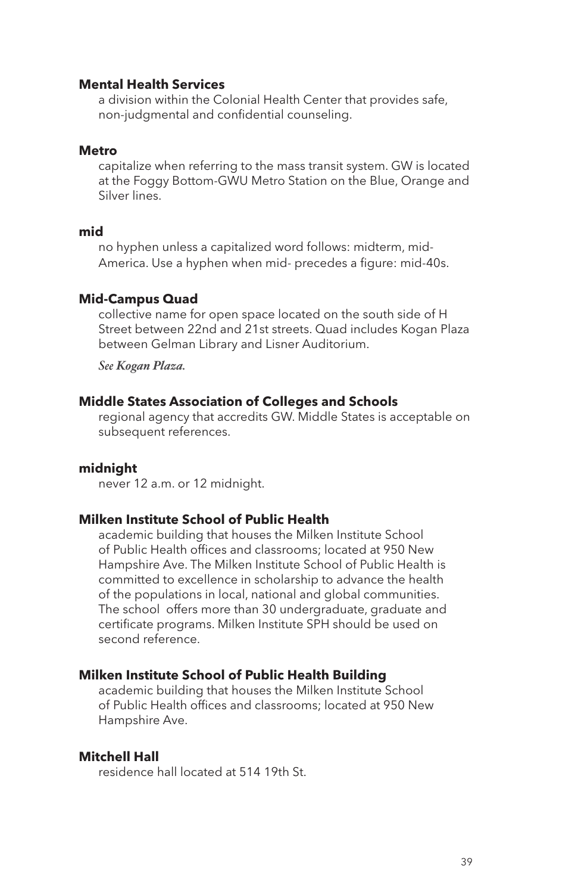**Mental Health Services**
a division within the Colonial Health Center that provides safe, non-judgmental and confidential counseling.

**Metro**
capitalize when referring to the mass transit system. GW is located at the Foggy Bottom-GWU Metro Station on the Blue, Orange and Silver lines.

**mid**
no hyphen unless a capitalized word follows: midterm, mid-America. Use a hyphen when mid- precedes a figure: mid-40s.

**Mid-Campus Quad**
collective name for open space located on the south side of H Street between 22nd and 21st streets. Quad includes Kogan Plaza between Gelman Library and Lisner Auditorium.

*See Kogan Plaza.*

**Middle States Association of Colleges and Schools**
regional agency that accredits GW. Middle States is acceptable on subsequent references.

**midnight**
never 12 a.m. or 12 midnight.

**Milken Institute School of Public Health**
academic building that houses the Milken Institute School of Public Health offices and classrooms; located at 950 New Hampshire Ave. The Milken Institute School of Public Health is committed to excellence in scholarship to advance the health of the populations in local, national and global communities. The school offers more than 30 undergraduate, graduate and certificate programs. Milken Institute SPH should be used on second reference.

**Milken Institute School of Public Health Building**
academic building that houses the Milken Institute School of Public Health offices and classrooms; located at 950 New Hampshire Ave.

**Mitchell Hall**
residence hall located at 514 19th St.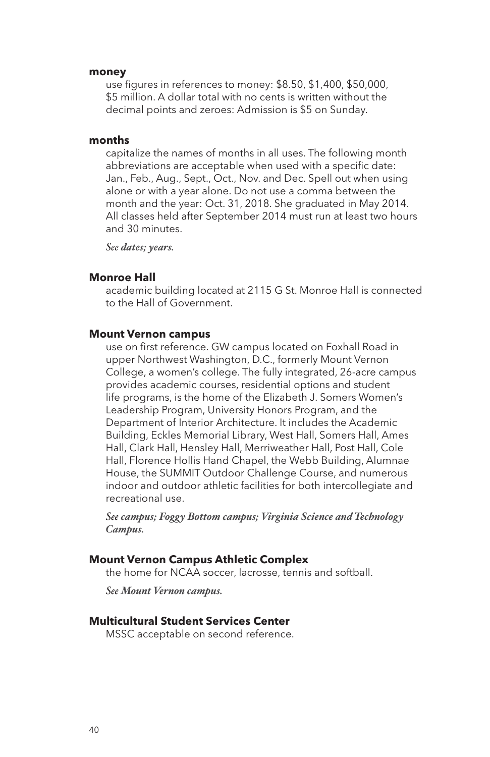**money**

use figures in references to money: $8.50, $1,400, $50,000, $5 million. A dollar total with no cents is written without the decimal points and zeroes: Admission is $5 on Sunday.

**months**

capitalize the names of months in all uses. The following month abbreviations are acceptable when used with a specific date: Jan., Feb., Aug., Sept., Oct., Nov. and Dec. Spell out when using alone or with a year alone. Do not use a comma between the month and the year: Oct. 31, 2018. She graduated in May 2014. All classes held after September 2014 must run at least two hours and 30 minutes.

*See dates; years.*

**Monroe Hall**

academic building located at 2115 G St. Monroe Hall is connected to the Hall of Government.

**Mount Vernon campus**

use on first reference. GW campus located on Foxhall Road in upper Northwest Washington, D.C., formerly Mount Vernon College, a women's college. The fully integrated, 26-acre campus provides academic courses, residential options and student life programs, is the home of the Elizabeth J. Somers Women's Leadership Program, University Honors Program, and the Department of Interior Architecture. It includes the Academic Building, Eckles Memorial Library, West Hall, Somers Hall, Ames Hall, Clark Hall, Hensley Hall, Merriweather Hall, Post Hall, Cole Hall, Florence Hollis Hand Chapel, the Webb Building, Alumnae House, the SUMMIT Outdoor Challenge Course, and numerous indoor and outdoor athletic facilities for both intercollegiate and recreational use.

*See campus; Foggy Bottom campus; Virginia Science and Technology Campus.*

**Mount Vernon Campus Athletic Complex**

the home for NCAA soccer, lacrosse, tennis and softball.

*See Mount Vernon campus.*

**Multicultural Student Services Center**

MSSC acceptable on second reference.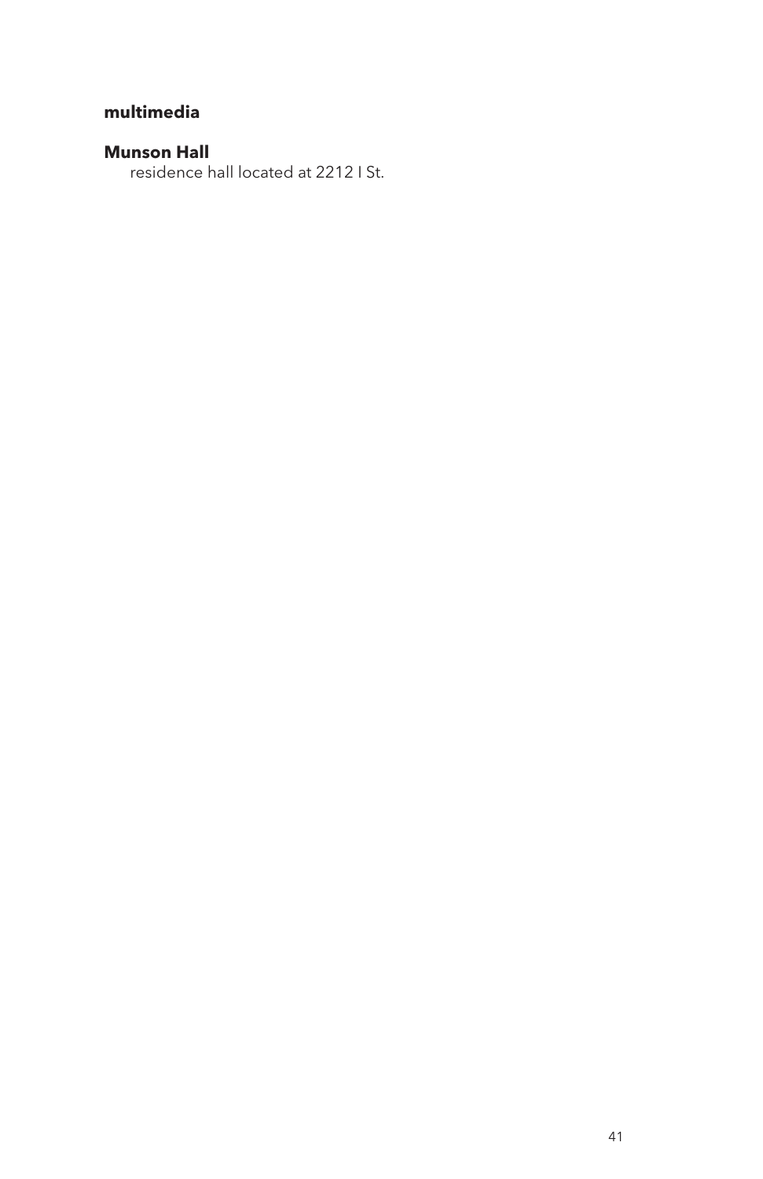**multimedia**

**Munson Hall**
residence hall located at 2212 I St.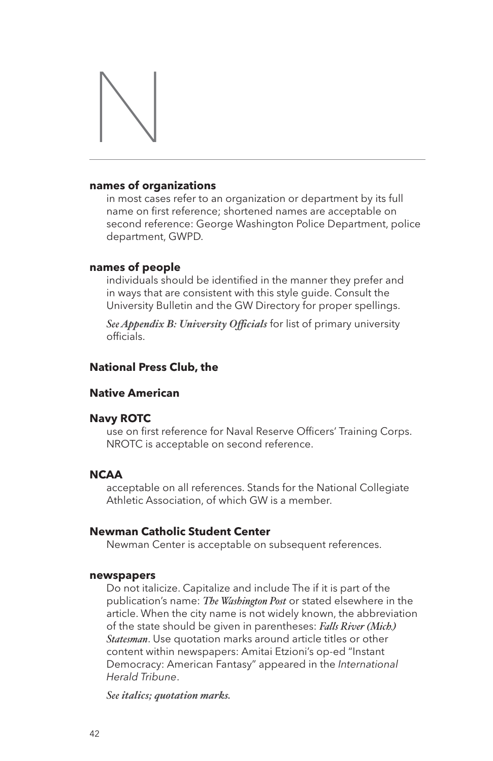# N

**names of organizations**

in most cases refer to an organization or department by its full name on first reference; shortened names are acceptable on second reference: George Washington Police Department, police department, GWPD.

**names of people**

individuals should be identified in the manner they prefer and in ways that are consistent with this style guide. Consult the University Bulletin and the GW Directory for proper spellings.

*See **Appendix B: University Officials*** for list of primary university officials.

**National Press Club, the**

**Native American**

**Navy ROTC**

use on first reference for Naval Reserve Officers' Training Corps. NROTC is acceptable on second reference.

**NCAA**

acceptable on all references. Stands for the National Collegiate Athletic Association, of which GW is a member.

**Newman Catholic Student Center**

Newman Center is acceptable on subsequent references.

**newspapers**

Do not italicize. Capitalize and include The if it is part of the publication's name: ***The Washington Post*** or stated elsewhere in the article. When the city name is not widely known, the abbreviation of the state should be given in parentheses: ***Falls River (Mich.) Statesman***. Use quotation marks around article titles or other content within newspapers: Amitai Etzioni's op-ed "Instant Democracy: American Fantasy" appeared in the *International Herald Tribune*.

*See **italics; quotation marks.***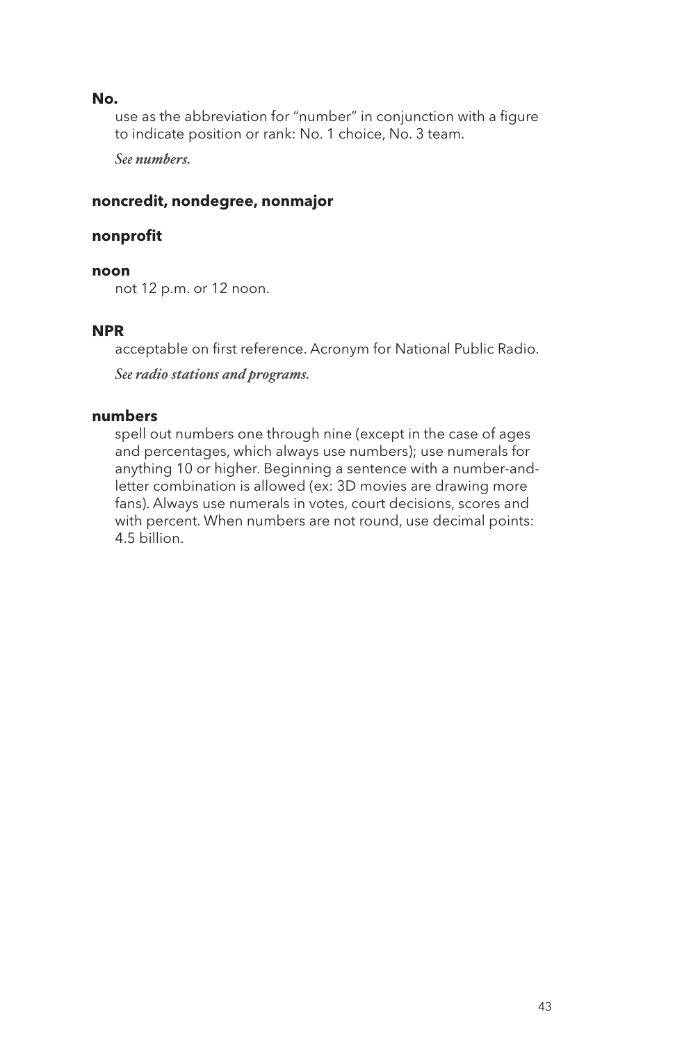**No.**

use as the abbreviation for "number" in conjunction with a figure to indicate position or rank: No. 1 choice, No. 3 team.

*See* ***numbers.***

**noncredit, nondegree, nonmajor**

**nonprofit**

**noon**

not 12 p.m. or 12 noon.

**NPR**

acceptable on first reference. Acronym for National Public Radio.

*See* ***radio stations and programs.***

**numbers**

spell out numbers one through nine (except in the case of ages and percentages, which always use numbers); use numerals for anything 10 or higher. Beginning a sentence with a number-and-letter combination is allowed (ex: 3D movies are drawing more fans). Always use numerals in votes, court decisions, scores and with percent. When numbers are not round, use decimal points: 4.5 billion.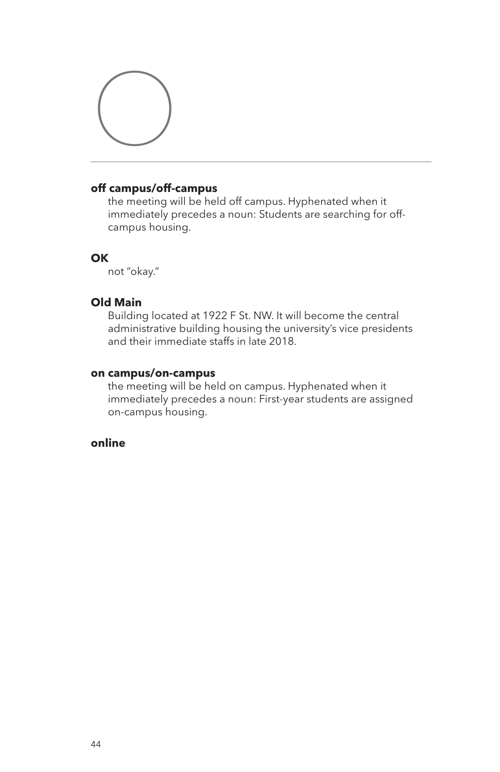# O

**off campus/off-campus**
the meeting will be held off campus. Hyphenated when it immediately precedes a noun: Students are searching for off-campus housing.

**OK**
not "okay."

**Old Main**
Building located at 1922 F St. NW. It will become the central administrative building housing the university's vice presidents and their immediate staffs in late 2018.

**on campus/on-campus**
the meeting will be held on campus. Hyphenated when it immediately precedes a noun: First-year students are assigned on-campus housing.

**online**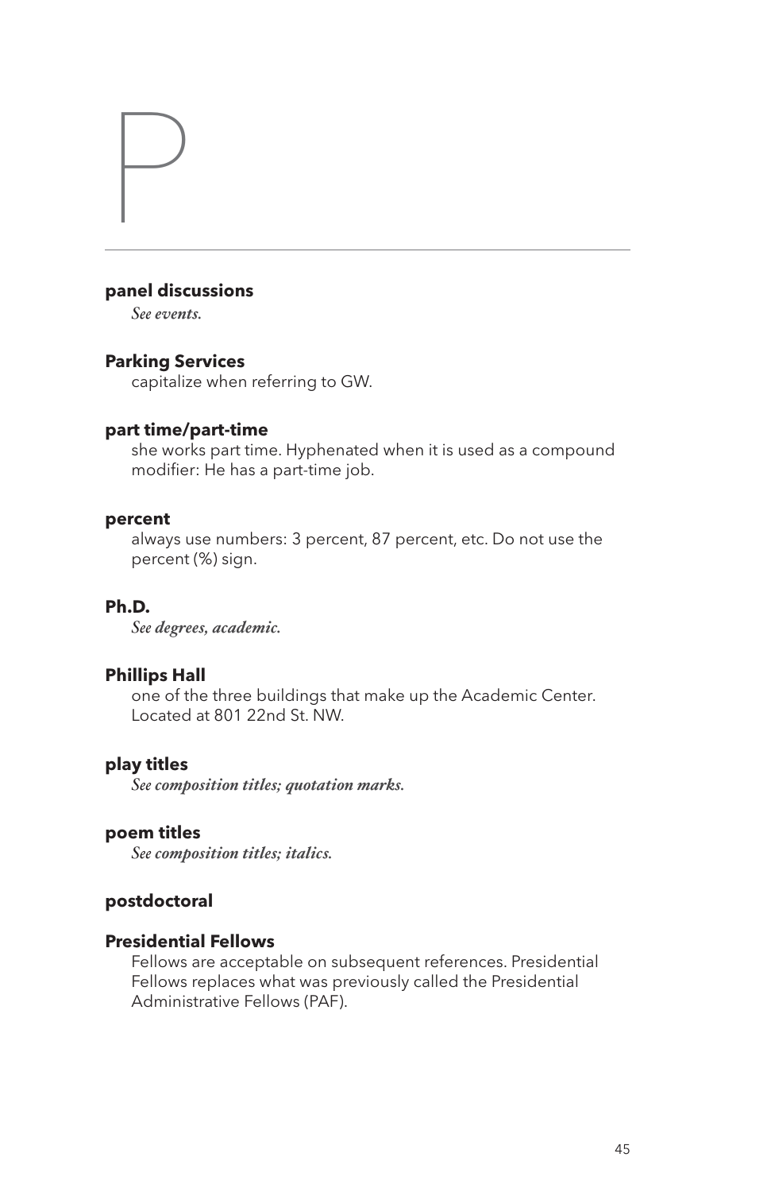# P

**panel discussions**
*See events.*

**Parking Services**
capitalize when referring to GW.

**part time/part-time**
she works part time. Hyphenated when it is used as a compound modifier: He has a part-time job.

**percent**
always use numbers: 3 percent, 87 percent, etc. Do not use the percent (%) sign.

**Ph.D.**
*See degrees, academic.*

**Phillips Hall**
one of the three buildings that make up the Academic Center. Located at 801 22nd St. NW.

**play titles**
*See composition titles; quotation marks.*

**poem titles**
*See composition titles; italics.*

**postdoctoral**

**Presidential Fellows**
Fellows are acceptable on subsequent references. Presidential Fellows replaces what was previously called the Presidential Administrative Fellows (PAF).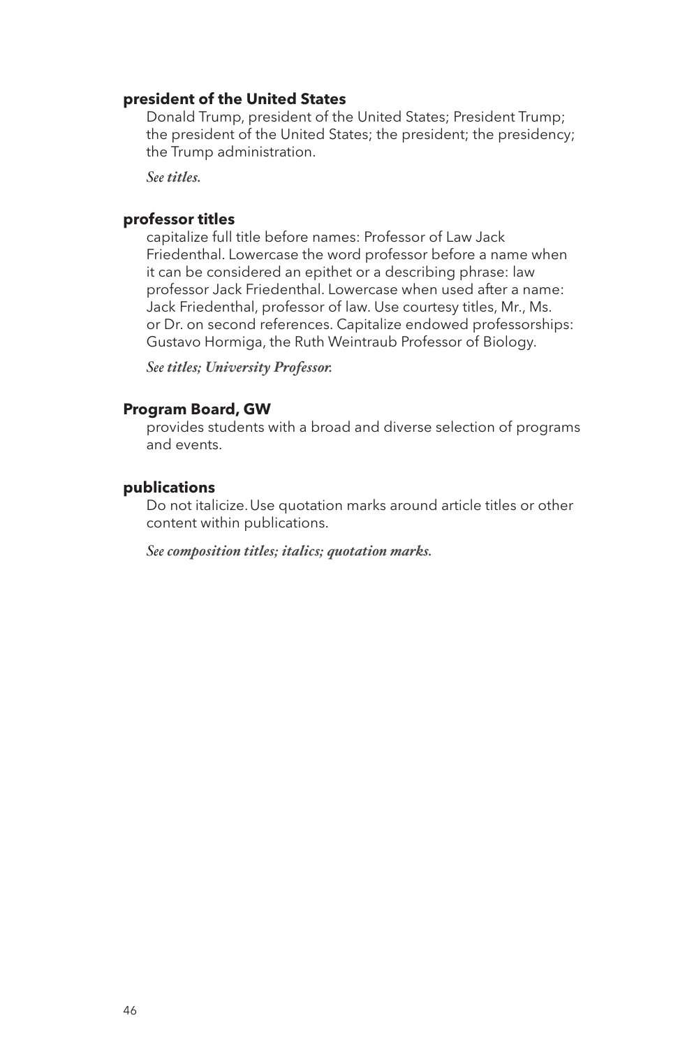**president of the United States**

Donald Trump, president of the United States; President Trump; the president of the United States; the president; the presidency; the Trump administration.

*See **titles**.*

**professor titles**

capitalize full title before names: Professor of Law Jack Friedenthal. Lowercase the word professor before a name when it can be considered an epithet or a describing phrase: law professor Jack Friedenthal. Lowercase when used after a name: Jack Friedenthal, professor of law. Use courtesy titles, Mr., Ms. or Dr. on second references. Capitalize endowed professorships: Gustavo Hormiga, the Ruth Weintraub Professor of Biology.

*See **titles; University Professor**.*

**Program Board, GW**

provides students with a broad and diverse selection of programs and events.

**publications**

Do not italicize. Use quotation marks around article titles or other content within publications.

*See **composition titles; italics; quotation marks**.*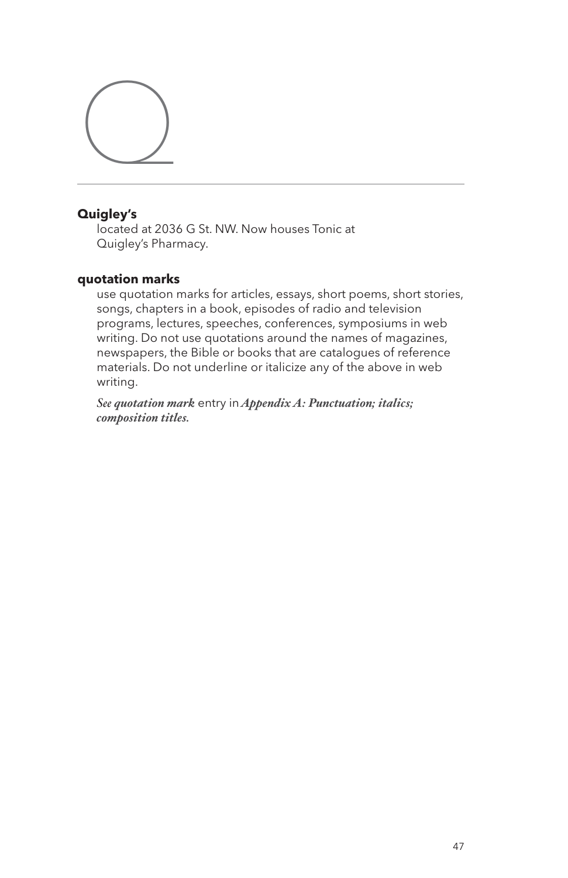# Q

**Quigley's**

located at 2036 G St. NW. Now houses Tonic at Quigley's Pharmacy.

**quotation marks**

use quotation marks for articles, essays, short poems, short stories, songs, chapters in a book, episodes of radio and television programs, lectures, speeches, conferences, symposiums in web writing. Do not use quotations around the names of magazines, newspapers, the Bible or books that are catalogues of reference materials. Do not underline or italicize any of the above in web writing.

*See* ***quotation mark*** entry in ***Appendix A: Punctuation; italics; composition titles.***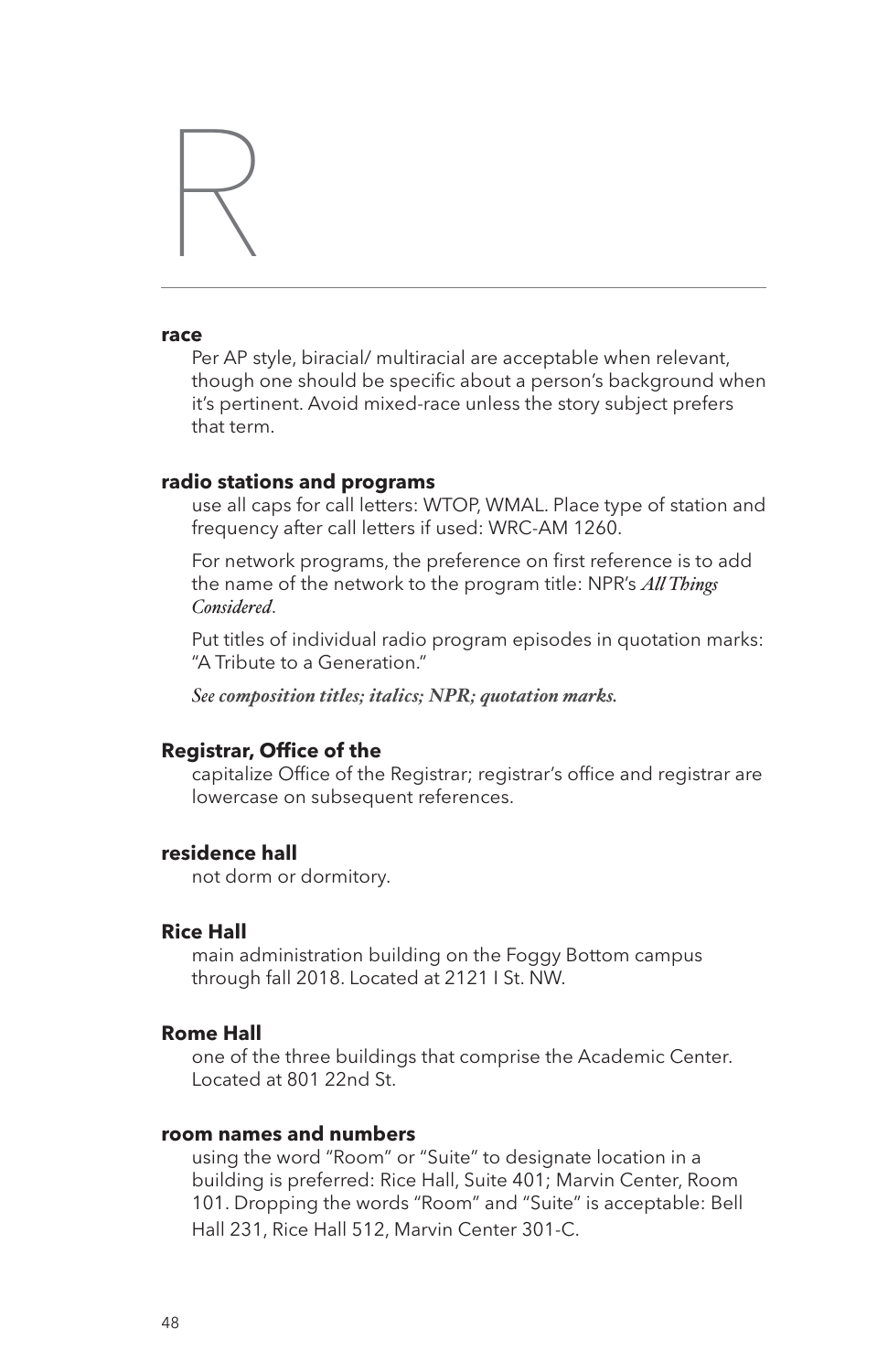# R

**race**

Per AP style, biracial/ multiracial are acceptable when relevant, though one should be specific about a person's background when it's pertinent. Avoid mixed-race unless the story subject prefers that term.

**radio stations and programs**

use all caps for call letters: WTOP, WMAL. Place type of station and frequency after call letters if used: WRC-AM 1260.

For network programs, the preference on first reference is to add the name of the network to the program title: NPR's ***All Things Considered***.

Put titles of individual radio program episodes in quotation marks: "A Tribute to a Generation."

*See **composition titles; italics; NPR; quotation marks.***

**Registrar, Office of the**

capitalize Office of the Registrar; registrar's office and registrar are lowercase on subsequent references.

**residence hall**

not dorm or dormitory.

**Rice Hall**

main administration building on the Foggy Bottom campus through fall 2018. Located at 2121 I St. NW.

**Rome Hall**

one of the three buildings that comprise the Academic Center. Located at 801 22nd St.

**room names and numbers**

using the word "Room" or "Suite" to designate location in a building is preferred: Rice Hall, Suite 401; Marvin Center, Room 101. Dropping the words "Room" and "Suite" is acceptable: Bell Hall 231, Rice Hall 512, Marvin Center 301-C.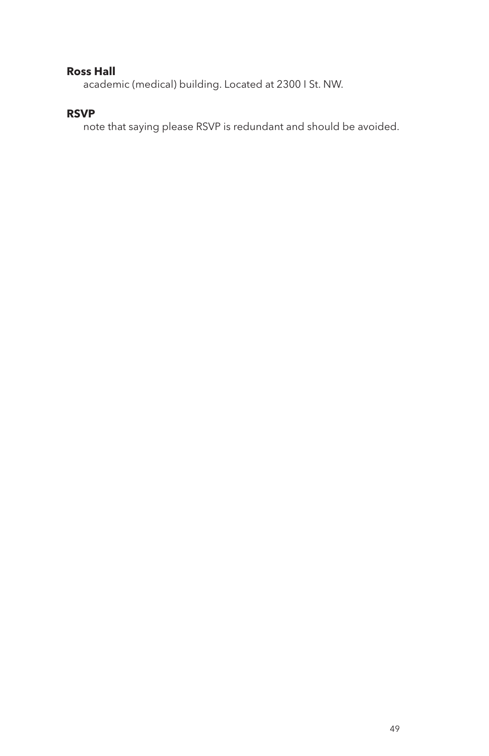**Ross Hall**

academic (medical) building. Located at 2300 I St. NW.

**RSVP**

note that saying please RSVP is redundant and should be avoided.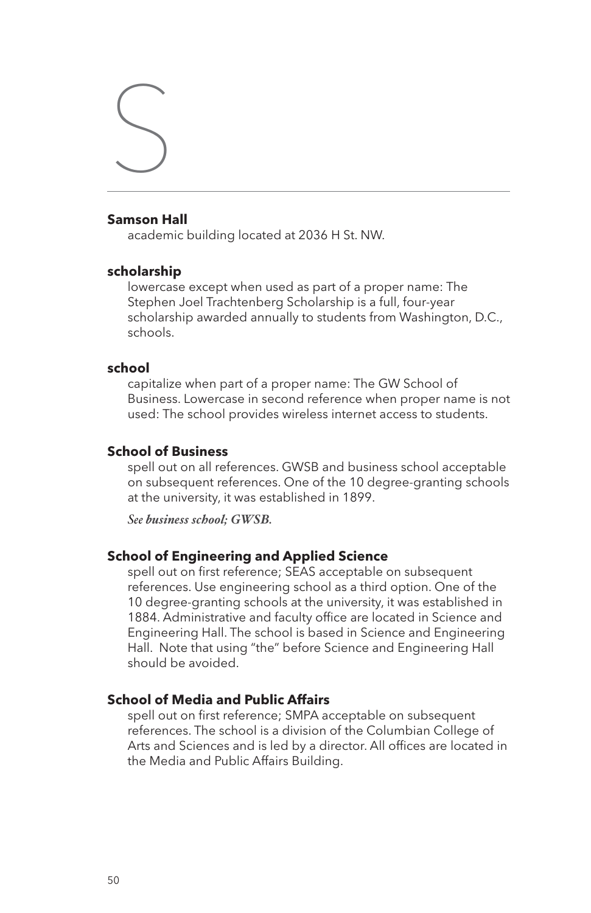# S

**Samson Hall**
academic building located at 2036 H St. NW.

**scholarship**
lowercase except when used as part of a proper name: The Stephen Joel Trachtenberg Scholarship is a full, four-year scholarship awarded annually to students from Washington, D.C., schools.

**school**
capitalize when part of a proper name: The GW School of Business. Lowercase in second reference when proper name is not used: The school provides wireless internet access to students.

**School of Business**
spell out on all references. GWSB and business school acceptable on subsequent references. One of the 10 degree-granting schools at the university, it was established in 1899.

*See **business school; GWSB.***

**School of Engineering and Applied Science**
spell out on first reference; SEAS acceptable on subsequent references. Use engineering school as a third option. One of the 10 degree-granting schools at the university, it was established in 1884. Administrative and faculty office are located in Science and Engineering Hall. The school is based in Science and Engineering Hall. Note that using "the" before Science and Engineering Hall should be avoided.

**School of Media and Public Affairs**
spell out on first reference; SMPA acceptable on subsequent references. The school is a division of the Columbian College of Arts and Sciences and is led by a director. All offices are located in the Media and Public Affairs Building.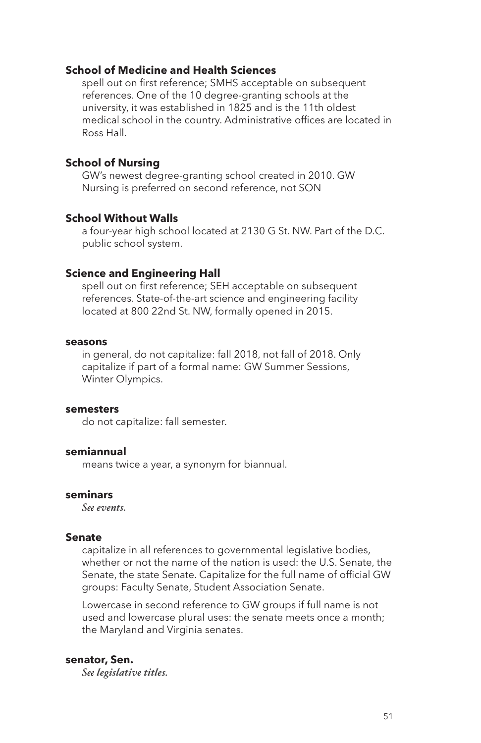**School of Medicine and Health Sciences**

spell out on first reference; SMHS acceptable on subsequent references. One of the 10 degree-granting schools at the university, it was established in 1825 and is the 11th oldest medical school in the country. Administrative offices are located in Ross Hall.

**School of Nursing**

GW's newest degree-granting school created in 2010. GW Nursing is preferred on second reference, not SON

**School Without Walls**

a four-year high school located at 2130 G St. NW. Part of the D.C. public school system.

**Science and Engineering Hall**

spell out on first reference; SEH acceptable on subsequent references. State-of-the-art science and engineering facility located at 800 22nd St. NW, formally opened in 2015.

**seasons**

in general, do not capitalize: fall 2018, not fall of 2018. Only capitalize if part of a formal name: GW Summer Sessions, Winter Olympics.

**semesters**

do not capitalize: fall semester.

**semiannual**

means twice a year, a synonym for biannual.

**seminars**

*See events.*

**Senate**

capitalize in all references to governmental legislative bodies, whether or not the name of the nation is used: the U.S. Senate, the Senate, the state Senate. Capitalize for the full name of official GW groups: Faculty Senate, Student Association Senate.

Lowercase in second reference to GW groups if full name is not used and lowercase plural uses: the senate meets once a month; the Maryland and Virginia senates.

**senator, Sen.**

*See* ***legislative titles.***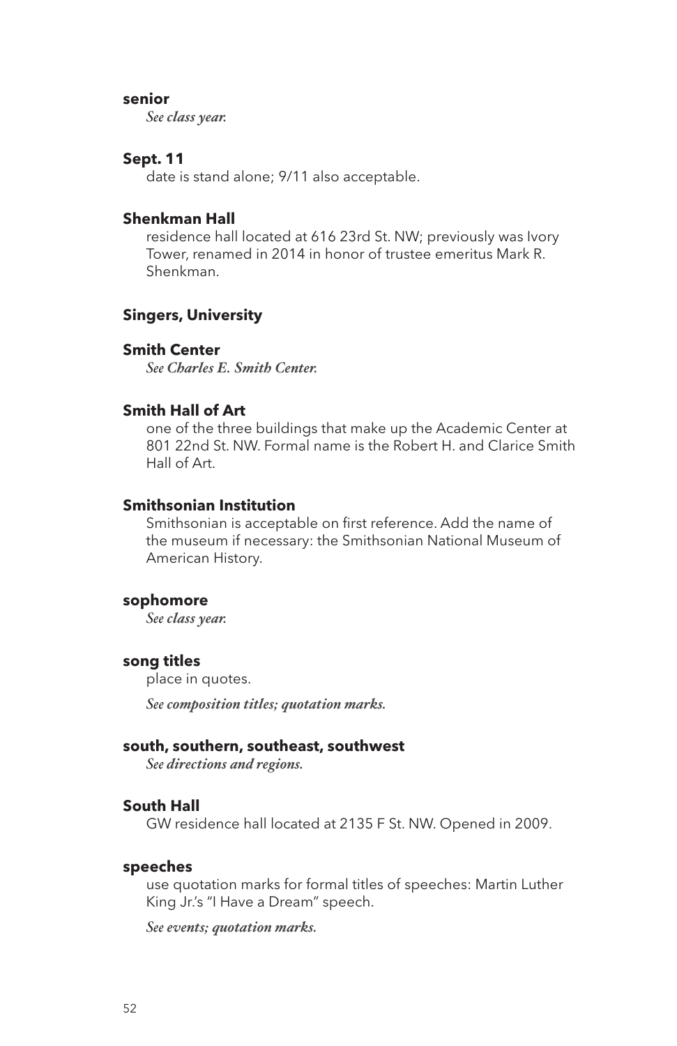**senior**

*See class year.*

**Sept. 11**

date is stand alone; 9/11 also acceptable.

**Shenkman Hall**

residence hall located at 616 23rd St. NW; previously was Ivory Tower, renamed in 2014 in honor of trustee emeritus Mark R. Shenkman.

**Singers, University**

**Smith Center**

*See Charles E. Smith Center.*

**Smith Hall of Art**

one of the three buildings that make up the Academic Center at 801 22nd St. NW. Formal name is the Robert H. and Clarice Smith Hall of Art.

**Smithsonian Institution**

Smithsonian is acceptable on first reference. Add the name of the museum if necessary: the Smithsonian National Museum of American History.

**sophomore**

*See class year.*

**song titles**

place in quotes.

*See composition titles; quotation marks.*

**south, southern, southeast, southwest**

*See directions and regions.*

**South Hall**

GW residence hall located at 2135 F St. NW. Opened in 2009.

**speeches**

use quotation marks for formal titles of speeches: Martin Luther King Jr.'s "I Have a Dream" speech.

*See events; quotation marks.*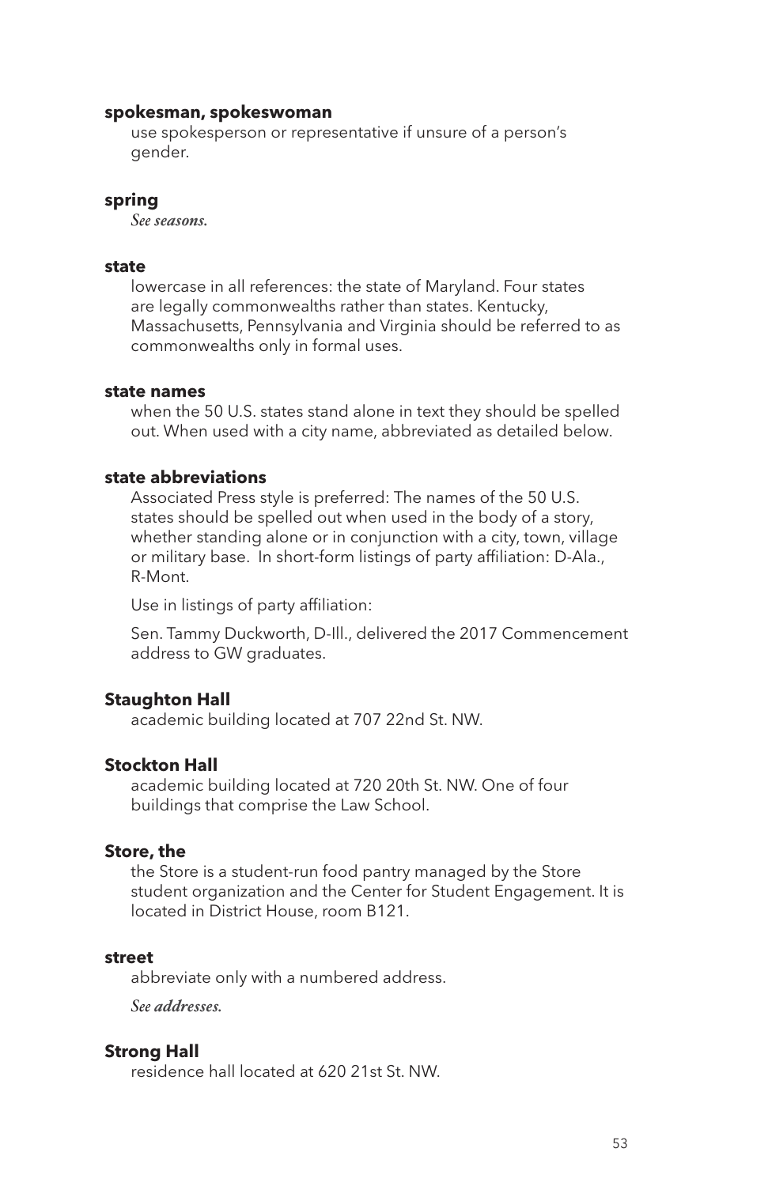**spokesman, spokeswoman**

use spokesperson or representative if unsure of a person's gender.

**spring**

*See seasons.*

**state**

lowercase in all references: the state of Maryland. Four states are legally commonwealths rather than states. Kentucky, Massachusetts, Pennsylvania and Virginia should be referred to as commonwealths only in formal uses.

**state names**

when the 50 U.S. states stand alone in text they should be spelled out. When used with a city name, abbreviated as detailed below.

**state abbreviations**

Associated Press style is preferred: The names of the 50 U.S. states should be spelled out when used in the body of a story, whether standing alone or in conjunction with a city, town, village or military base.  In short-form listings of party affiliation: D-Ala., R-Mont.

Use in listings of party affiliation:

Sen. Tammy Duckworth, D-Ill., delivered the 2017 Commencement address to GW graduates.

**Staughton Hall**

academic building located at 707 22nd St. NW.

**Stockton Hall**

academic building located at 720 20th St. NW. One of four buildings that comprise the Law School.

**Store, the**

the Store is a student-run food pantry managed by the Store student organization and the Center for Student Engagement. It is located in District House, room B121.

**street**

abbreviate only with a numbered address.

*See addresses.*

**Strong Hall**

residence hall located at 620 21st St. NW.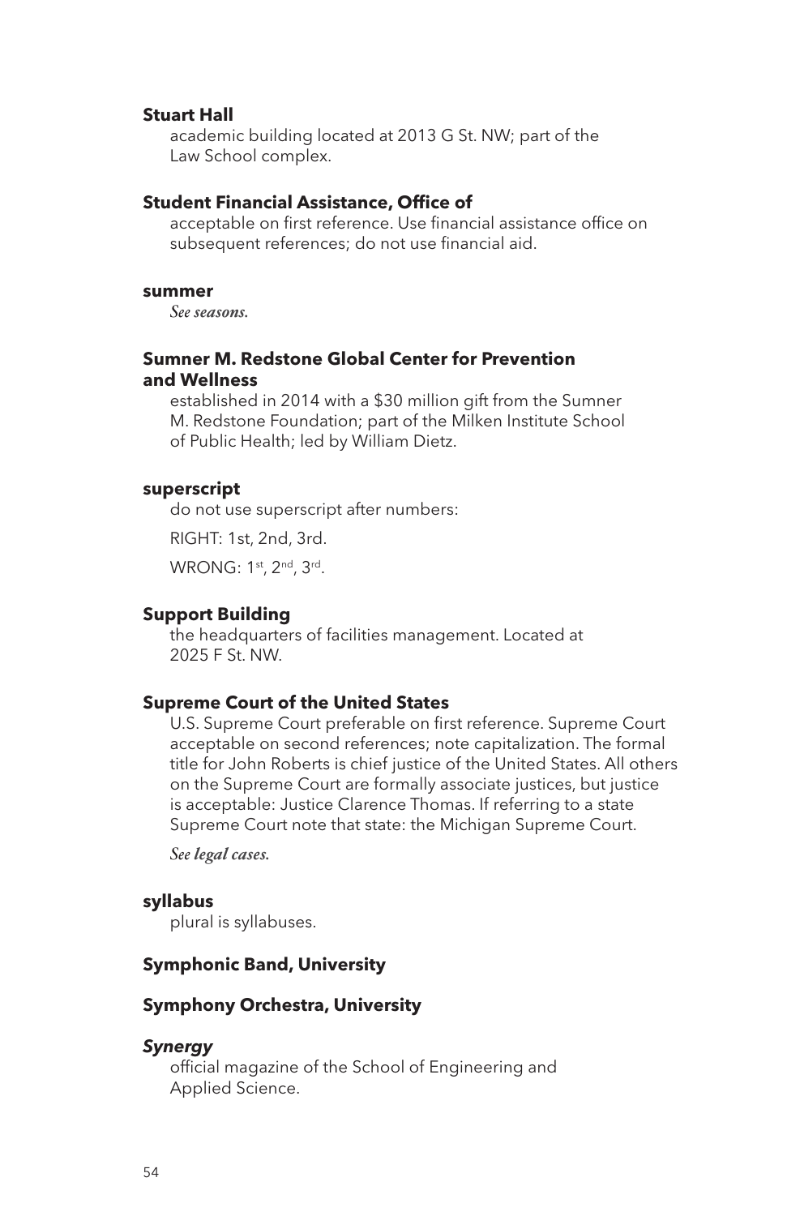**Stuart Hall**
academic building located at 2013 G St. NW; part of the Law School complex.

**Student Financial Assistance, Office of**
acceptable on first reference. Use financial assistance office on subsequent references; do not use financial aid.

**summer**
*See seasons.*

**Sumner M. Redstone Global Center for Prevention and Wellness**
established in 2014 with a $30 million gift from the Sumner M. Redstone Foundation; part of the Milken Institute School of Public Health; led by William Dietz.

**superscript**
do not use superscript after numbers:

RIGHT: 1st, 2nd, 3rd.

WRONG: $1^{st}$, $2^{nd}$, $3^{rd}$.

**Support Building**
the headquarters of facilities management. Located at 2025 F St. NW.

**Supreme Court of the United States**
U.S. Supreme Court preferable on first reference. Supreme Court acceptable on second references; note capitalization. The formal title for John Roberts is chief justice of the United States. All others on the Supreme Court are formally associate justices, but justice is acceptable: Justice Clarence Thomas. If referring to a state Supreme Court note that state: the Michigan Supreme Court.

*See legal cases.*

**syllabus**
plural is syllabuses.

**Symphonic Band, University**

**Symphony Orchestra, University**

***Synergy***
official magazine of the School of Engineering and Applied Science.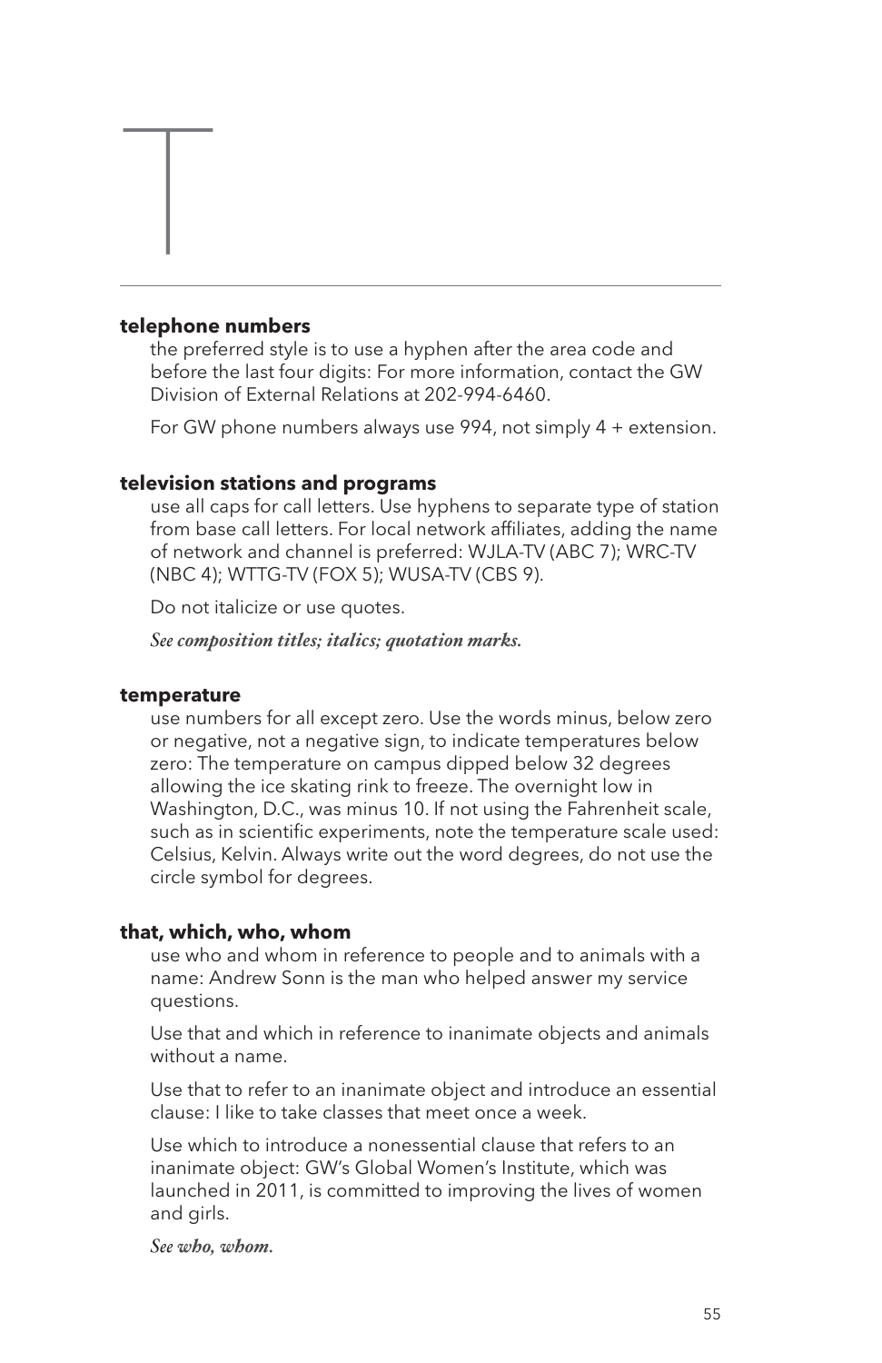# T

**telephone numbers**

the preferred style is to use a hyphen after the area code and before the last four digits: For more information, contact the GW Division of External Relations at 202-994-6460.

For GW phone numbers always use 994, not simply 4 + extension.

**television stations and programs**

use all caps for call letters. Use hyphens to separate type of station from base call letters. For local network affiliates, adding the name of network and channel is preferred: WJLA-TV (ABC 7); WRC-TV (NBC 4); WTTG-TV (FOX 5); WUSA-TV (CBS 9).

Do not italicize or use quotes.

*See **composition titles; italics; quotation marks.***

**temperature**

use numbers for all except zero. Use the words minus, below zero or negative, not a negative sign, to indicate temperatures below zero: The temperature on campus dipped below 32 degrees allowing the ice skating rink to freeze. The overnight low in Washington, D.C., was minus 10. If not using the Fahrenheit scale, such as in scientific experiments, note the temperature scale used: Celsius, Kelvin. Always write out the word degrees, do not use the circle symbol for degrees.

**that, which, who, whom**

use who and whom in reference to people and to animals with a name: Andrew Sonn is the man who helped answer my service questions.

Use that and which in reference to inanimate objects and animals without a name.

Use that to refer to an inanimate object and introduce an essential clause: I like to take classes that meet once a week.

Use which to introduce a nonessential clause that refers to an inanimate object: GW's Global Women's Institute, which was launched in 2011, is committed to improving the lives of women and girls.

*See **who, whom.***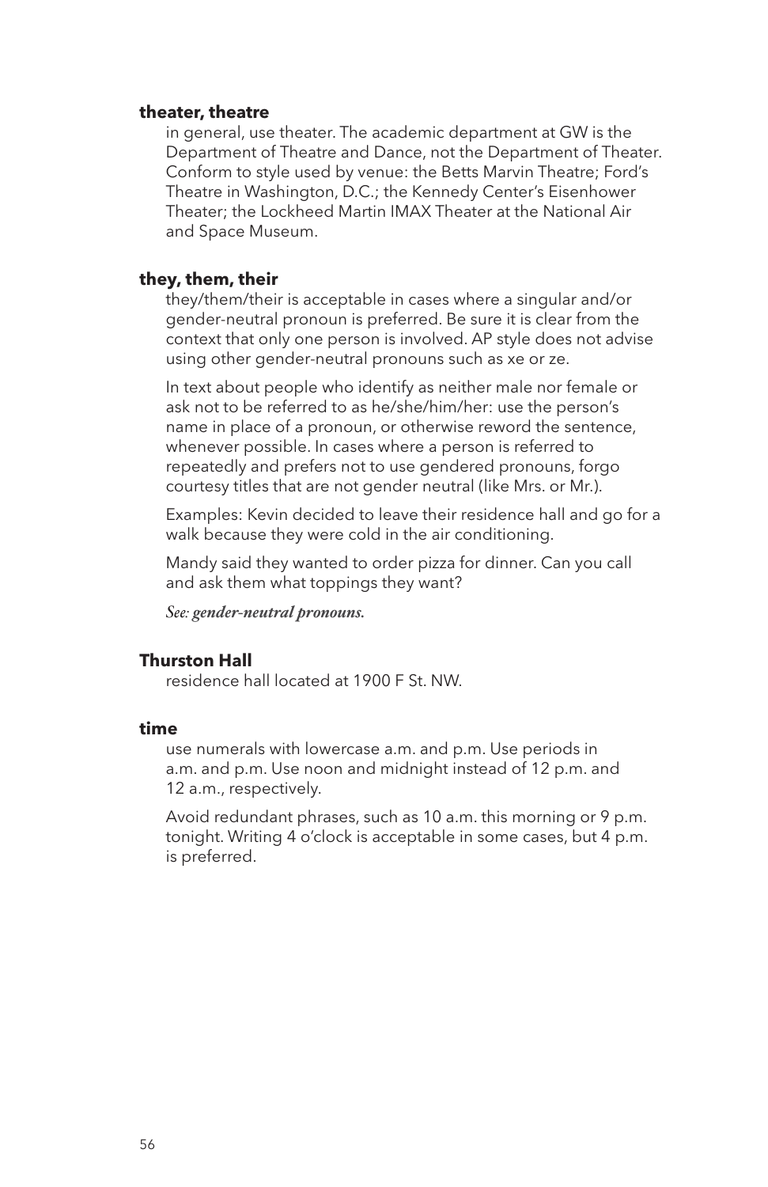**theater, theatre**

in general, use theater. The academic department at GW is the Department of Theatre and Dance, not the Department of Theater. Conform to style used by venue: the Betts Marvin Theatre; Ford's Theatre in Washington, D.C.; the Kennedy Center's Eisenhower Theater; the Lockheed Martin IMAX Theater at the National Air and Space Museum.

**they, them, their**

they/them/their is acceptable in cases where a singular and/or gender-neutral pronoun is preferred. Be sure it is clear from the context that only one person is involved. AP style does not advise using other gender-neutral pronouns such as xe or ze.

In text about people who identify as neither male nor female or ask not to be referred to as he/she/him/her: use the person's name in place of a pronoun, or otherwise reword the sentence, whenever possible. In cases where a person is referred to repeatedly and prefers not to use gendered pronouns, forgo courtesy titles that are not gender neutral (like Mrs. or Mr.).

Examples: Kevin decided to leave their residence hall and go for a walk because they were cold in the air conditioning.

Mandy said they wanted to order pizza for dinner. Can you call and ask them what toppings they want?

*See:* ***gender-neutral pronouns.***

**Thurston Hall**

residence hall located at 1900 F St. NW.

**time**

use numerals with lowercase a.m. and p.m. Use periods in a.m. and p.m. Use noon and midnight instead of 12 p.m. and 12 a.m., respectively.

Avoid redundant phrases, such as 10 a.m. this morning or 9 p.m. tonight. Writing 4 o'clock is acceptable in some cases, but 4 p.m. is preferred.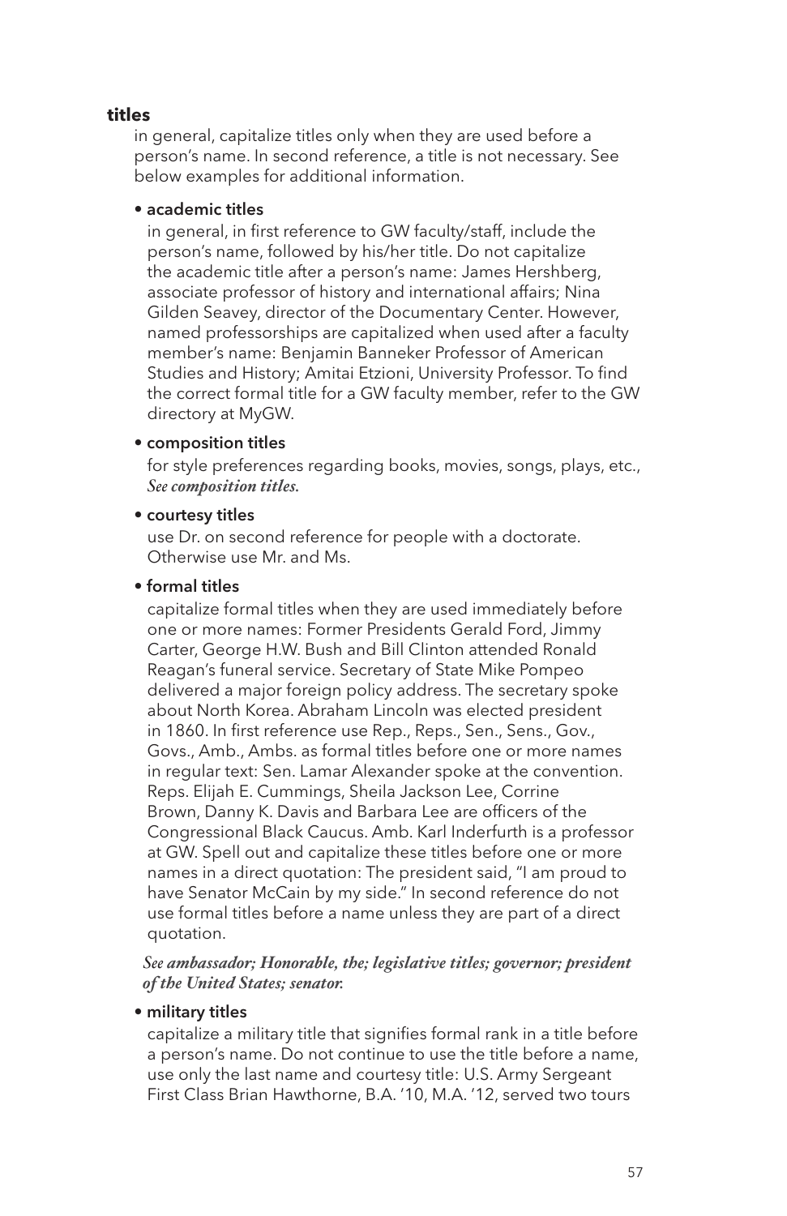**titles**

in general, capitalize titles only when they are used before a person's name. In second reference, a title is not necessary. See below examples for additional information.

- **academic titles**

  in general, in first reference to GW faculty/staff, include the person's name, followed by his/her title. Do not capitalize the academic title after a person's name: James Hershberg, associate professor of history and international affairs; Nina Gilden Seavey, director of the Documentary Center. However, named professorships are capitalized when used after a faculty member's name: Benjamin Banneker Professor of American Studies and History; Amitai Etzioni, University Professor. To find the correct formal title for a GW faculty member, refer to the GW directory at MyGW.

- **composition titles**

  for style preferences regarding books, movies, songs, plays, etc., *See* ***composition titles.***

- **courtesy titles**

  use Dr. on second reference for people with a doctorate. Otherwise use Mr. and Ms.

- **formal titles**

  capitalize formal titles when they are used immediately before one or more names: Former Presidents Gerald Ford, Jimmy Carter, George H.W. Bush and Bill Clinton attended Ronald Reagan's funeral service. Secretary of State Mike Pompeo delivered a major foreign policy address. The secretary spoke about North Korea. Abraham Lincoln was elected president in 1860. In first reference use Rep., Reps., Sen., Sens., Gov., Govs., Amb., Ambs. as formal titles before one or more names in regular text: Sen. Lamar Alexander spoke at the convention. Reps. Elijah E. Cummings, Sheila Jackson Lee, Corrine Brown, Danny K. Davis and Barbara Lee are officers of the Congressional Black Caucus. Amb. Karl Inderfurth is a professor at GW. Spell out and capitalize these titles before one or more names in a direct quotation: The president said, "I am proud to have Senator McCain by my side." In second reference do not use formal titles before a name unless they are part of a direct quotation.

  *See* ***ambassador; Honorable, the; legislative titles; governor; president of the United States; senator.***

- **military titles**

  capitalize a military title that signifies formal rank in a title before a person's name. Do not continue to use the title before a name, use only the last name and courtesy title: U.S. Army Sergeant First Class Brian Hawthorne, B.A. '10, M.A. '12, served two tours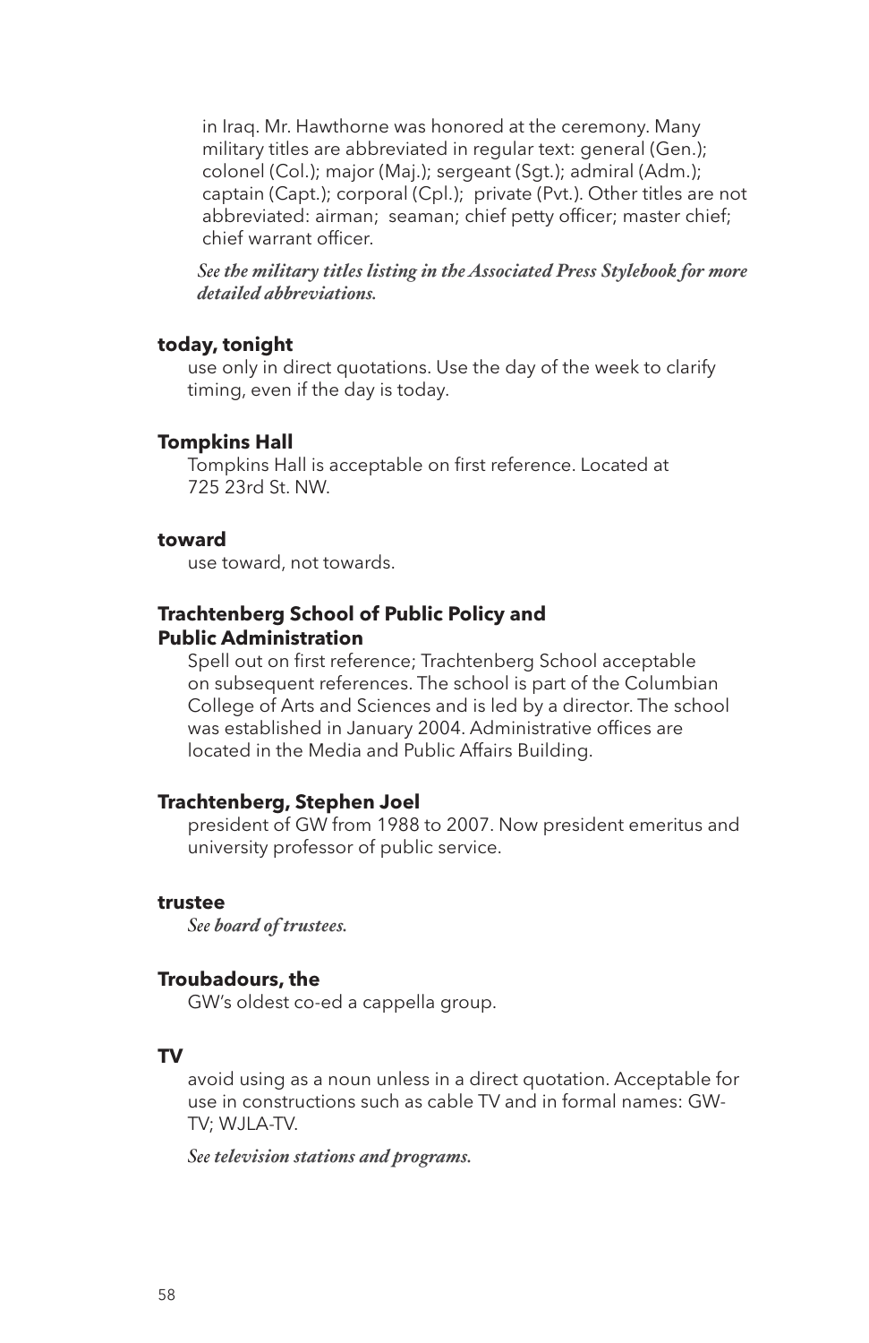in Iraq. Mr. Hawthorne was honored at the ceremony. Many military titles are abbreviated in regular text: general (Gen.); colonel (Col.); major (Maj.); sergeant (Sgt.); admiral (Adm.); captain (Capt.); corporal (Cpl.); private (Pvt.). Other titles are not abbreviated: airman; seaman; chief petty officer; master chief; chief warrant officer.

*See the military titles listing in the Associated Press Stylebook for more detailed abbreviations.*

**today, tonight**

use only in direct quotations. Use the day of the week to clarify timing, even if the day is today.

**Tompkins Hall**

Tompkins Hall is acceptable on first reference. Located at 725 23rd St. NW.

**toward**

use toward, not towards.

**Trachtenberg School of Public Policy and Public Administration**

Spell out on first reference; Trachtenberg School acceptable on subsequent references. The school is part of the Columbian College of Arts and Sciences and is led by a director. The school was established in January 2004. Administrative offices are located in the Media and Public Affairs Building.

**Trachtenberg, Stephen Joel**

president of GW from 1988 to 2007. Now president emeritus and university professor of public service.

**trustee**

*See board of trustees.*

**Troubadours, the**

GW's oldest co-ed a cappella group.

**TV**

avoid using as a noun unless in a direct quotation. Acceptable for use in constructions such as cable TV and in formal names: GW-TV; WJLA-TV.

*See television stations and programs.*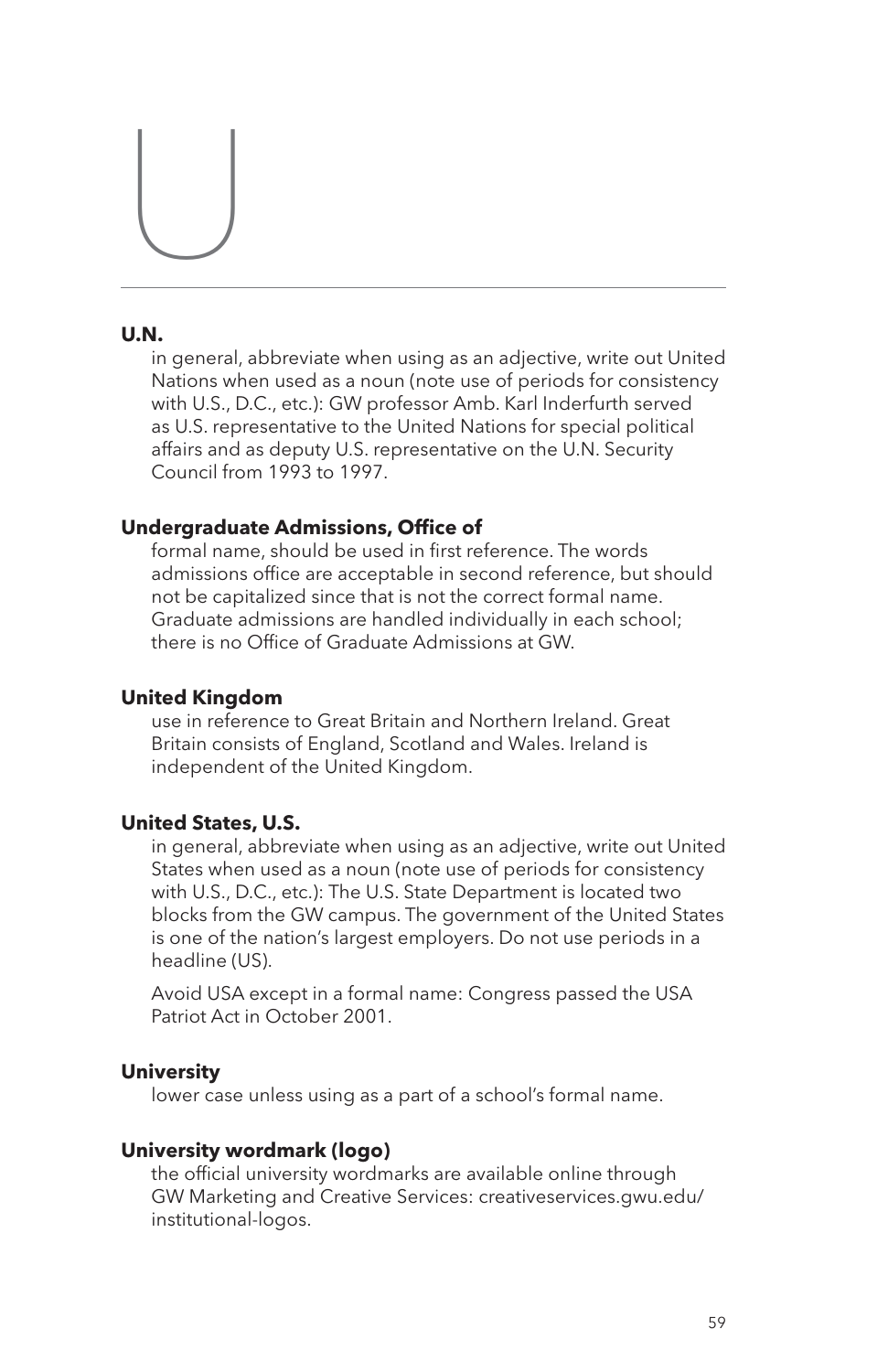# U

**U.N.**

in general, abbreviate when using as an adjective, write out United Nations when used as a noun (note use of periods for consistency with U.S., D.C., etc.): GW professor Amb. Karl Inderfurth served as U.S. representative to the United Nations for special political affairs and as deputy U.S. representative on the U.N. Security Council from 1993 to 1997.

**Undergraduate Admissions, Office of**

formal name, should be used in first reference. The words admissions office are acceptable in second reference, but should not be capitalized since that is not the correct formal name. Graduate admissions are handled individually in each school; there is no Office of Graduate Admissions at GW.

**United Kingdom**

use in reference to Great Britain and Northern Ireland. Great Britain consists of England, Scotland and Wales. Ireland is independent of the United Kingdom.

**United States, U.S.**

in general, abbreviate when using as an adjective, write out United States when used as a noun (note use of periods for consistency with U.S., D.C., etc.): The U.S. State Department is located two blocks from the GW campus. The government of the United States is one of the nation's largest employers. Do not use periods in a headline (US).

Avoid USA except in a formal name: Congress passed the USA Patriot Act in October 2001.

**University**

lower case unless using as a part of a school's formal name.

**University wordmark (logo)**

the official university wordmarks are available online through GW Marketing and Creative Services: creativeservices.gwu.edu/institutional-logos.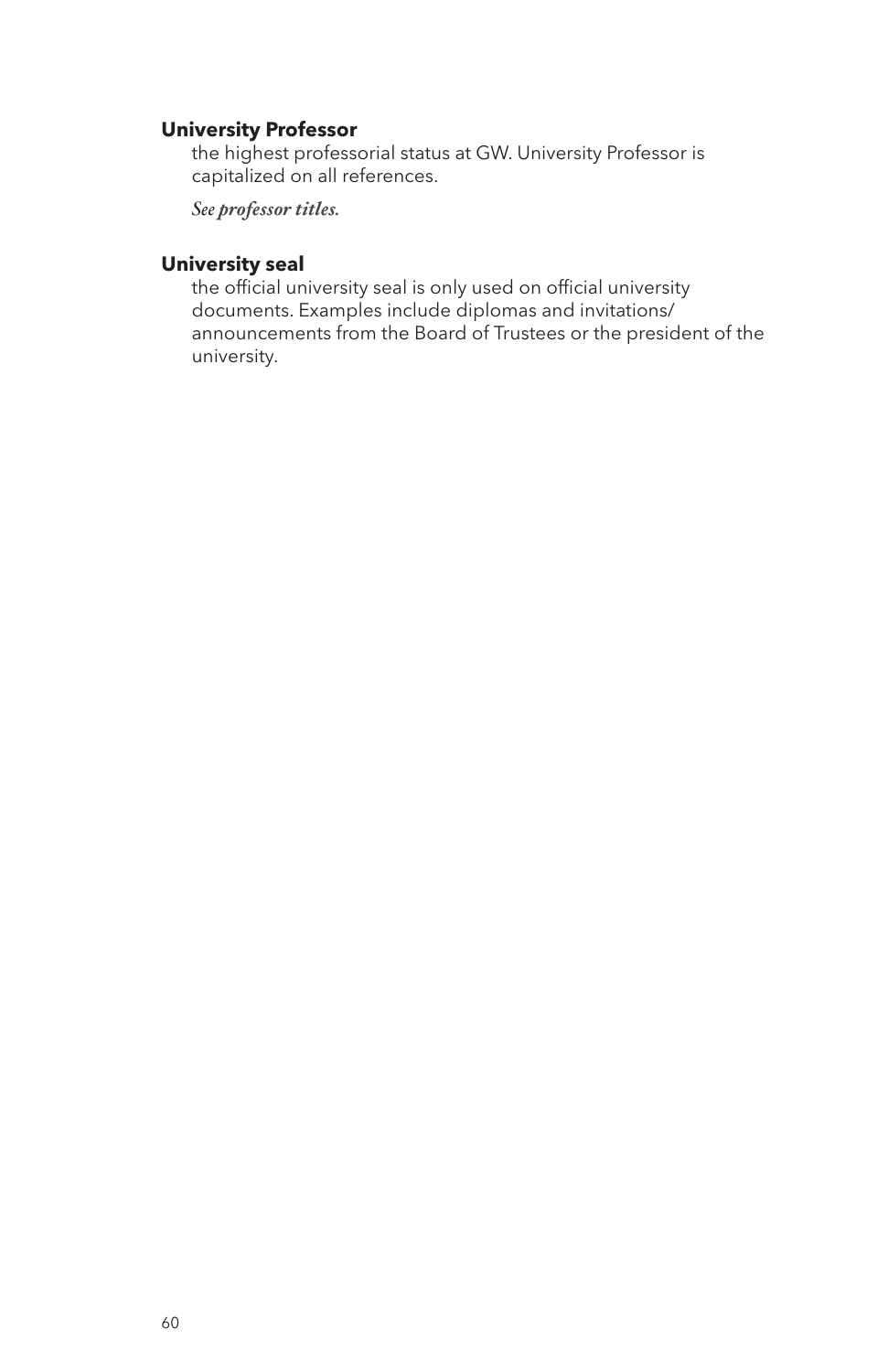**University Professor**

the highest professorial status at GW. University Professor is capitalized on all references.

*See* ***professor titles.***

**University seal**

the official university seal is only used on official university documents. Examples include diplomas and invitations/announcements from the Board of Trustees or the president of the university.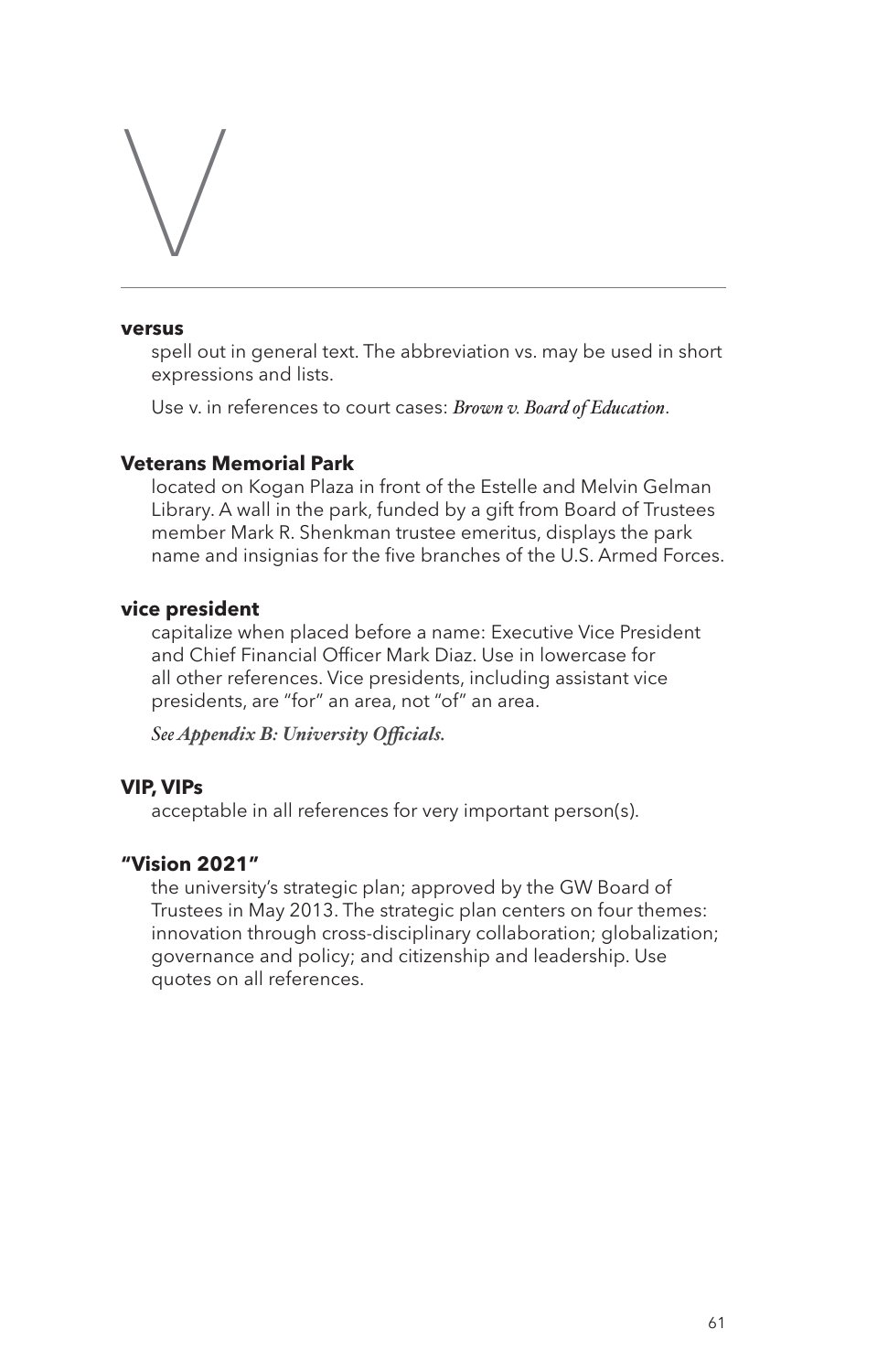# V

**versus**

spell out in general text. The abbreviation vs. may be used in short expressions and lists.

Use v. in references to court cases: ***Brown v. Board of Education***.

**Veterans Memorial Park**

located on Kogan Plaza in front of the Estelle and Melvin Gelman Library. A wall in the park, funded by a gift from Board of Trustees member Mark R. Shenkman trustee emeritus, displays the park name and insignias for the five branches of the U.S. Armed Forces.

**vice president**

capitalize when placed before a name: Executive Vice President and Chief Financial Officer Mark Diaz. Use in lowercase for all other references. Vice presidents, including assistant vice presidents, are "for" an area, not "of" an area.

***See Appendix B: University Officials.***

**VIP, VIPs**

acceptable in all references for very important person(s).

**"Vision 2021"**

the university's strategic plan; approved by the GW Board of Trustees in May 2013. The strategic plan centers on four themes: innovation through cross-disciplinary collaboration; globalization; governance and policy; and citizenship and leadership. Use quotes on all references.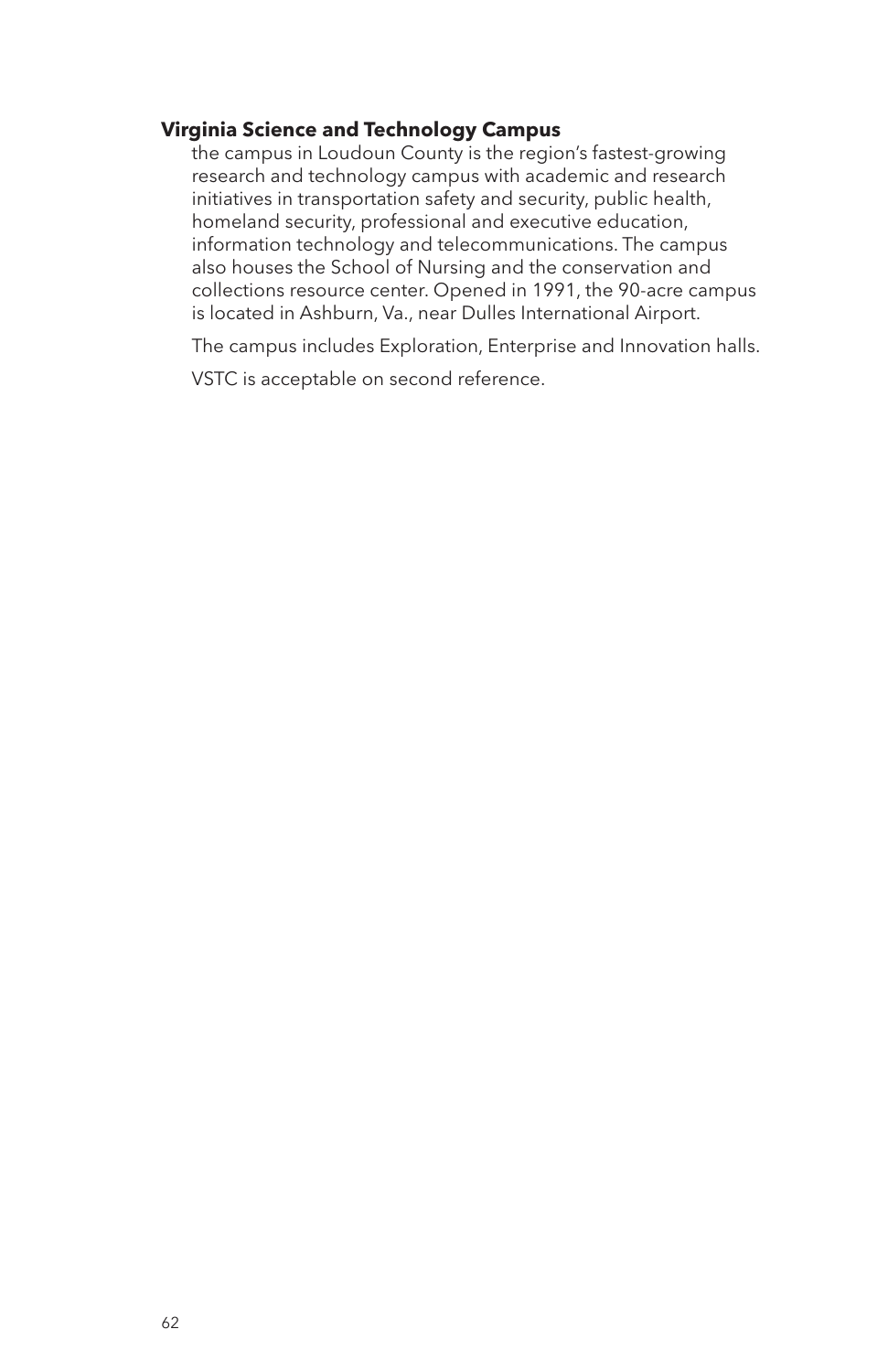**Virginia Science and Technology Campus**

the campus in Loudoun County is the region's fastest-growing research and technology campus with academic and research initiatives in transportation safety and security, public health, homeland security, professional and executive education, information technology and telecommunications. The campus also houses the School of Nursing and the conservation and collections resource center. Opened in 1991, the 90-acre campus is located in Ashburn, Va., near Dulles International Airport.

The campus includes Exploration, Enterprise and Innovation halls.

VSTC is acceptable on second reference.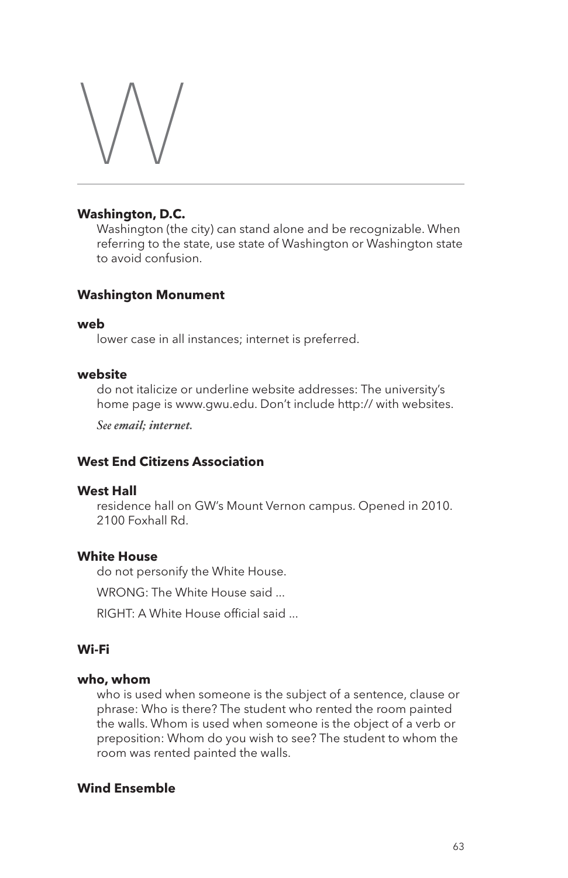# W

**Washington, D.C.**

Washington (the city) can stand alone and be recognizable. When referring to the state, use state of Washington or Washington state to avoid confusion.

**Washington Monument**

**web**

lower case in all instances; internet is preferred.

**website**

do not italicize or underline website addresses: The university's home page is www.gwu.edu. Don't include http:// with websites.

*See email; internet.*

**West End Citizens Association**

**West Hall**

residence hall on GW's Mount Vernon campus. Opened in 2010. 2100 Foxhall Rd.

**White House**

do not personify the White House.

WRONG: The White House said ...

RIGHT: A White House official said ...

**Wi-Fi**

**who, whom**

who is used when someone is the subject of a sentence, clause or phrase: Who is there? The student who rented the room painted the walls. Whom is used when someone is the object of a verb or preposition: Whom do you wish to see? The student to whom the room was rented painted the walls.

**Wind Ensemble**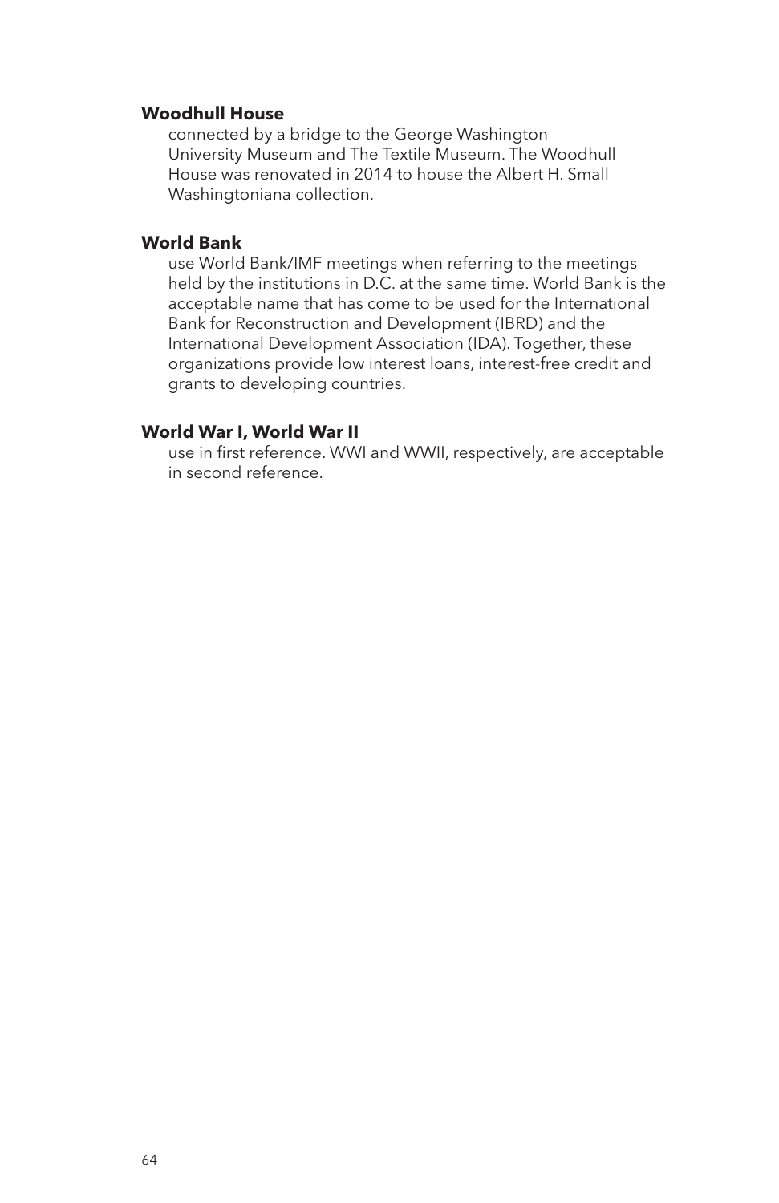**Woodhull House**

connected by a bridge to the George Washington University Museum and The Textile Museum. The Woodhull House was renovated in 2014 to house the Albert H. Small Washingtoniana collection.

**World Bank**

use World Bank/IMF meetings when referring to the meetings held by the institutions in D.C. at the same time. World Bank is the acceptable name that has come to be used for the International Bank for Reconstruction and Development (IBRD) and the International Development Association (IDA). Together, these organizations provide low interest loans, interest-free credit and grants to developing countries.

**World War I, World War II**

use in first reference. WWI and WWII, respectively, are acceptable in second reference.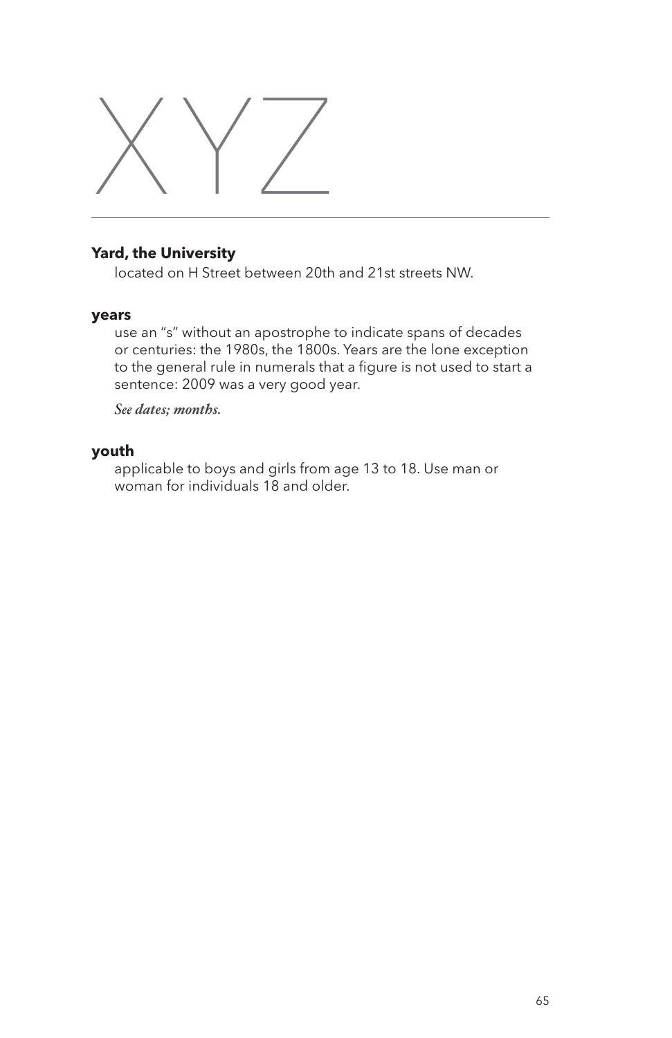# XYZ

---

**Yard, the University**

located on H Street between 20th and 21st streets NW.

**years**

use an "s" without an apostrophe to indicate spans of decades or centuries: the 1980s, the 1800s. Years are the lone exception to the general rule in numerals that a figure is not used to start a sentence: 2009 was a very good year.

*See dates; months.*

**youth**

applicable to boys and girls from age 13 to 18. Use man or woman for individuals 18 and older.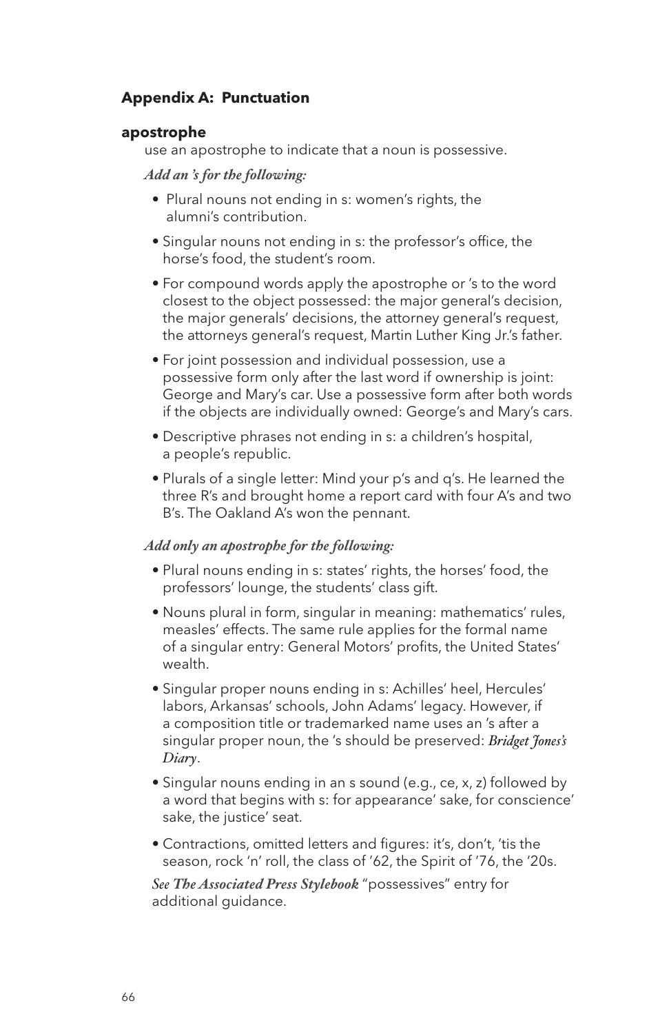## Appendix A: Punctuation

### apostrophe

use an apostrophe to indicate that a noun is possessive.

***Add an 's for the following:***

- Plural nouns not ending in s: women's rights, the alumni's contribution.
- Singular nouns not ending in s: the professor's office, the horse's food, the student's room.
- For compound words apply the apostrophe or 's to the word closest to the object possessed: the major general's decision, the major generals' decisions, the attorney general's request, the attorneys general's request, Martin Luther King Jr.'s father.
- For joint possession and individual possession, use a possessive form only after the last word if ownership is joint: George and Mary's car. Use a possessive form after both words if the objects are individually owned: George's and Mary's cars.
- Descriptive phrases not ending in s: a children's hospital, a people's republic.
- Plurals of a single letter: Mind your p's and q's. He learned the three R's and brought home a report card with four A's and two B's. The Oakland A's won the pennant.

***Add only an apostrophe for the following:***

- Plural nouns ending in s: states' rights, the horses' food, the professors' lounge, the students' class gift.
- Nouns plural in form, singular in meaning: mathematics' rules, measles' effects. The same rule applies for the formal name of a singular entry: General Motors' profits, the United States' wealth.
- Singular proper nouns ending in s: Achilles' heel, Hercules' labors, Arkansas' schools, John Adams' legacy. However, if a composition title or trademarked name uses an 's after a singular proper noun, the 's should be preserved: ***Bridget Jones's Diary***.
- Singular nouns ending in an s sound (e.g., ce, x, z) followed by a word that begins with s: for appearance' sake, for conscience' sake, the justice' seat.
- Contractions, omitted letters and figures: it's, don't, 'tis the season, rock 'n' roll, the class of '62, the Spirit of '76, the '20s.

***See The Associated Press Stylebook*** "possessives" entry for additional guidance.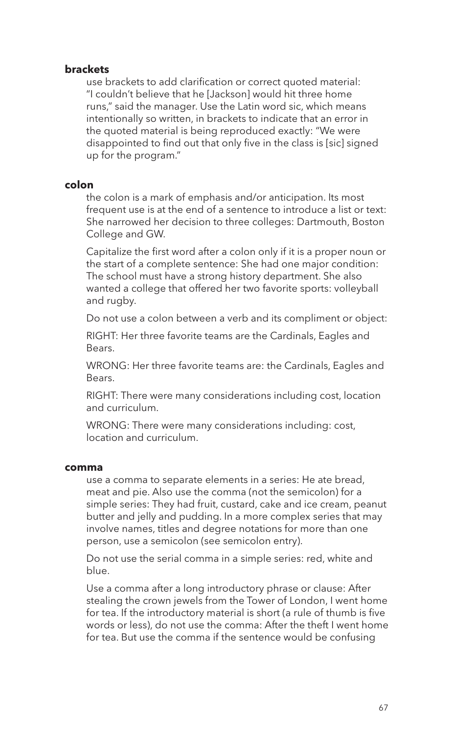**brackets**

use brackets to add clarification or correct quoted material: "I couldn't believe that he [Jackson] would hit three home runs," said the manager. Use the Latin word sic, which means intentionally so written, in brackets to indicate that an error in the quoted material is being reproduced exactly: "We were disappointed to find out that only five in the class is [sic] signed up for the program."

**colon**

the colon is a mark of emphasis and/or anticipation. Its most frequent use is at the end of a sentence to introduce a list or text: She narrowed her decision to three colleges: Dartmouth, Boston College and GW.

Capitalize the first word after a colon only if it is a proper noun or the start of a complete sentence: She had one major condition: The school must have a strong history department. She also wanted a college that offered her two favorite sports: volleyball and rugby.

Do not a colon between a verb and its compliment or object:

RIGHT: Her three favorite teams are the Cardinals, Eagles and Bears.

WRONG: Her three favorite teams are: the Cardinals, Eagles and Bears.

RIGHT: There were many considerations including cost, location and curriculum.

WRONG: There were many considerations including: cost, location and curriculum.

**comma**

use a comma to separate elements in a series: He ate bread, meat and pie. Also use the comma (not the semicolon) for a simple series: They had fruit, custard, cake and ice cream, peanut butter and jelly and pudding. In a more complex series that may involve names, titles and degree notations for more than one person, use a semicolon (see semicolon entry).

Do not use the serial comma in a simple series: red, white and blue.

Use a comma after a long introductory phrase or clause: After stealing the crown jewels from the Tower of London, I went home for tea. If the introductory material is short (a rule of thumb is five words or less), do not use the comma: After the theft I went home for tea. But use the comma if the sentence would be confusing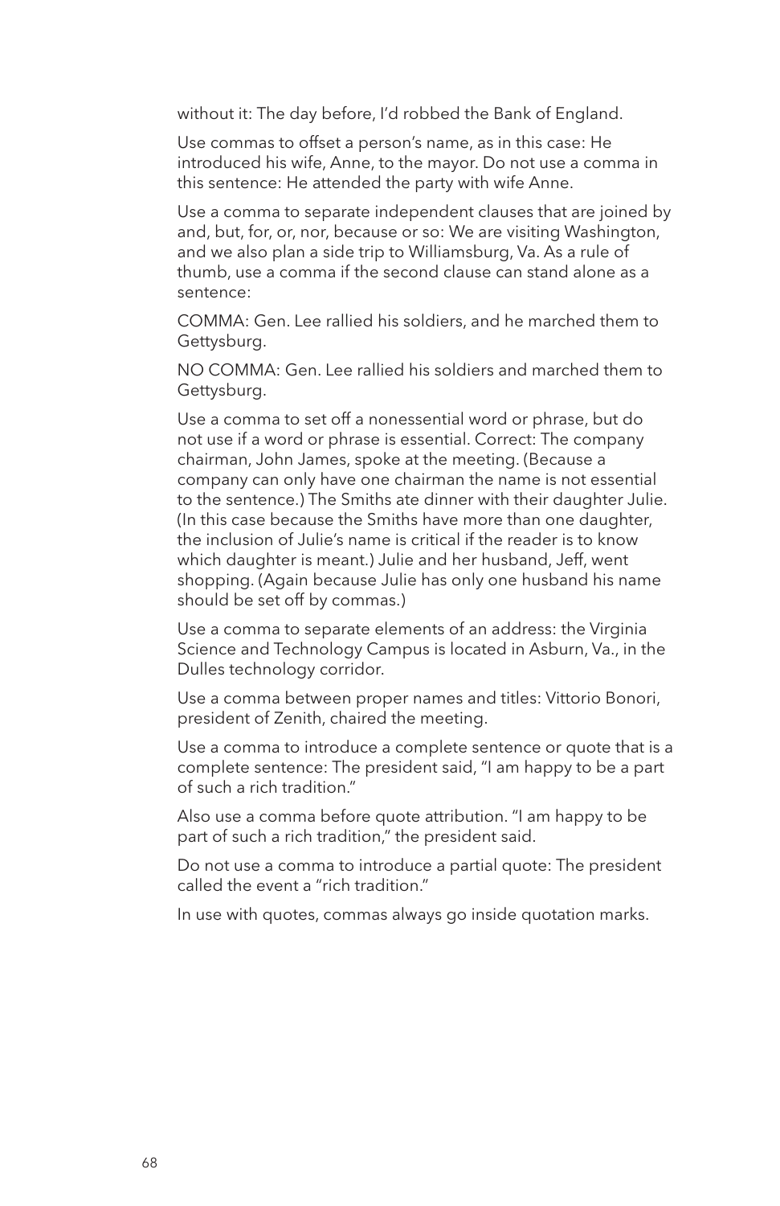without it: The day before, I'd robbed the Bank of England.

Use commas to offset a person's name, as in this case: He introduced his wife, Anne, to the mayor. Do not use a comma in this sentence: He attended the party with wife Anne.

Use a comma to separate independent clauses that are joined by and, but, for, or, nor, because or so: We are visiting Washington, and we also plan a side trip to Williamsburg, Va. As a rule of thumb, use a comma if the second clause can stand alone as a sentence:

COMMA: Gen. Lee rallied his soldiers, and he marched them to Gettysburg.

NO COMMA: Gen. Lee rallied his soldiers and marched them to Gettysburg.

Use a comma to set off a nonessential word or phrase, but do not use if a word or phrase is essential. Correct: The company chairman, John James, spoke at the meeting. (Because a company can only have one chairman the name is not essential to the sentence.) The Smiths ate dinner with their daughter Julie. (In this case because the Smiths have more than one daughter, the inclusion of Julie's name is critical if the reader is to know which daughter is meant.) Julie and her husband, Jeff, went shopping. (Again because Julie has only one husband his name should be set off by commas.)

Use a comma to separate elements of an address: the Virginia Science and Technology Campus is located in Asburn, Va., in the Dulles technology corridor.

Use a comma between proper names and titles: Vittorio Bonori, president of Zenith, chaired the meeting.

Use a comma to introduce a complete sentence or quote that is a complete sentence: The president said, "I am happy to be a part of such a rich tradition."

Also use a comma before quote attribution. "I am happy to be part of such a rich tradition," the president said.

Do not use a comma to introduce a partial quote: The president called the event a "rich tradition."

In use with quotes, commas always go inside quotation marks.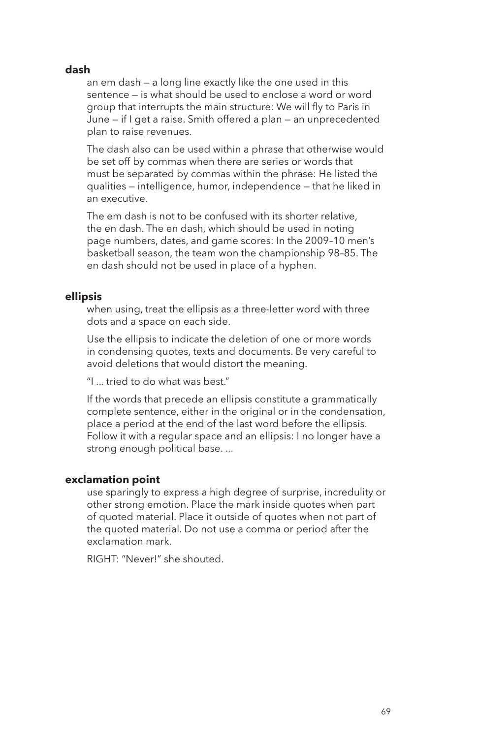**dash**

an em dash — a long line exactly like the one used in this sentence — is what should be used to enclose a word or word group that interrupts the main structure: We will fly to Paris in June — if I get a raise. Smith offered a plan — an unprecedented plan to raise revenues.

The dash also can be used within a phrase that otherwise would be set off by commas when there are series or words that must be separated by commas within the phrase: He listed the qualities — intelligence, humor, independence — that he liked in an executive.

The em dash is not to be confused with its shorter relative, the en dash. The en dash, which should be used in noting page numbers, dates, and game scores: In the 2009–10 men's basketball season, the team won the championship 98–85. The en dash should not be used in place of a hyphen.

**ellipsis**

when using, treat the ellipsis as a three-letter word with three dots and a space on each side.

Use the ellipsis to indicate the deletion of one or more words in condensing quotes, texts and documents. Be very careful to avoid deletions that would distort the meaning.

"I ... tried to do what was best."

If the words that precede an ellipsis constitute a grammatically complete sentence, either in the original or in the condensation, place a period at the end of the last word before the ellipsis. Follow it with a regular space and an ellipsis: I no longer have a strong enough political base. ...

**exclamation point**

use sparingly to express a high degree of surprise, incredulity or other strong emotion. Place the mark inside quotes when part of quoted material. Place it outside of quotes when not part of the quoted material. Do not use a comma or period after the exclamation mark.

RIGHT: "Never!" she shouted.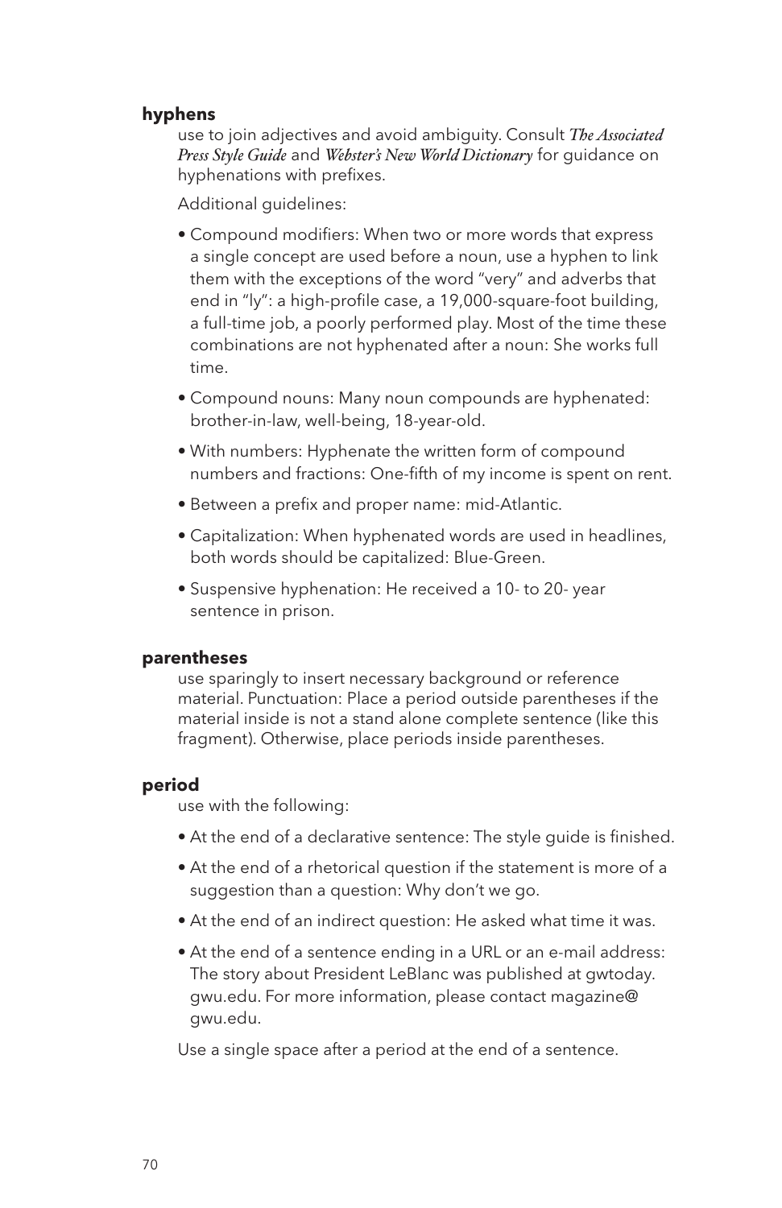**hyphens**

use to join adjectives and avoid ambiguity. Consult *The Associated Press Style Guide* and *Webster's New World Dictionary* for guidance on hyphenations with prefixes.

Additional guidelines:

- Compound modifiers: When two or more words that express a single concept are used before a noun, use a hyphen to link them with the exceptions of the word "very" and adverbs that end in "ly": a high-profile case, a 19,000-square-foot building, a full-time job, a poorly performed play. Most of the time these combinations are not hyphenated after a noun: She works full time.
- Compound nouns: Many noun compounds are hyphenated: brother-in-law, well-being, 18-year-old.
- With numbers: Hyphenate the written form of compound numbers and fractions: One-fifth of my income is spent on rent.
- Between a prefix and proper name: mid-Atlantic.
- Capitalization: When hyphenated words are used in headlines, both words should be capitalized: Blue-Green.
- Suspensive hyphenation: He received a 10- to 20- year sentence in prison.

**parentheses**

use sparingly to insert necessary background or reference material. Punctuation: Place a period outside parentheses if the material inside is not a stand alone complete sentence (like this fragment). Otherwise, place periods inside parentheses.

**period**

use with the following:

- At the end of a declarative sentence: The style guide is finished.
- At the end of a rhetorical question if the statement is more of a suggestion than a question: Why don't we go.
- At the end of an indirect question: He asked what time it was.
- At the end of a sentence ending in a URL or an e-mail address: The story about President LeBlanc was published at gwtoday.gwu.edu. For more information, please contact magazine@gwu.edu.

Use a single space after a period at the end of a sentence.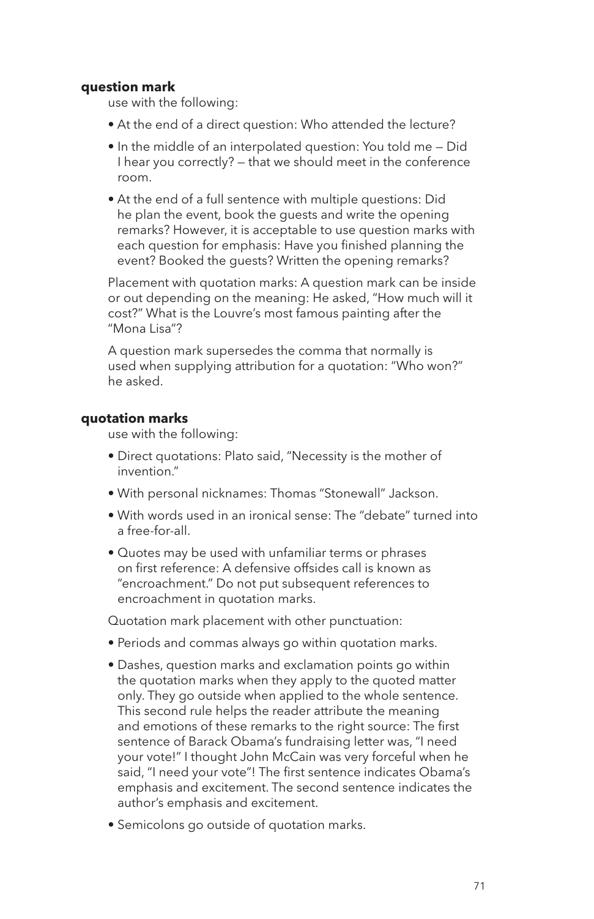**question mark**

use with the following:

- At the end of a direct question: Who attended the lecture?
- In the middle of an interpolated question: You told me — Did I hear you correctly? — that we should meet in the conference room.
- At the end of a full sentence with multiple questions: Did he plan the event, book the guests and write the opening remarks? However, it is acceptable to use question marks with each question for emphasis: Have you finished planning the event? Booked the guests? Written the opening remarks?

Placement with quotation marks: A question mark can be inside or out depending on the meaning: He asked, "How much will it cost?" What is the Louvre's most famous painting after the "Mona Lisa"?

A question mark supersedes the comma that normally is used when supplying attribution for a quotation: "Who won?" he asked.

**quotation marks**

use with the following:

- Direct quotations: Plato said, "Necessity is the mother of invention."
- With personal nicknames: Thomas "Stonewall" Jackson.
- With words used in an ironical sense: The "debate" turned into a free-for-all.
- Quotes may be used with unfamiliar terms or phrases on first reference: A defensive offsides call is known as "encroachment." Do not put subsequent references to encroachment in quotation marks.

Quotation mark placement with other punctuation:

- Periods and commas always go within quotation marks.
- Dashes, question marks and exclamation points go within the quotation marks when they apply to the quoted matter only. They go outside when applied to the whole sentence. This second rule helps the reader attribute the meaning and emotions of these remarks to the right source: The first sentence of Barack Obama's fundraising letter was, "I need your vote!" I thought John McCain was very forceful when he said, "I need your vote"! The first sentence indicates Obama's emphasis and excitement. The second sentence indicates the author's emphasis and excitement.
- Semicolons go outside of quotation marks.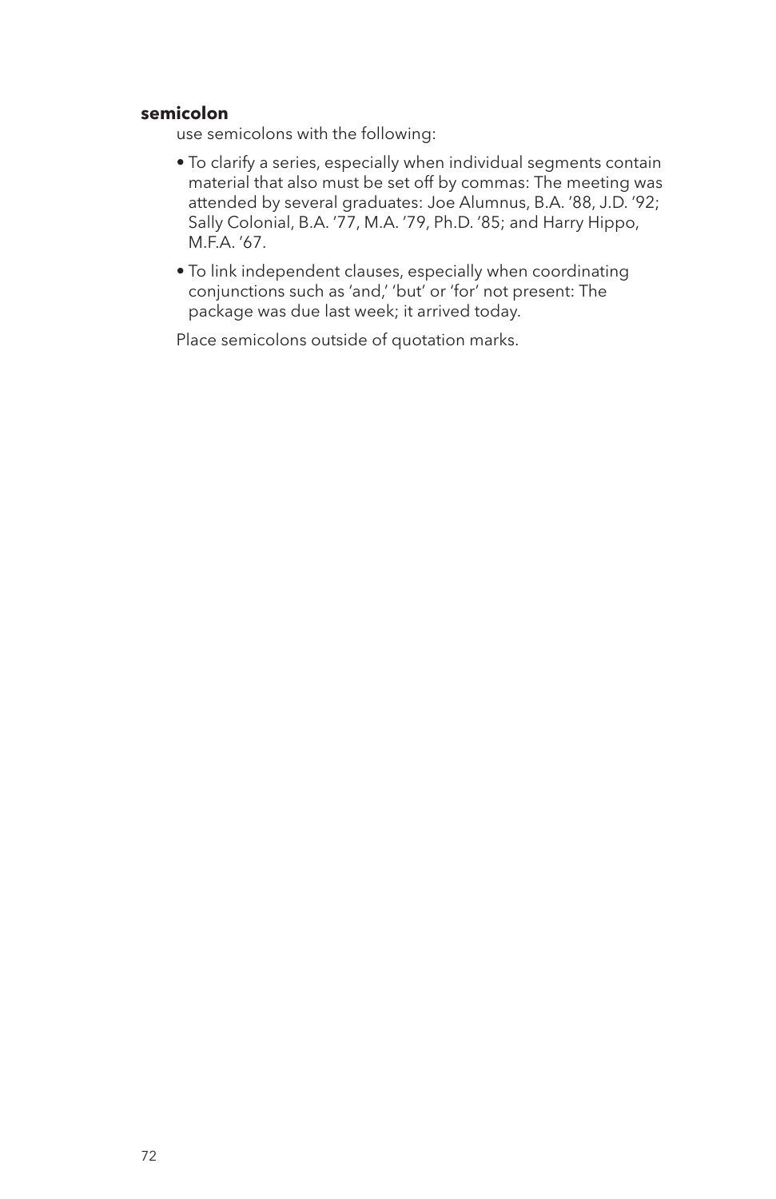**semicolon**

use semicolons with the following:

- To clarify a series, especially when individual segments contain material that also must be set off by commas: The meeting was attended by several graduates: Joe Alumnus, B.A. '88, J.D. '92; Sally Colonial, B.A. '77, M.A. '79, Ph.D. '85; and Harry Hippo, M.F.A. '67.
- To link independent clauses, especially when coordinating conjunctions such as 'and,' 'but' or 'for' not present: The package was due last week; it arrived today.

Place semicolons outside of quotation marks.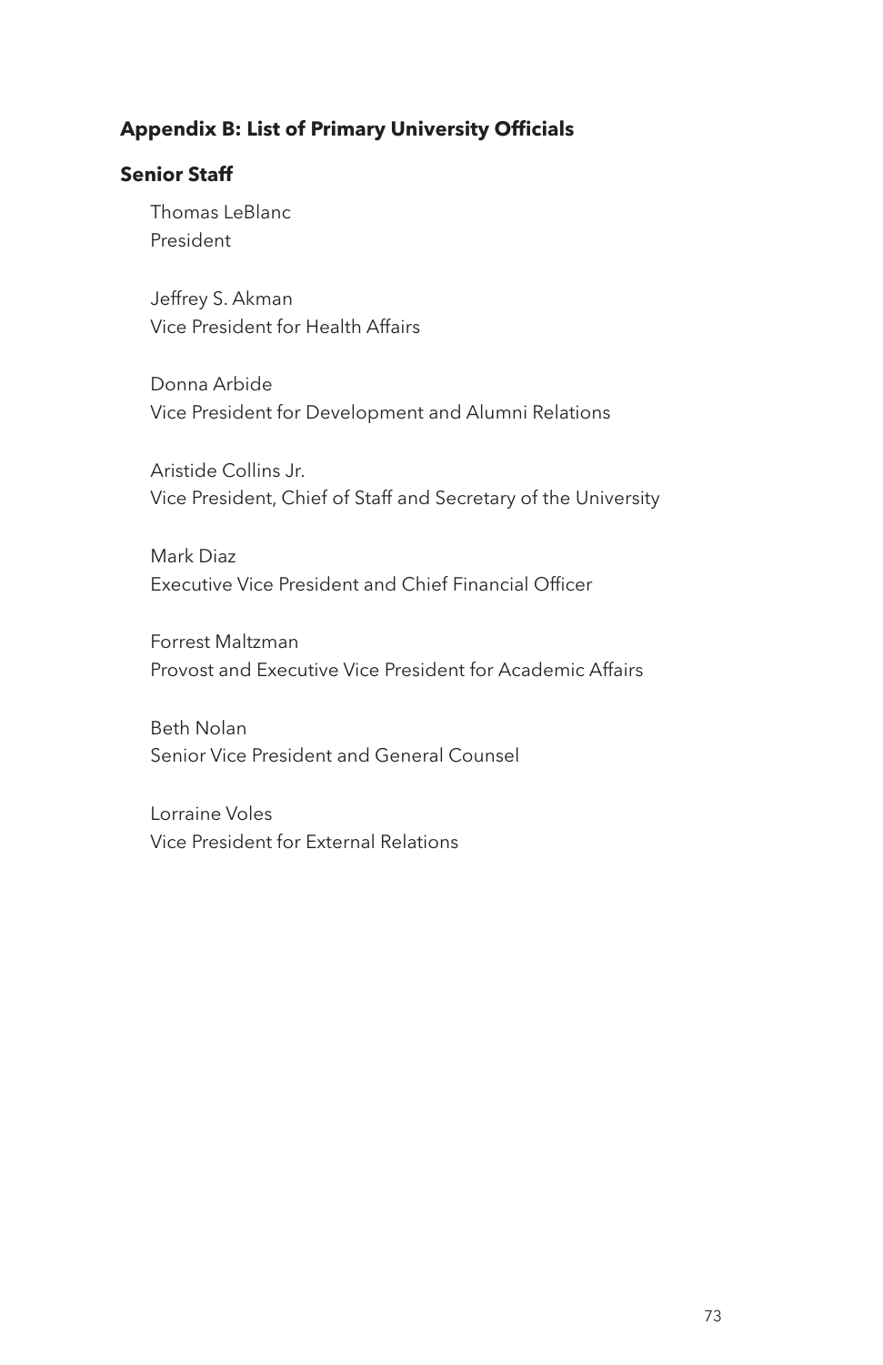## Appendix B: List of Primary University Officials

### Senior Staff

Thomas LeBlanc
President

Jeffrey S. Akman
Vice President for Health Affairs

Donna Arbide
Vice President for Development and Alumni Relations

Aristide Collins Jr.
Vice President, Chief of Staff and Secretary of the University

Mark Diaz
Executive Vice President and Chief Financial Officer

Forrest Maltzman
Provost and Executive Vice President for Academic Affairs

Beth Nolan
Senior Vice President and General Counsel

Lorraine Voles
Vice President for External Relations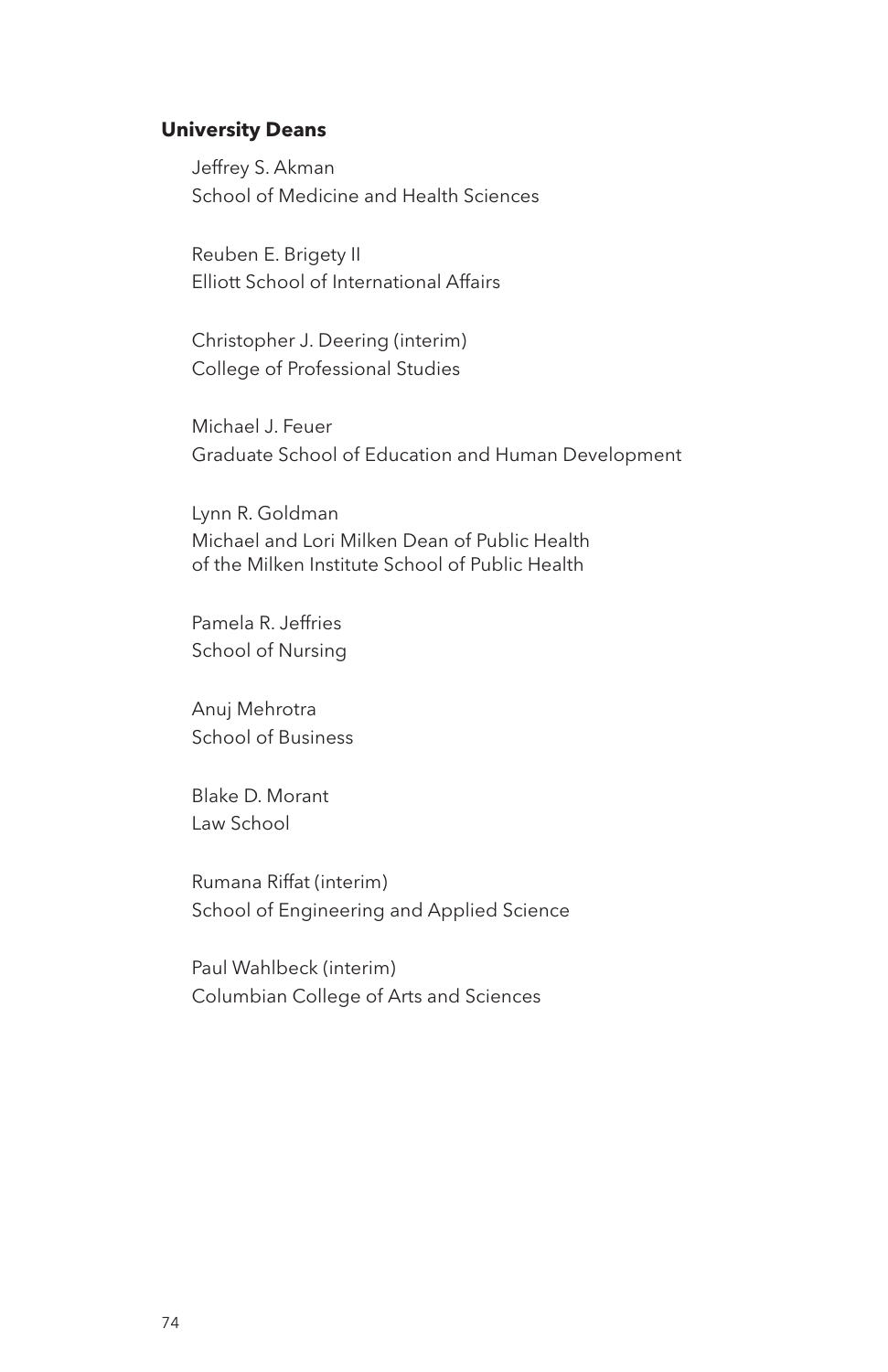**University Deans**

Jeffrey S. Akman
School of Medicine and Health Sciences

Reuben E. Brigety II
Elliott School of International Affairs

Christopher J. Deering (interim)
College of Professional Studies

Michael J. Feuer
Graduate School of Education and Human Development

Lynn R. Goldman
Michael and Lori Milken Dean of Public Health
of the Milken Institute School of Public Health

Pamela R. Jeffries
School of Nursing

Anuj Mehrotra
School of Business

Blake D. Morant
Law School

Rumana Riffat (interim)
School of Engineering and Applied Science

Paul Wahlbeck (interim)
Columbian College of Arts and Sciences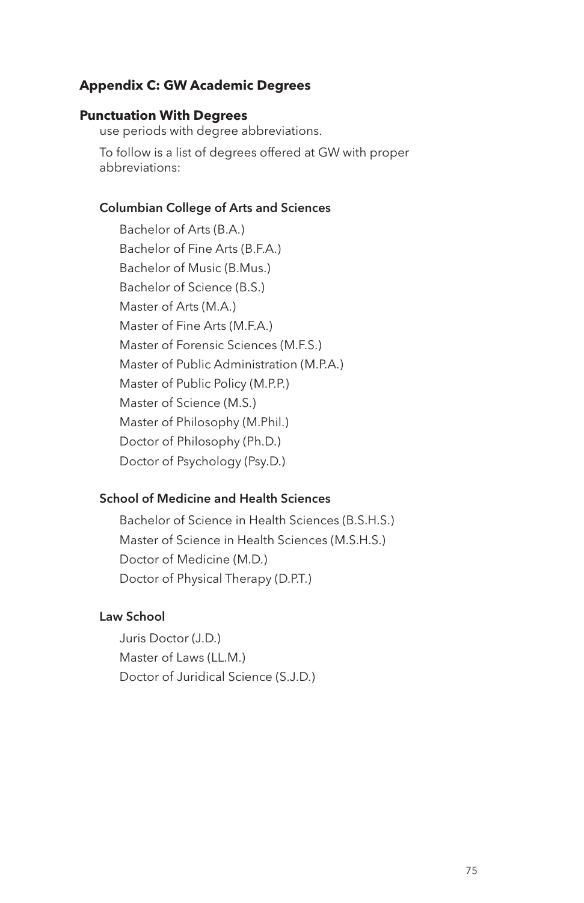## Appendix C: GW Academic Degrees

### Punctuation With Degrees

use periods with degree abbreviations.

To follow is a list of degrees offered at GW with proper abbreviations:

#### Columbian College of Arts and Sciences

- Bachelor of Arts (B.A.)
- Bachelor of Fine Arts (B.F.A.)
- Bachelor of Music (B.Mus.)
- Bachelor of Science (B.S.)
- Master of Arts (M.A.)
- Master of Fine Arts (M.F.A.)
- Master of Forensic Sciences (M.F.S.)
- Master of Public Administration (M.P.A.)
- Master of Public Policy (M.P.P.)
- Master of Science (M.S.)
- Master of Philosophy (M.Phil.)
- Doctor of Philosophy (Ph.D.)
- Doctor of Psychology (Psy.D.)

#### School of Medicine and Health Sciences

- Bachelor of Science in Health Sciences (B.S.H.S.)
- Master of Science in Health Sciences (M.S.H.S.)
- Doctor of Medicine (M.D.)
- Doctor of Physical Therapy (D.P.T.)

#### Law School

- Juris Doctor (J.D.)
- Master of Laws (LL.M.)
- Doctor of Juridical Science (S.J.D.)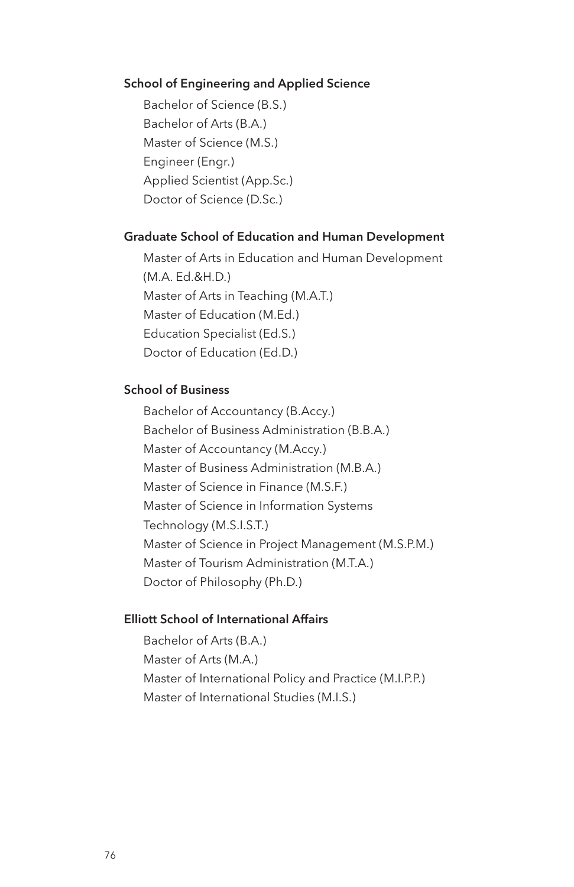### School of Engineering and Applied Science

Bachelor of Science (B.S.)
Bachelor of Arts (B.A.)
Master of Science (M.S.)
Engineer (Engr.)
Applied Scientist (App.Sc.)
Doctor of Science (D.Sc.)

### Graduate School of Education and Human Development

Master of Arts in Education and Human Development (M.A. Ed.&H.D.)
Master of Arts in Teaching (M.A.T.)
Master of Education (M.Ed.)
Education Specialist (Ed.S.)
Doctor of Education (Ed.D.)

### School of Business

Bachelor of Accountancy (B.Accy.)
Bachelor of Business Administration (B.B.A.)
Master of Accountancy (M.Accy.)
Master of Business Administration (M.B.A.)
Master of Science in Finance (M.S.F.)
Master of Science in Information Systems Technology (M.S.I.S.T.)
Master of Science in Project Management (M.S.P.M.)
Master of Tourism Administration (M.T.A.)
Doctor of Philosophy (Ph.D.)

### Elliott School of International Affairs

Bachelor of Arts (B.A.)
Master of Arts (M.A.)
Master of International Policy and Practice (M.I.P.P.)
Master of International Studies (M.I.S.)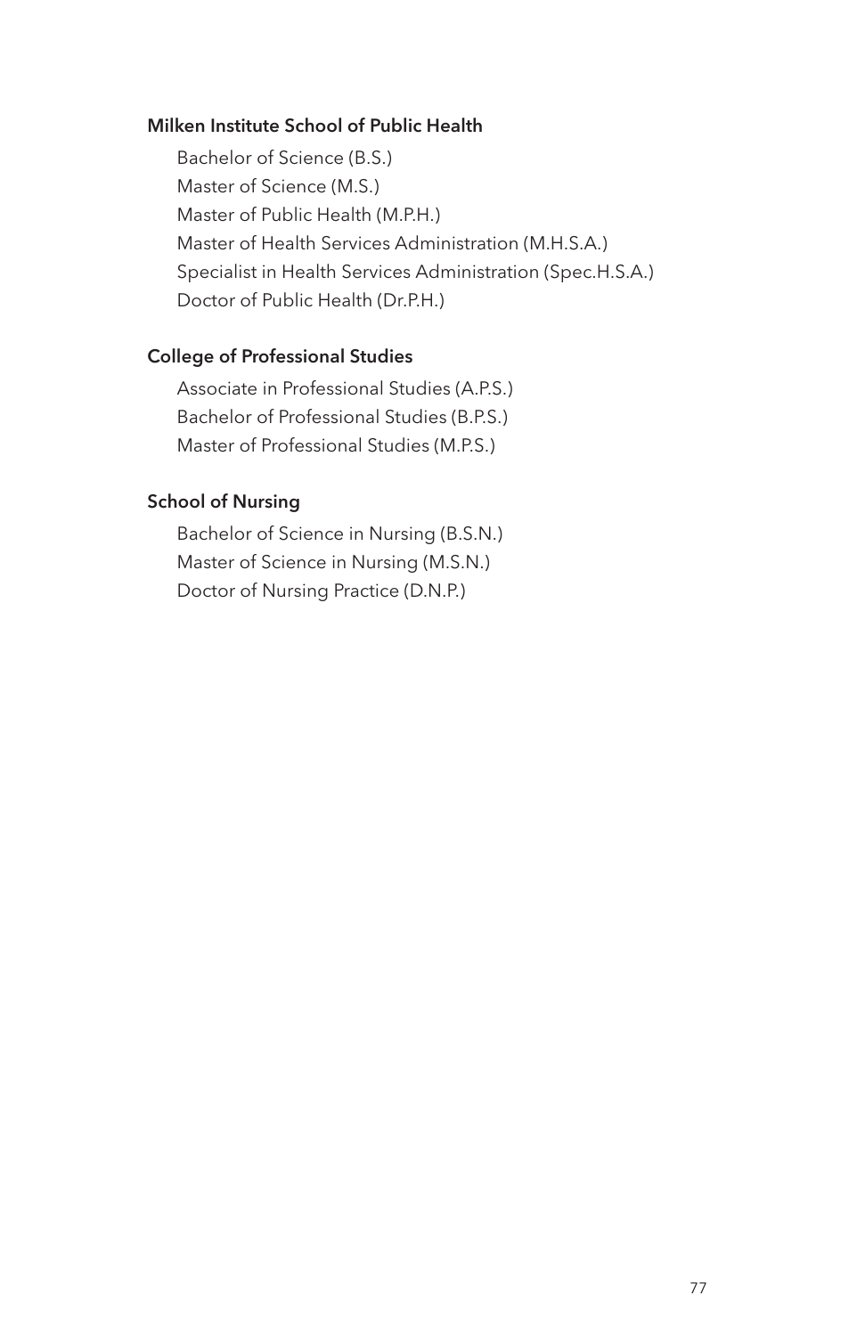**Milken Institute School of Public Health**

Bachelor of Science (B.S.)
Master of Science (M.S.)
Master of Public Health (M.P.H.)
Master of Health Services Administration (M.H.S.A.)
Specialist in Health Services Administration (Spec.H.S.A.)
Doctor of Public Health (Dr.P.H.)

**College of Professional Studies**

Associate in Professional Studies (A.P.S.)
Bachelor of Professional Studies (B.P.S.)
Master of Professional Studies (M.P.S.)

**School of Nursing**

Bachelor of Science in Nursing (B.S.N.)
Master of Science in Nursing (M.S.N.)
Doctor of Nursing Practice (D.N.P.)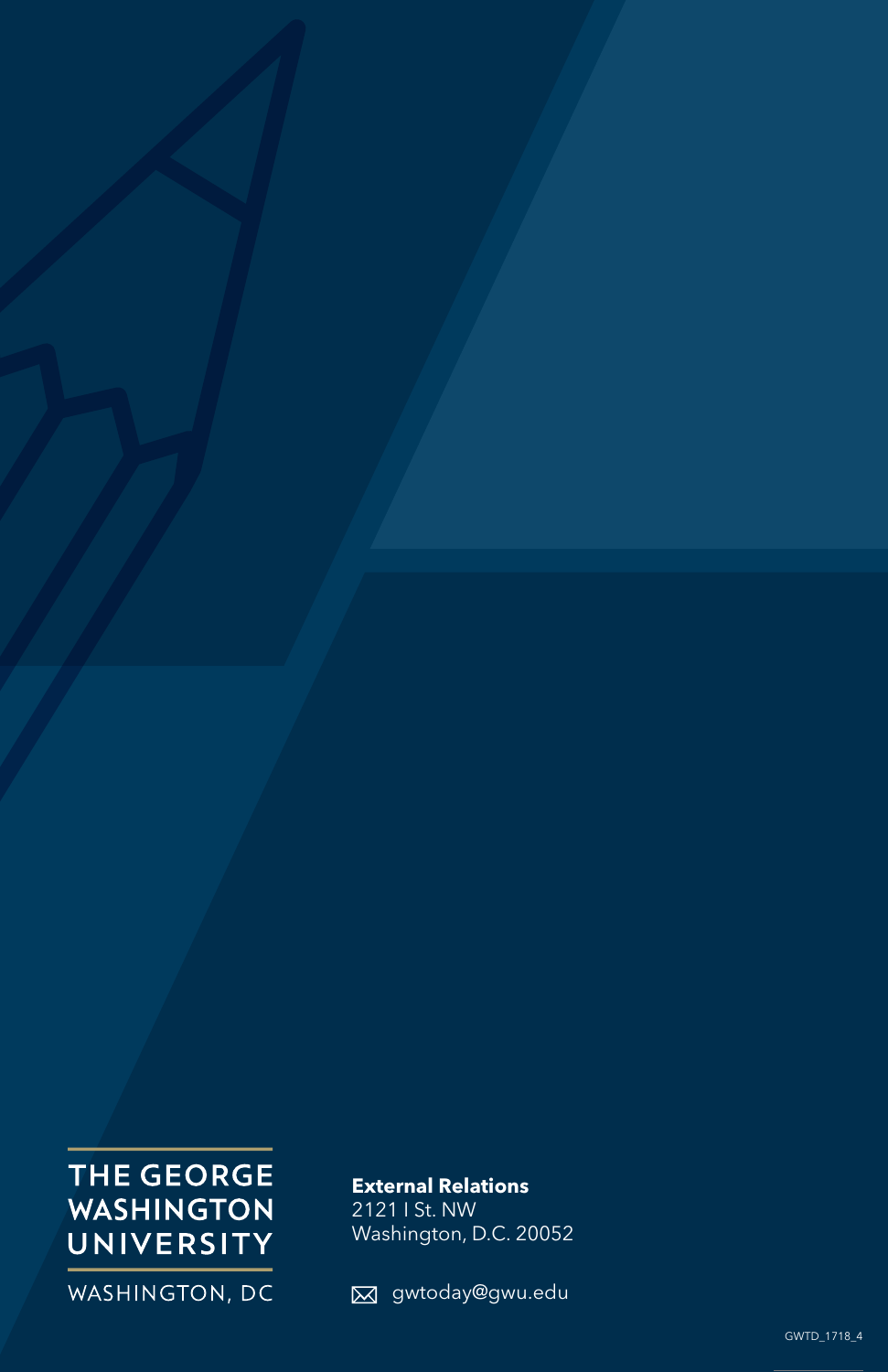THE GEORGE WASHINGTON UNIVERSITY

WASHINGTON, DC

**External Relations**
2121 I St. NW
Washington, D.C. 20052

gwtoday@gwu.edu

GWTD_1718_4